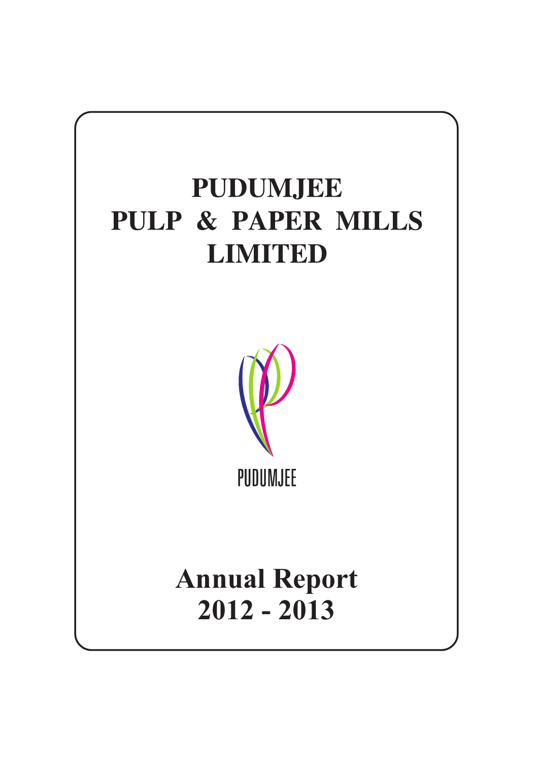# PUDUMJEE PULP & PAPER MILLS LIMITED

PUDUMJEE

# Annual Report 2012 - 2013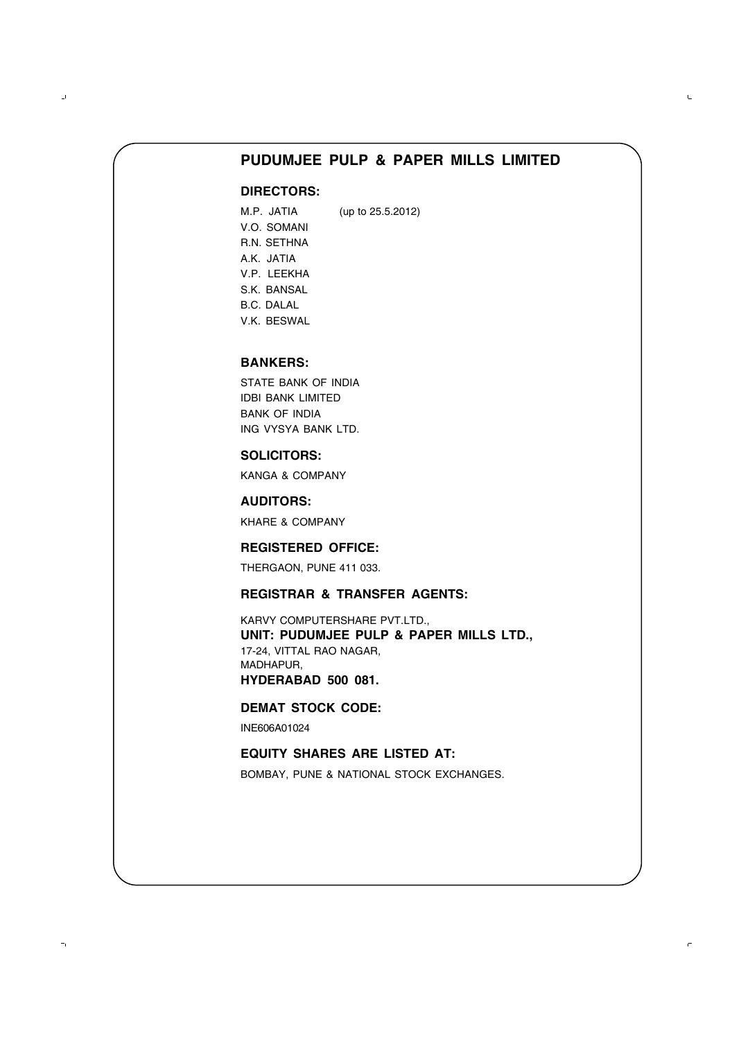# PUDUMJEE PULP & PAPER MILLS LIMITED

## DIRECTORS:

M.P. JATIA (up to 25.5.2012)
V.O. SOMANI
R.N. SETHNA
A.K. JATIA
V.P. LEEKHA
S.K. BANSAL
B.C. DALAL
V.K. BESWAL

## BANKERS:

STATE BANK OF INDIA
IDBI BANK LIMITED
BANK OF INDIA
ING VYSYA BANK LTD.

## SOLICITORS:

KANGA & COMPANY

## AUDITORS:

KHARE & COMPANY

## REGISTERED OFFICE:

THERGAON, PUNE 411 033.

## REGISTRAR & TRANSFER AGENTS:

KARVY COMPUTERSHARE PVT.LTD.,
**UNIT: PUDUMJEE PULP & PAPER MILLS LTD.,**
17-24, VITTAL RAO NAGAR,
MADHAPUR,
**HYDERABAD 500 081.**

## DEMAT STOCK CODE:

INE606A01024

## EQUITY SHARES ARE LISTED AT:

BOMBAY, PUNE & NATIONAL STOCK EXCHANGES.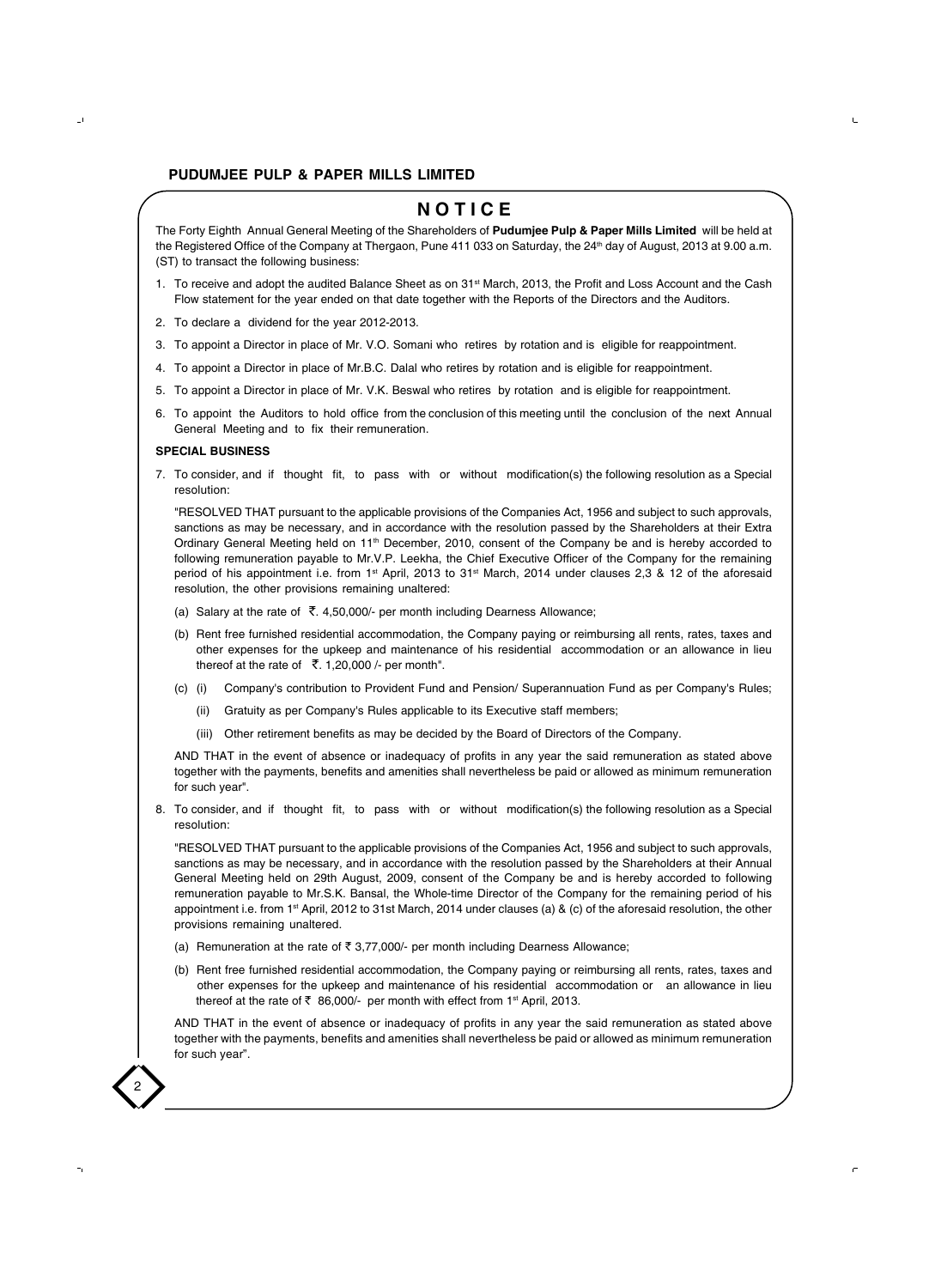# NOTICE

The Forty Eighth Annual General Meeting of the Shareholders of **Pudumjee Pulp & Paper Mills Limited** will be held at the Registered Office of the Company at Thergaon, Pune 411 033 on Saturday, the 24th day of August, 2013 at 9.00 a.m. (ST) to transact the following business:

1. To receive and adopt the audited Balance Sheet as on 31st March, 2013, the Profit and Loss Account and the Cash Flow statement for the year ended on that date together with the Reports of the Directors and the Auditors.
2. To declare a dividend for the year 2012-2013.
3. To appoint a Director in place of Mr. V.O. Somani who retires by rotation and is eligible for reappointment.
4. To appoint a Director in place of Mr.B.C. Dalal who retires by rotation and is eligible for reappointment.
5. To appoint a Director in place of Mr. V.K. Beswal who retires by rotation and is eligible for reappointment.
6. To appoint the Auditors to hold office from the conclusion of this meeting until the conclusion of the next Annual General Meeting and to fix their remuneration.

**SPECIAL BUSINESS**

7. To consider, and if thought fit, to pass with or without modification(s) the following resolution as a Special resolution:

   "RESOLVED THAT pursuant to the applicable provisions of the Companies Act, 1956 and subject to such approvals, sanctions as may be necessary, and in accordance with the resolution passed by the Shareholders at their Extra Ordinary General Meeting held on 11th December, 2010, consent of the Company be and is hereby accorded to following remuneration payable to Mr.V.P. Leekha, the Chief Executive Officer of the Company for the remaining period of his appointment i.e. from 1st April, 2013 to 31st March, 2014 under clauses 2,3 & 12 of the aforesaid resolution, the other provisions remaining unaltered:

   (a) Salary at the rate of ₹. 4,50,000/- per month including Dearness Allowance;

   (b) Rent free furnished residential accommodation, the Company paying or reimbursing all rents, rates, taxes and other expenses for the upkeep and maintenance of his residential accommodation or an allowance in lieu thereof at the rate of ₹. 1,20,000 /- per month".

   (c) (i) Company's contribution to Provident Fund and Pension/ Superannuation Fund as per Company's Rules;

   (ii) Gratuity as per Company's Rules applicable to its Executive staff members;

   (iii) Other retirement benefits as may be decided by the Board of Directors of the Company.

   AND THAT in the event of absence or inadequacy of profits in any year the said remuneration as stated above together with the payments, benefits and amenities shall nevertheless be paid or allowed as minimum remuneration for such year".

8. To consider, and if thought fit, to pass with or without modification(s) the following resolution as a Special resolution:

   "RESOLVED THAT pursuant to the applicable provisions of the Companies Act, 1956 and subject to such approvals, sanctions as may be necessary, and in accordance with the resolution passed by the Shareholders at their Annual General Meeting held on 29th August, 2009, consent of the Company be and is hereby accorded to following remuneration payable to Mr.S.K. Bansal, the Whole-time Director of the Company for the remaining period of his appointment i.e. from 1st April, 2012 to 31st March, 2014 under clauses (a) & (c) of the aforesaid resolution, the other provisions remaining unaltered.

   (a) Remuneration at the rate of ₹ 3,77,000/- per month including Dearness Allowance;

   (b) Rent free furnished residential accommodation, the Company paying or reimbursing all rents, rates, taxes and other expenses for the upkeep and maintenance of his residential accommodation or an allowance in lieu thereof at the rate of ₹ 86,000/- per month with effect from 1st April, 2013.

   AND THAT in the event of absence or inadequacy of profits in any year the said remuneration as stated above together with the payments, benefits and amenities shall nevertheless be paid or allowed as minimum remuneration for such year".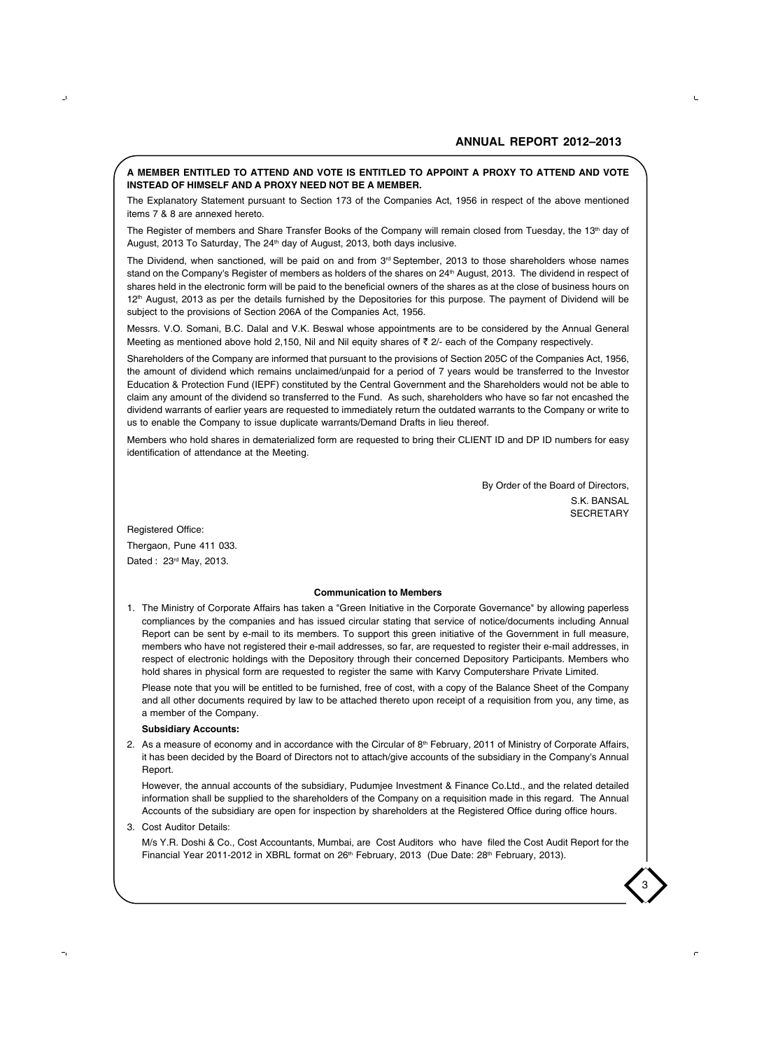**A MEMBER ENTITLED TO ATTEND AND VOTE IS ENTITLED TO APPOINT A PROXY TO ATTEND AND VOTE INSTEAD OF HIMSELF AND A PROXY NEED NOT BE A MEMBER.**

The Explanatory Statement pursuant to Section 173 of the Companies Act, 1956 in respect of the above mentioned items 7 & 8 are annexed hereto.

The Register of members and Share Transfer Books of the Company will remain closed from Tuesday, the 13th day of August, 2013 To Saturday, The 24th day of August, 2013, both days inclusive.

The Dividend, when sanctioned, will be paid on and from 3rd September, 2013 to those shareholders whose names stand on the Company's Register of members as holders of the shares on 24th August, 2013. The dividend in respect of shares held in the electronic form will be paid to the beneficial owners of the shares as at the close of business hours on 12th August, 2013 as per the details furnished by the Depositories for this purpose. The payment of Dividend will be subject to the provisions of Section 206A of the Companies Act, 1956.

Messrs. V.O. Somani, B.C. Dalal and V.K. Beswal whose appointments are to be considered by the Annual General Meeting as mentioned above hold 2,150, Nil and Nil equity shares of ₹ 2/- each of the Company respectively.

Shareholders of the Company are informed that pursuant to the provisions of Section 205C of the Companies Act, 1956, the amount of dividend which remains unclaimed/unpaid for a period of 7 years would be transferred to the Investor Education & Protection Fund (IEPF) constituted by the Central Government and the Shareholders would not be able to claim any amount of the dividend so transferred to the Fund. As such, shareholders who have so far not encashed the dividend warrants of earlier years are requested to immediately return the outdated warrants to the Company or write to us to enable the Company to issue duplicate warrants/Demand Drafts in lieu thereof.

Members who hold shares in dematerialized form are requested to bring their CLIENT ID and DP ID numbers for easy identification of attendance at the Meeting.

By Order of the Board of Directors,
S.K. BANSAL
SECRETARY

Registered Office:
Thergaon, Pune 411 033.
Dated : 23rd May, 2013.

**Communication to Members**

1. The Ministry of Corporate Affairs has taken a "Green Initiative in the Corporate Governance" by allowing paperless compliances by the companies and has issued circular stating that service of notice/documents including Annual Report can be sent by e-mail to its members. To support this green initiative of the Government in full measure, members who have not registered their e-mail addresses, so far, are requested to register their e-mail addresses, in respect of electronic holdings with the Depository through their concerned Depository Participants. Members who hold shares in physical form are requested to register the same with Karvy Computershare Private Limited.

   Please note that you will be entitled to be furnished, free of cost, with a copy of the Balance Sheet of the Company and all other documents required by law to be attached thereto upon receipt of a requisition from you, any time, as a member of the Company.

   **Subsidiary Accounts:**

2. As a measure of economy and in accordance with the Circular of 8th February, 2011 of Ministry of Corporate Affairs, it has been decided by the Board of Directors not to attach/give accounts of the subsidiary in the Company's Annual Report.

   However, the annual accounts of the subsidiary, Pudumjee Investment & Finance Co.Ltd., and the related detailed information shall be supplied to the shareholders of the Company on a requisition made in this regard. The Annual Accounts of the subsidiary are open for inspection by shareholders at the Registered Office during office hours.

3. Cost Auditor Details:

   M/s Y.R. Doshi & Co., Cost Accountants, Mumbai, are Cost Auditors who have filed the Cost Audit Report for the Financial Year 2011-2012 in XBRL format on 26th February, 2013 (Due Date: 28th February, 2013).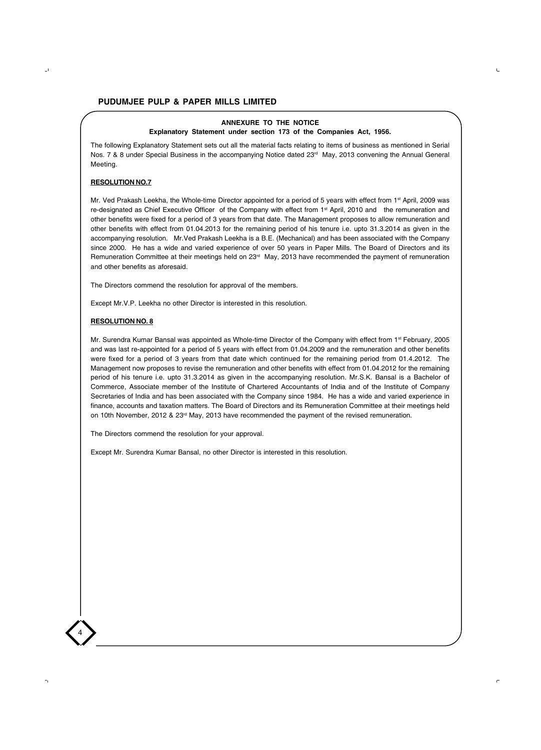## ANNEXURE TO THE NOTICE

### Explanatory Statement under section 173 of the Companies Act, 1956.

The following Explanatory Statement sets out all the material facts relating to items of business as mentioned in Serial Nos. 7 & 8 under Special Business in the accompanying Notice dated 23rd May, 2013 convening the Annual General Meeting.

**RESOLUTION NO.7**

Mr. Ved Prakash Leekha, the Whole-time Director appointed for a period of 5 years with effect from 1st April, 2009 was re-designated as Chief Executive Officer of the Company with effect from 1st April, 2010 and the remuneration and other benefits were fixed for a period of 3 years from that date. The Management proposes to allow remuneration and other benefits with effect from 01.04.2013 for the remaining period of his tenure i.e. upto 31.3.2014 as given in the accompanying resolution. Mr.Ved Prakash Leekha is a B.E. (Mechanical) and has been associated with the Company since 2000. He has a wide and varied experience of over 50 years in Paper Mills. The Board of Directors and its Remuneration Committee at their meetings held on 23rd May, 2013 have recommended the payment of remuneration and other benefits as aforesaid.

The Directors commend the resolution for approval of the members.

Except Mr.V.P. Leekha no other Director is interested in this resolution.

**RESOLUTION NO. 8**

Mr. Surendra Kumar Bansal was appointed as Whole-time Director of the Company with effect from 1st February, 2005 and was last re-appointed for a period of 5 years with effect from 01.04.2009 and the remuneration and other benefits were fixed for a period of 3 years from that date which continued for the remaining period from 01.4.2012. The Management now proposes to revise the remuneration and other benefits with effect from 01.04.2012 for the remaining period of his tenure i.e. upto 31.3.2014 as given in the accompanying resolution. Mr.S.K. Bansal is a Bachelor of Commerce, Associate member of the Institute of Chartered Accountants of India and of the Institute of Company Secretaries of India and has been associated with the Company since 1984. He has a wide and varied experience in finance, accounts and taxation matters. The Board of Directors and its Remuneration Committee at their meetings held on 10th November, 2012 & 23rd May, 2013 have recommended the payment of the revised remuneration.

The Directors commend the resolution for your approval.

Except Mr. Surendra Kumar Bansal, no other Director is interested in this resolution.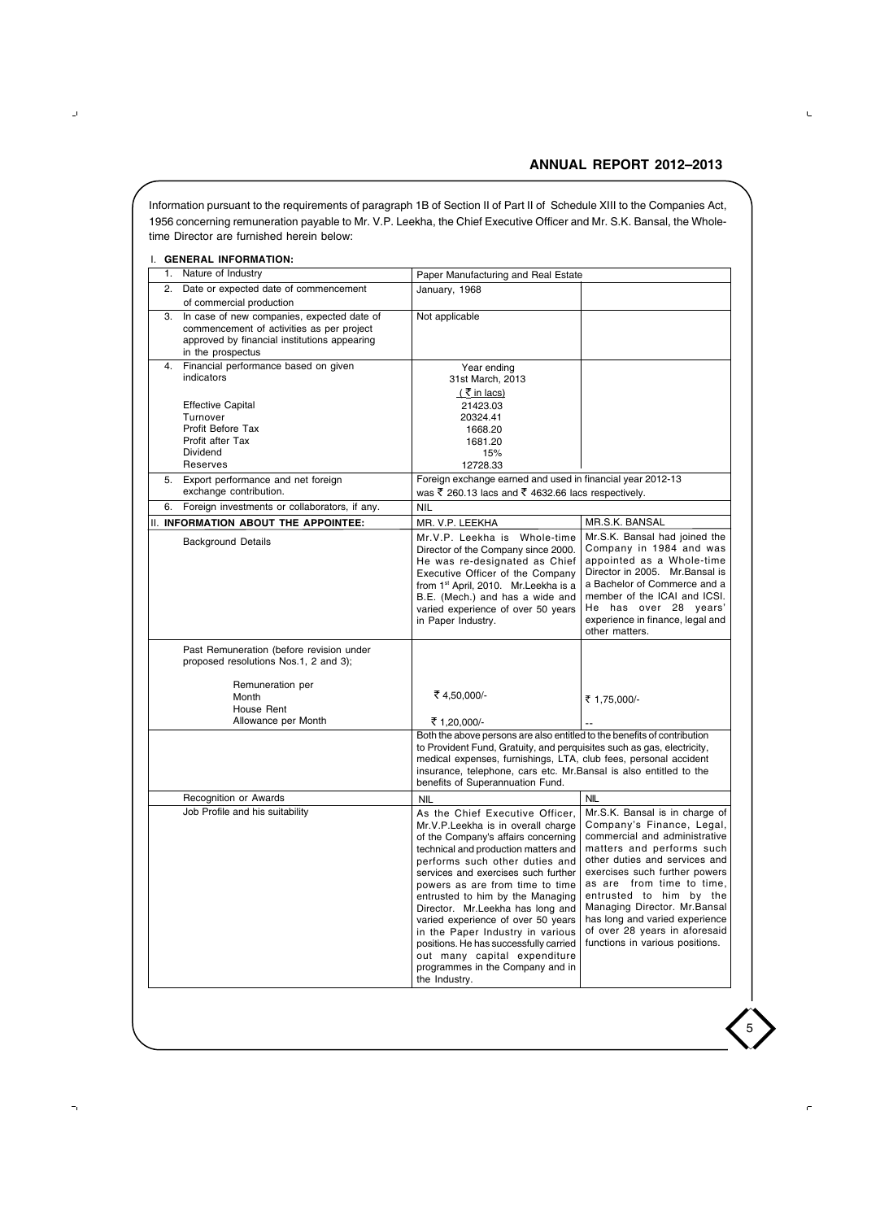Information pursuant to the requirements of paragraph 1B of Section II of Part II of Schedule XIII to the Companies Act, 1956 concerning remuneration payable to Mr. V.P. Leekha, the Chief Executive Officer and Mr. S.K. Bansal, the Whole-time Director are furnished herein below:

I. **GENERAL INFORMATION:**

| | | |
|---|---|---|
| 1. Nature of Industry | Paper Manufacturing and Real Estate | |
| 2. Date or expected date of commencement of commercial production | January, 1968 | |
| 3. In case of new companies, expected date of commencement of activities as per project approved by financial institutions appearing in the prospectus | Not applicable | |
| 4. Financial performance based on given indicators<br>Effective Capital<br>Turnover<br>Profit Before Tax<br>Profit after Tax<br>Dividend<br>Reserves | Year ending 31st March, 2013<br>(₹ in lacs)<br>21423.03<br>20324.41<br>1668.20<br>1681.20<br>15%<br>12728.33 | |
| 5. Export performance and net foreign exchange contribution. | Foreign exchange earned and used in financial year 2012-13 was ₹ 260.13 lacs and ₹ 4632.66 lacs respectively. | |
| 6. Foreign investments or collaborators, if any. | NIL | |
| II. **INFORMATION ABOUT THE APPOINTEE:** | MR. V.P. LEEKHA | MR.S.K. BANSAL |
| Background Details | Mr.V.P. Leekha is Whole-time Director of the Company since 2000. He was re-designated as Chief Executive Officer of the Company from 1st April, 2010. Mr.Leekha is a B.E. (Mech.) and has a wide and varied experience of over 50 years in Paper Industry. | Mr.S.K. Bansal had joined the Company in 1984 and was appointed as a Whole-time Director in 2005. Mr.Bansal is a Bachelor of Commerce and a member of the ICAI and ICSI. He has over 28 years' experience in finance, legal and other matters. |
| Past Remuneration (before revision under proposed resolutions Nos.1, 2 and 3);<br>Remuneration per Month<br>House Rent Allowance per Month | <br>₹ 4,50,000/-<br>₹ 1,20,000/- | <br>₹ 1,75,000/-<br>-- |
| | Both the above persons are also entitled to the benefits of contribution to Provident Fund, Gratuity, and perquisites such as gas, electricity, medical expenses, furnishings, LTA, club fees, personal accident insurance, telephone, cars etc. Mr.Bansal is also entitled to the benefits of Superannuation Fund. | |
| Recognition or Awards | NIL | NIL |
| Job Profile and his suitability | As the Chief Executive Officer, Mr.V.P.Leekha is in overall charge of the Company's affairs concerning technical and production matters and performs such other duties and services and exercises such further powers as are from time to time entrusted to him by the Managing Director. Mr.Leekha has long and varied experience of over 50 years in the Paper Industry in various positions. He has successfully carried out many capital expenditure programmes in the Company and in the Industry. | Mr.S.K. Bansal is in charge of Company's Finance, Legal, commercial and administrative matters and performs such other duties and services and exercises such further powers as are from time to time, entrusted to him by the Managing Director. Mr.Bansal has long and varied experience of over 28 years in aforesaid functions in various positions. |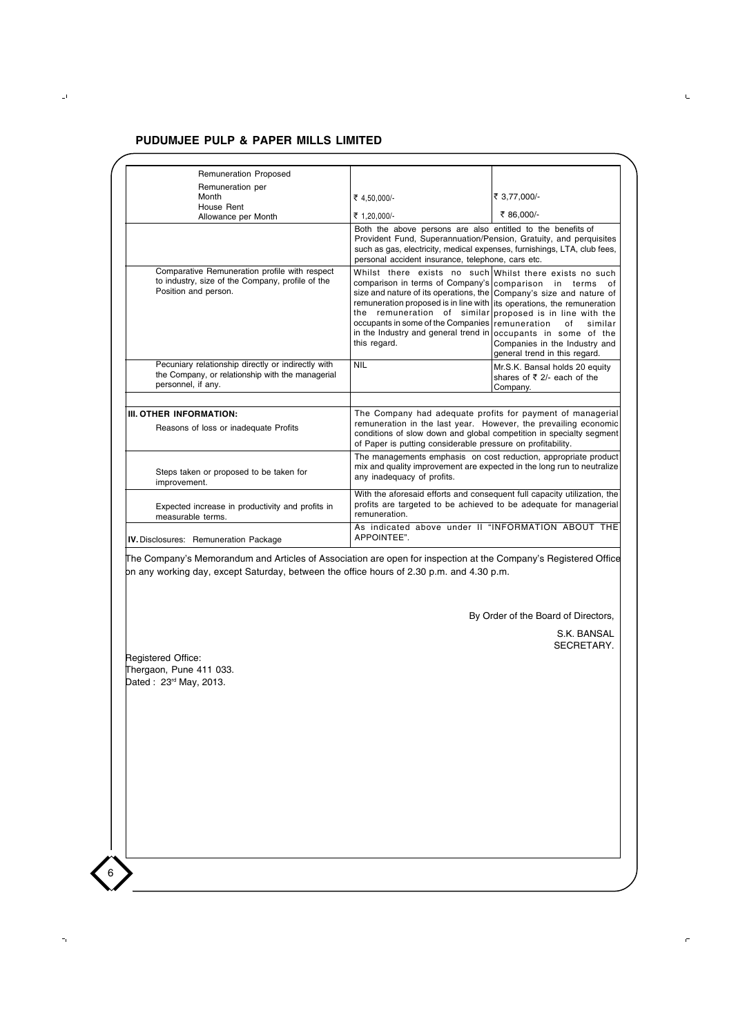| Remuneration Proposed | | |
|---|---|---|
| Remuneration per Month | ₹ 4,50,000/- | ₹ 3,77,000/- |
| House Rent Allowance per Month | ₹ 1,20,000/- | ₹ 86,000/- |
| | Both the above persons are also entitled to the benefits of Provident Fund, Superannuation/Pension, Gratuity, and perquisites such as gas, electricity, medical expenses, furnishings, LTA, club fees, personal accident insurance, telephone, cars etc. | |
| Comparative Remuneration profile with respect to industry, size of the Company, profile of the Position and person. | Whilst there exists no such comparison in terms of Company's size and nature of its operations, the remuneration proposed is in line with the remuneration of similar occupants in some of the Companies in the Industry and general trend in this regard. | Whilst there exists no such comparison in terms of Company's size and nature of its operations, the remuneration proposed is in line with the remuneration of similar occupants in some of the Companies in the Industry and general trend in this regard. |
| Pecuniary relationship directly or indirectly with the Company, or relationship with the managerial personnel, if any. | NIL | Mr.S.K. Bansal holds 20 equity shares of ₹ 2/- each of the Company. |

| | |
|---|---|
| **III. OTHER INFORMATION:** Reasons of loss or inadequate Profits | The Company had adequate profits for payment of managerial remuneration in the last year. However, the prevailing economic conditions of slow down and global competition in specialty segment of Paper is putting considerable pressure on profitability. |
| Steps taken or proposed to be taken for improvement. | The managements emphasis on cost reduction, appropriate product mix and quality improvement are expected in the long run to neutralize any inadequacy of profits. |
| Expected increase in productivity and profits in measurable terms. | With the aforesaid efforts and consequent full capacity utilization, the profits are targeted to be achieved to be adequate for managerial remuneration. |
| **IV.** Disclosures: Remuneration Package | As indicated above under II "INFORMATION ABOUT THE APPOINTEE". |

The Company's Memorandum and Articles of Association are open for inspection at the Company's Registered Office on any working day, except Saturday, between the office hours of 2.30 p.m. and 4.30 p.m.

By Order of the Board of Directors,

S.K. BANSAL
SECRETARY.

Registered Office:
Thergaon, Pune 411 033.
Dated : 23rd May, 2013.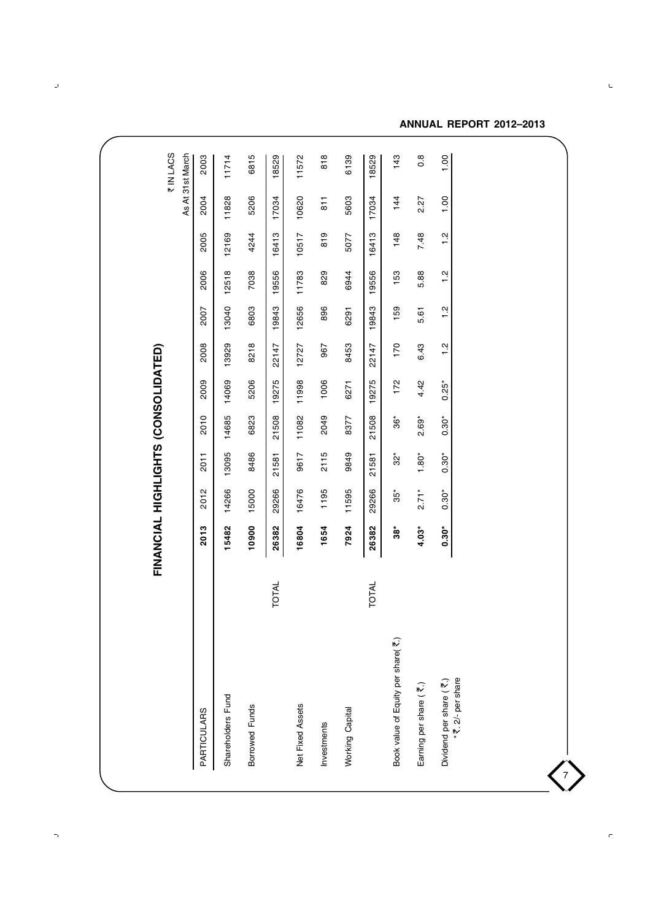# FINANCIAL HIGHLIGHTS (CONSOLIDATED)

₹ IN LACS

As At 31st March

| PARTICULARS | | 2013 | 2012 | 2011 | 2010 | 2009 | 2008 | 2007 | 2006 | 2005 | 2004 | 2003 |
|---|---|---|---|---|---|---|---|---|---|---|---|---|
| Shareholders Fund | | **15482** | 14266 | 13095 | 14685 | 14069 | 13929 | 13040 | 12518 | 12169 | 11828 | 11714 |
| Borrowed Funds | | **10900** | 15000 | 8486 | 6823 | 5206 | 8218 | 6803 | 7038 | 4244 | 5206 | 6815 |
| | TOTAL | **26382** | 29266 | 21581 | 21508 | 19275 | 22147 | 19843 | 19556 | 16413 | 17034 | 18529 |
| Net Fixed Assets | | **16804** | 16476 | 9617 | 11082 | 11998 | 12727 | 12656 | 11783 | 10517 | 10620 | 11572 |
| Investments | | **1654** | 1195 | 2115 | 2049 | 1006 | 967 | 896 | 829 | 819 | 811 | 818 |
| Working Capital | | **7924** | 11595 | 9849 | 8377 | 6271 | 8453 | 6291 | 6944 | 5077 | 5603 | 6139 |
| | TOTAL | **26382** | 29266 | 21581 | 21508 | 19275 | 22147 | 19843 | 19556 | 16413 | 17034 | 18529 |
| Book value of Equity per share(₹.) | | **38*** | 35* | 32* | 36* | 172 | 170 | 159 | 153 | 148 | 144 | 143 |
| Earning per share (₹.) | | **4.03*** | 2.71* | 1.80* | 2.69* | 4.42 | 6.43 | 5.61 | 5.88 | 7.48 | 2.27 | 0.8 |
| Dividend per share (₹.) | | **0.30*** | 0.30* | 0.30* | 0.30* | 0.25* | 1.2 | 1.2 | 1.2 | 1.2 | 1.00 | 1.00 |

\* ₹. 2/- per share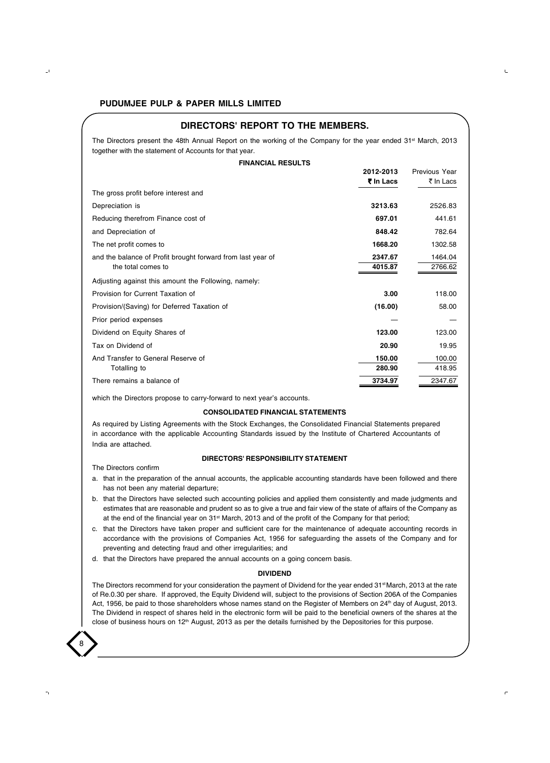## PUDUMJEE PULP & PAPER MILLS LIMITED

## DIRECTORS' REPORT TO THE MEMBERS.

The Directors present the 48th Annual Report on the working of the Company for the year ended 31st March, 2013 together with the statement of Accounts for that year.

### FINANCIAL RESULTS

| | 2012-2013 ₹ In Lacs | Previous Year ₹ In Lacs |
|---|---|---|
| The gross profit before interest and | | |
| Depreciation is | **3213.63** | 2526.83 |
| Reducing therefrom Finance cost of | **697.01** | 441.61 |
| and Depreciation of | **848.42** | 782.64 |
| The net profit comes to | **1668.20** | 1302.58 |
| and the balance of Profit brought forward from last year of | **2347.67** | 1464.04 |
| the total comes to | **4015.87** | 2766.62 |
| Adjusting against this amount the Following, namely: | | |
| Provision for Current Taxation of | **3.00** | 118.00 |
| Provision/(Saving) for Deferred Taxation of | **(16.00)** | 58.00 |
| Prior period expenses | — | — |
| Dividend on Equity Shares of | **123.00** | 123.00 |
| Tax on Dividend of | **20.90** | 19.95 |
| And Transfer to General Reserve of | **150.00** | 100.00 |
| Totalling to | **280.90** | 418.95 |
| There remains a balance of | **3734.97** | 2347.67 |

which the Directors propose to carry-forward to next year's accounts.

### CONSOLIDATED FINANCIAL STATEMENTS

As required by Listing Agreements with the Stock Exchanges, the Consolidated Financial Statements prepared in accordance with the applicable Accounting Standards issued by the Institute of Chartered Accountants of India are attached.

### DIRECTORS' RESPONSIBILITY STATEMENT

The Directors confirm

a. that in the preparation of the annual accounts, the applicable accounting standards have been followed and there has not been any material departure;

b. that the Directors have selected such accounting policies and applied them consistently and made judgments and estimates that are reasonable and prudent so as to give a true and fair view of the state of affairs of the Company as at the end of the financial year on 31st March, 2013 and of the profit of the Company for that period;

c. that the Directors have taken proper and sufficient care for the maintenance of adequate accounting records in accordance with the provisions of Companies Act, 1956 for safeguarding the assets of the Company and for preventing and detecting fraud and other irregularities; and

d. that the Directors have prepared the annual accounts on a going concern basis.

### DIVIDEND

The Directors recommend for your consideration the payment of Dividend for the year ended 31st March, 2013 at the rate of Re.0.30 per share. If approved, the Equity Dividend will, subject to the provisions of Section 206A of the Companies Act, 1956, be paid to those shareholders whose names stand on the Register of Members on 24th day of August, 2013. The Dividend in respect of shares held in the electronic form will be paid to the beneficial owners of the shares at the close of business hours on 12th August, 2013 as per the details furnished by the Depositories for this purpose.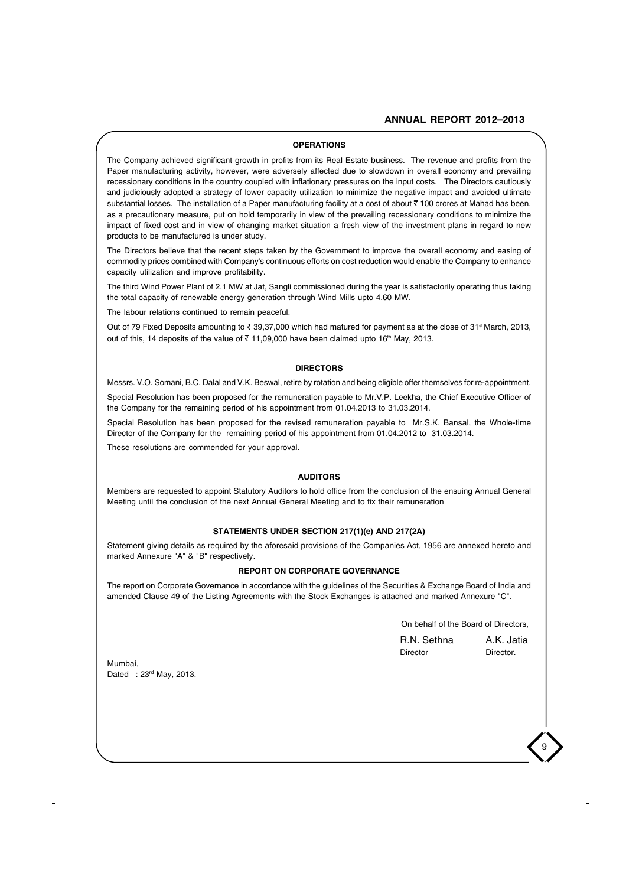## OPERATIONS

The Company achieved significant growth in profits from its Real Estate business. The revenue and profits from the Paper manufacturing activity, however, were adversely affected due to slowdown in overall economy and prevailing recessionary conditions in the country coupled with inflationary pressures on the input costs. The Directors cautiously and judiciously adopted a strategy of lower capacity utilization to minimize the negative impact and avoided ultimate substantial losses. The installation of a Paper manufacturing facility at a cost of about ₹ 100 crores at Mahad has been, as a precautionary measure, put on hold temporarily in view of the prevailing recessionary conditions to minimize the impact of fixed cost and in view of changing market situation a fresh view of the investment plans in regard to new products to be manufactured is under study.

The Directors believe that the recent steps taken by the Government to improve the overall economy and easing of commodity prices combined with Company's continuous efforts on cost reduction would enable the Company to enhance capacity utilization and improve profitability.

The third Wind Power Plant of 2.1 MW at Jat, Sangli commissioned during the year is satisfactorily operating thus taking the total capacity of renewable energy generation through Wind Mills upto 4.60 MW.

The labour relations continued to remain peaceful.

Out of 79 Fixed Deposits amounting to ₹ 39,37,000 which had matured for payment as at the close of 31st March, 2013, out of this, 14 deposits of the value of ₹ 11,09,000 have been claimed upto 16th May, 2013.

## DIRECTORS

Messrs. V.O. Somani, B.C. Dalal and V.K. Beswal, retire by rotation and being eligible offer themselves for re-appointment.

Special Resolution has been proposed for the remuneration payable to Mr.V.P. Leekha, the Chief Executive Officer of the Company for the remaining period of his appointment from 01.04.2013 to 31.03.2014.

Special Resolution has been proposed for the revised remuneration payable to Mr.S.K. Bansal, the Whole-time Director of the Company for the remaining period of his appointment from 01.04.2012 to 31.03.2014.

These resolutions are commended for your approval.

## AUDITORS

Members are requested to appoint Statutory Auditors to hold office from the conclusion of the ensuing Annual General Meeting until the conclusion of the next Annual General Meeting and to fix their remuneration

## STATEMENTS UNDER SECTION 217(1)(e) AND 217(2A)

Statement giving details as required by the aforesaid provisions of the Companies Act, 1956 are annexed hereto and marked Annexure "A" & "B" respectively.

## REPORT ON CORPORATE GOVERNANCE

The report on Corporate Governance in accordance with the guidelines of the Securities & Exchange Board of India and amended Clause 49 of the Listing Agreements with the Stock Exchanges is attached and marked Annexure "C".

On behalf of the Board of Directors,

R.N. Sethna — Director
A.K. Jatia — Director.

Mumbai,
Dated : 23rd May, 2013.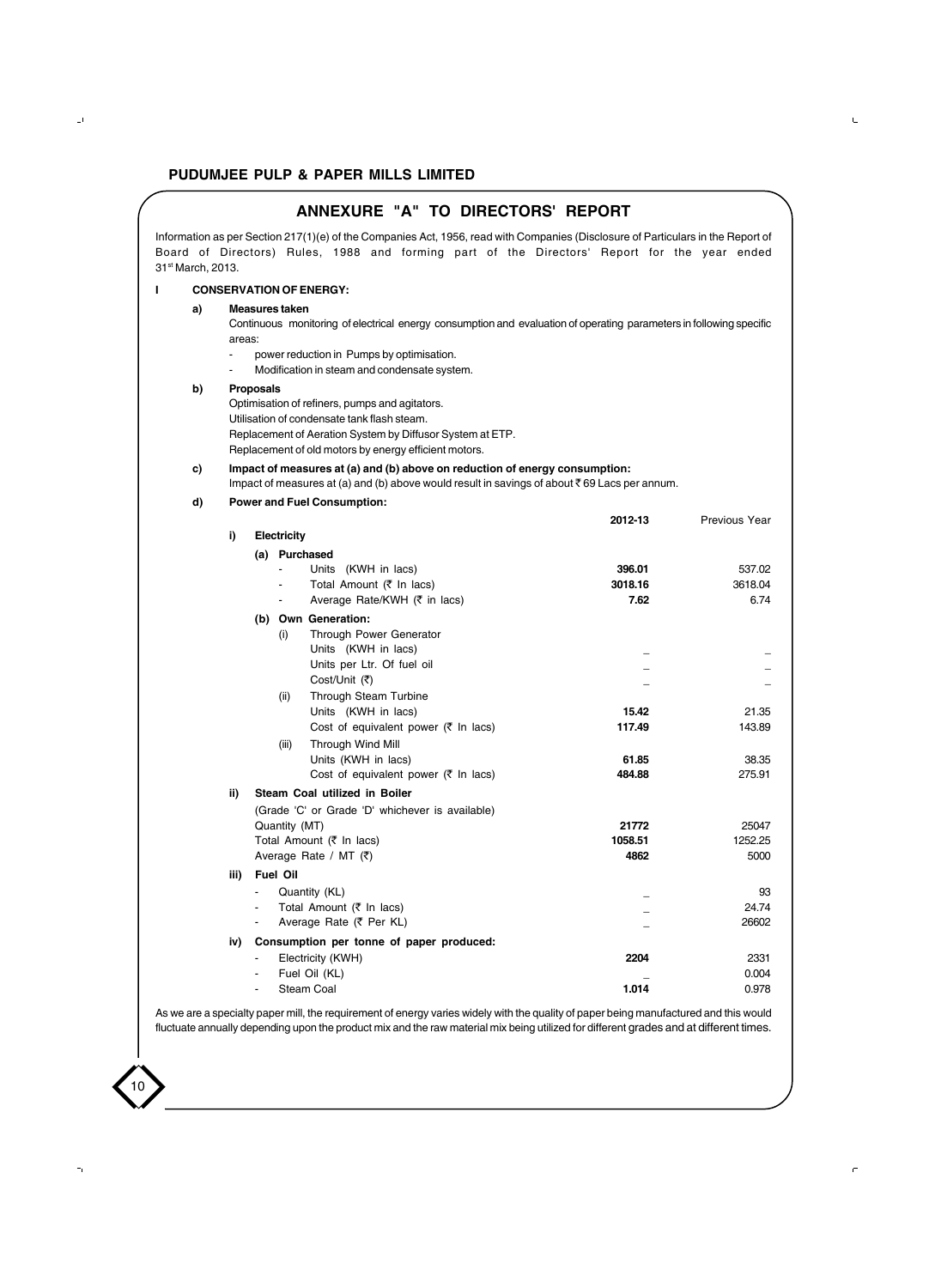## ANNEXURE "A" TO DIRECTORS' REPORT

Information as per Section 217(1)(e) of the Companies Act, 1956, read with Companies (Disclosure of Particulars in the Report of Board of Directors) Rules, 1988 and forming part of the Directors' Report for the year ended 31st March, 2013.

**I CONSERVATION OF ENERGY:**

**a) Measures taken**

Continuous monitoring of electrical energy consumption and evaluation of operating parameters in following specific areas:

- power reduction in Pumps by optimisation.
- Modification in steam and condensate system.

**b) Proposals**

Optimisation of refiners, pumps and agitators.
Utilisation of condensate tank flash steam.
Replacement of Aeration System by Diffusor System at ETP.
Replacement of old motors by energy efficient motors.

**c) Impact of measures at (a) and (b) above on reduction of energy consumption:**

Impact of measures at (a) and (b) above would result in savings of about ₹ 69 Lacs per annum.

**d) Power and Fuel Consumption:**

| | 2012-13 | Previous Year |
|---|---|---|
| **i) Electricity** | | |
| **(a) Purchased** | | |
| - Units (KWH in lacs) | **396.01** | 537.02 |
| - Total Amount (₹ In lacs) | **3018.16** | 3618.04 |
| - Average Rate/KWH (₹ in lacs) | **7.62** | 6.74 |
| **(b) Own Generation:** | | |
| (i) Through Power Generator | | |
| Units (KWH in lacs) | _ | _ |
| Units per Ltr. Of fuel oil | _ | _ |
| Cost/Unit (₹) | _ | _ |
| (ii) Through Steam Turbine | | |
| Units (KWH in lacs) | **15.42** | 21.35 |
| Cost of equivalent power (₹ In lacs) | **117.49** | 143.89 |
| (iii) Through Wind Mill | | |
| Units (KWH in lacs) | **61.85** | 38.35 |
| Cost of equivalent power (₹ In lacs) | **484.88** | 275.91 |
| **ii) Steam Coal utilized in Boiler** | | |
| (Grade 'C' or Grade 'D' whichever is available) | | |
| Quantity (MT) | **21772** | 25047 |
| Total Amount (₹ In lacs) | **1058.51** | 1252.25 |
| Average Rate / MT (₹) | **4862** | 5000 |
| **iii) Fuel Oil** | | |
| - Quantity (KL) | _ | 93 |
| - Total Amount (₹ In lacs) | _ | 24.74 |
| - Average Rate (₹ Per KL) | _ | 26602 |
| **iv) Consumption per tonne of paper produced:** | | |
| - Electricity (KWH) | **2204** | 2331 |
| - Fuel Oil (KL) | _ | 0.004 |
| - Steam Coal | **1.014** | 0.978 |

As we are a specialty paper mill, the requirement of energy varies widely with the quality of paper being manufactured and this would fluctuate annually depending upon the product mix and the raw material mix being utilized for different grades and at different times.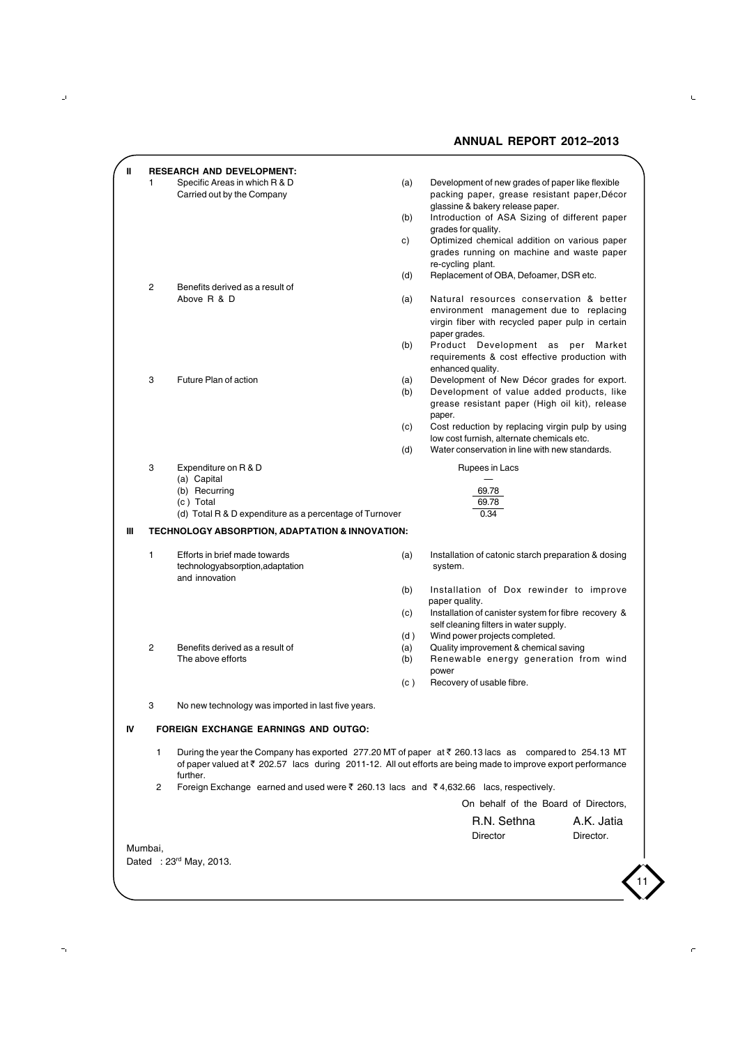## II RESEARCH AND DEVELOPMENT:

1. Specific Areas in which R & D Carried out by the Company
   - (a) Development of new grades of paper like flexible packing paper, grease resistant paper, Décor glassine & bakery release paper.
   - (b) Introduction of ASA Sizing of different paper grades for quality.
   - c) Optimized chemical addition on various paper grades running on machine and waste paper re-cycling plant.
   - (d) Replacement of OBA, Defoamer, DSR etc.

2. Benefits derived as a result of Above R & D
   - (a) Natural resources conservation & better environment management due to replacing virgin fiber with recycled paper pulp in certain paper grades.
   - (b) Product Development as per Market requirements & cost effective production with enhanced quality.

3. Future Plan of action
   - (a) Development of New Décor grades for export.
   - (b) Development of value added products, like grease resistant paper (High oil kit), release paper.
   - (c) Cost reduction by replacing virgin pulp by using low cost furnish, alternate chemicals etc.
   - (d) Water conservation in line with new standards.

3. Expenditure on R & D

| | Rupees in Lacs |
|---|---|
| (a) Capital | — |
| (b) Recurring | 69.78 |
| (c ) Total | 69.78 |
| (d) Total R & D expenditure as a percentage of Turnover | 0.34 |

## III TECHNOLOGY ABSORPTION, ADAPTATION & INNOVATION:

1. Efforts in brief made towards technologyabsorption,adaptation and innovation
   - (a) Installation of catonic starch preparation & dosing system.
   - (b) Installation of Dox rewinder to improve paper quality.
   - (c) Installation of canister system for fibre recovery & self cleaning filters in water supply.
   - (d ) Wind power projects completed.

2. Benefits derived as a result of The above efforts
   - (a) Quality improvement & chemical saving
   - (b) Renewable energy generation from wind power
   - (c ) Recovery of usable fibre.

3. No new technology was imported in last five years.

## IV FOREIGN EXCHANGE EARNINGS AND OUTGO:

1. During the year the Company has exported 277.20 MT of paper at ₹ 260.13 lacs as compared to 254.13 MT of paper valued at ₹ 202.57 lacs during 2011-12. All out efforts are being made to improve export performance further.
2. Foreign Exchange earned and used were ₹ 260.13 lacs and ₹ 4,632.66 lacs, respectively.

On behalf of the Board of Directors,

R.N. Sethna, Director
A.K. Jatia, Director.

Mumbai,
Dated : 23rd May, 2013.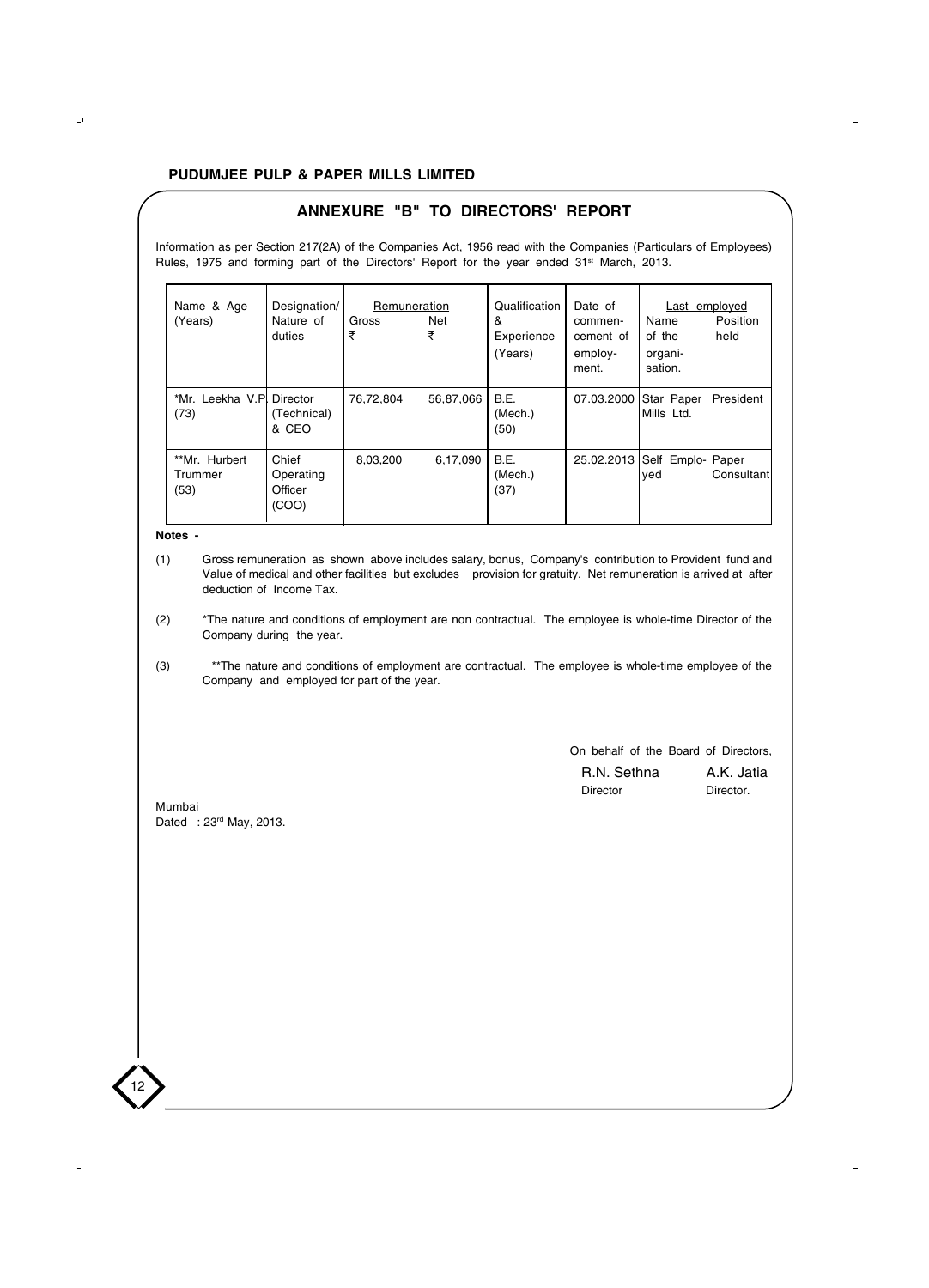**PUDUMJEE PULP & PAPER MILLS LIMITED**

## ANNEXURE "B" TO DIRECTORS' REPORT

Information as per Section 217(2A) of the Companies Act, 1956 read with the Companies (Particulars of Employees) Rules, 1975 and forming part of the Directors' Report for the year ended 31st March, 2013.

| Name & Age (Years) | Designation/ Nature of duties | Remuneration | | Qualification & Experience (Years) | Date of commencement of employment. | Last employed | |
|---|---|---|---|---|---|---|---|
| | | Gross ₹ | Net ₹ | | | Name of the organisation. | Position held |
| *Mr. Leekha V.P (73) | Director (Technical) & CEO | 76,72,804 | 56,87,066 | B.E. (Mech.) (50) | 07.03.2000 | Star Paper Mills Ltd. | President |
| **Mr. Hurbert Trummer (53) | Chief Operating Officer (COO) | 8,03,200 | 6,17,090 | B.E. (Mech.) (37) | 25.02.2013 | Self Employed | Paper Consultant |

**Notes -**

(1) Gross remuneration as shown above includes salary, bonus, Company's contribution to Provident fund and Value of medical and other facilities but excludes provision for gratuity. Net remuneration is arrived at after deduction of Income Tax.

(2) *The nature and conditions of employment are non contractual. The employee is whole-time Director of the Company during the year.

(3) **The nature and conditions of employment are contractual. The employee is whole-time employee of the Company and employed for part of the year.

On behalf of the Board of Directors,

R.N. Sethna — Director

A.K. Jatia — Director.

Mumbai

Dated : 23rd May, 2013.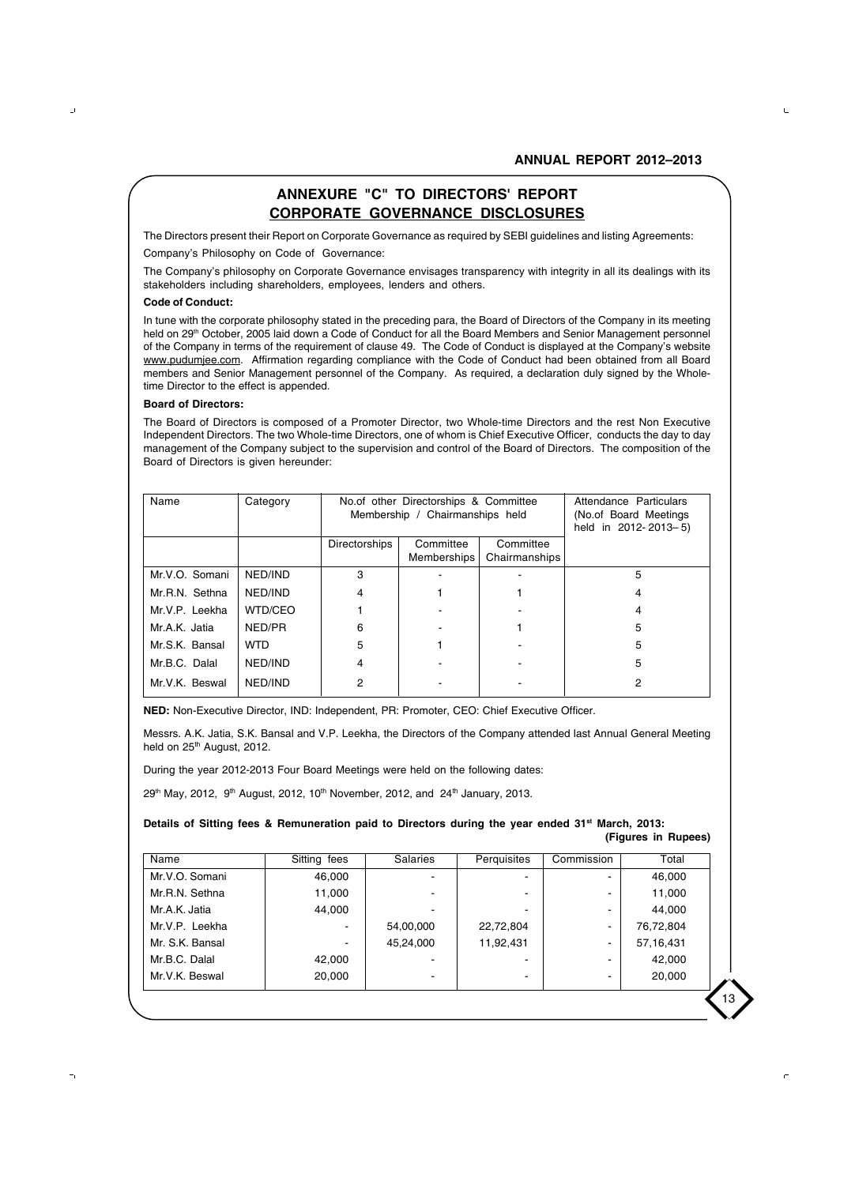# ANNEXURE "C" TO DIRECTORS' REPORT

## CORPORATE GOVERNANCE DISCLOSURES

The Directors present their Report on Corporate Governance as required by SEBI guidelines and listing Agreements:

Company's Philosophy on Code of Governance:

The Company's philosophy on Corporate Governance envisages transparency with integrity in all its dealings with its stakeholders including shareholders, employees, lenders and others.

**Code of Conduct:**

In tune with the corporate philosophy stated in the preceding para, the Board of Directors of the Company in its meeting held on 29th October, 2005 laid down a Code of Conduct for all the Board Members and Senior Management personnel of the Company in terms of the requirement of clause 49. The Code of Conduct is displayed at the Company's website www.pudumjee.com. Affirmation regarding compliance with the Code of Conduct had been obtained from all Board members and Senior Management personnel of the Company. As required, a declaration duly signed by the Whole-time Director to the effect is appended.

**Board of Directors:**

The Board of Directors is composed of a Promoter Director, two Whole-time Directors and the rest Non Executive Independent Directors. The two Whole-time Directors, one of whom is Chief Executive Officer, conducts the day to day management of the Company subject to the supervision and control of the Board of Directors. The composition of the Board of Directors is given hereunder:

| Name | Category | No.of other Directorships & Committee Membership / Chairmanships held | | | Attendance Particulars (No.of Board Meetings held in 2012- 2013– 5) |
|---|---|---|---|---|---|
| | | Directorships | Committee Memberships | Committee Chairmanships | |
| Mr.V.O. Somani | NED/IND | 3 | - | - | 5 |
| Mr.R.N. Sethna | NED/IND | 4 | 1 | 1 | 4 |
| Mr.V.P. Leekha | WTD/CEO | 1 | - | - | 4 |
| Mr.A.K. Jatia | NED/PR | 6 | - | 1 | 5 |
| Mr.S.K. Bansal | WTD | 5 | 1 | - | 5 |
| Mr.B.C. Dalal | NED/IND | 4 | - | - | 5 |
| Mr.V.K. Beswal | NED/IND | 2 | - | - | 2 |

**NED:** Non-Executive Director, IND: Independent, PR: Promoter, CEO: Chief Executive Officer.

Messrs. A.K. Jatia, S.K. Bansal and V.P. Leekha, the Directors of the Company attended last Annual General Meeting held on 25th August, 2012.

During the year 2012-2013 Four Board Meetings were held on the following dates:

29th May, 2012, 9th August, 2012, 10th November, 2012, and 24th January, 2013.

**Details of Sitting fees & Remuneration paid to Directors during the year ended 31st March, 2013:**

**(Figures in Rupees)**

| Name | Sitting fees | Salaries | Perquisites | Commission | Total |
|---|---|---|---|---|---|
| Mr.V.O. Somani | 46,000 | - | - | - | 46,000 |
| Mr.R.N. Sethna | 11,000 | - | - | - | 11,000 |
| Mr.A.K. Jatia | 44,000 | - | - | - | 44,000 |
| Mr.V.P. Leekha | - | 54,00,000 | 22,72,804 | - | 76,72,804 |
| Mr. S.K. Bansal | - | 45,24,000 | 11,92,431 | - | 57,16,431 |
| Mr.B.C. Dalal | 42,000 | - | - | - | 42,000 |
| Mr.V.K. Beswal | 20,000 | - | - | - | 20,000 |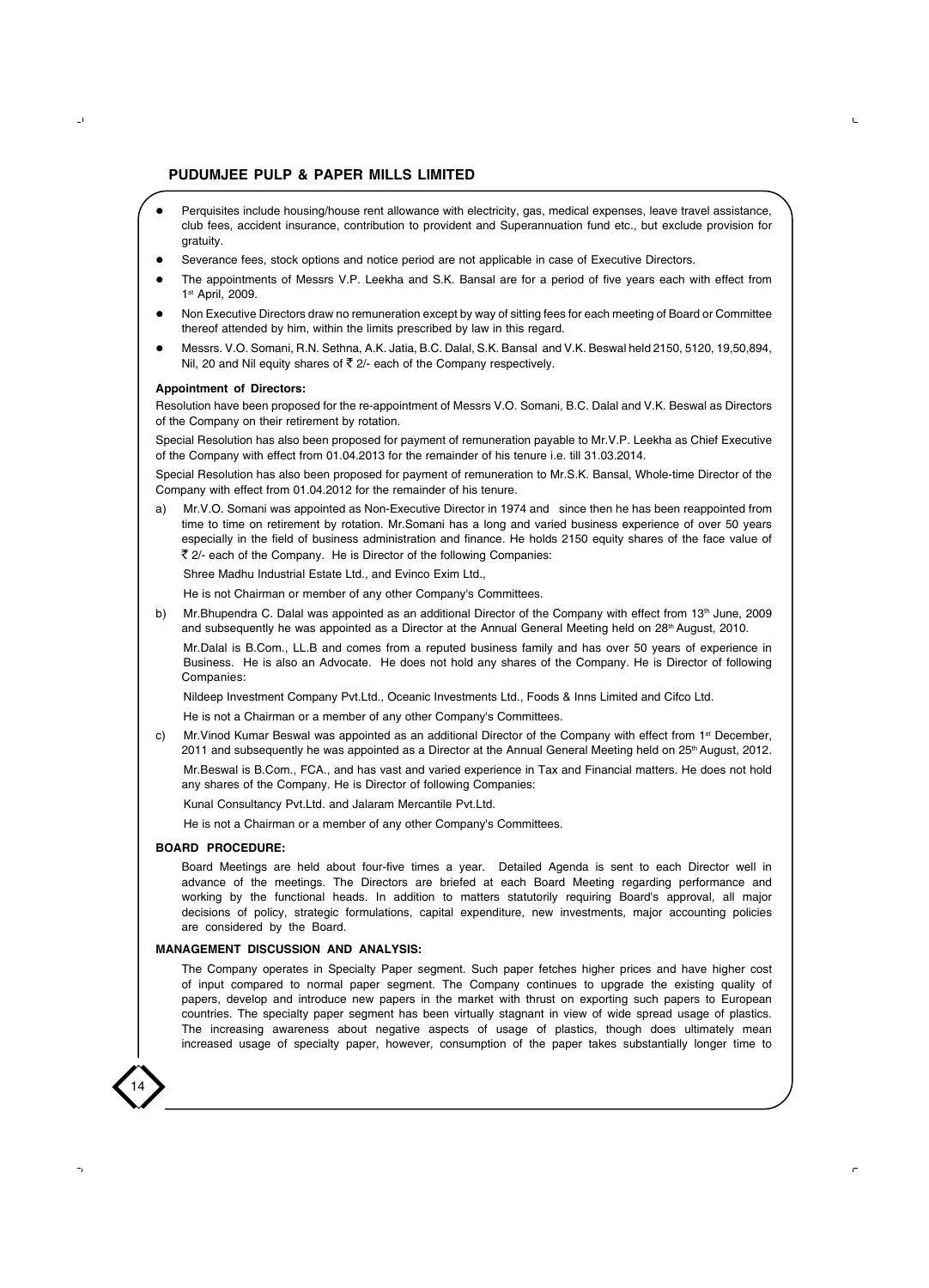- Perquisites include housing/house rent allowance with electricity, gas, medical expenses, leave travel assistance, club fees, accident insurance, contribution to provident and Superannuation fund etc., but exclude provision for gratuity.
- Severance fees, stock options and notice period are not applicable in case of Executive Directors.
- The appointments of Messrs V.P. Leekha and S.K. Bansal are for a period of five years each with effect from 1st April, 2009.
- Non Executive Directors draw no remuneration except by way of sitting fees for each meeting of Board or Committee thereof attended by him, within the limits prescribed by law in this regard.
- Messrs. V.O. Somani, R.N. Sethna, A.K. Jatia, B.C. Dalal, S.K. Bansal and V.K. Beswal held 2150, 5120, 19,50,894, Nil, 20 and Nil equity shares of ₹ 2/- each of the Company respectively.

**Appointment of Directors:**

Resolution have been proposed for the re-appointment of Messrs V.O. Somani, B.C. Dalal and V.K. Beswal as Directors of the Company on their retirement by rotation.

Special Resolution has also been proposed for payment of remuneration payable to Mr.V.P. Leekha as Chief Executive of the Company with effect from 01.04.2013 for the remainder of his tenure i.e. till 31.03.2014.

Special Resolution has also been proposed for payment of remuneration to Mr.S.K. Bansal, Whole-time Director of the Company with effect from 01.04.2012 for the remainder of his tenure.

a) Mr.V.O. Somani was appointed as Non-Executive Director in 1974 and since then he has been reappointed from time to time on retirement by rotation. Mr.Somani has a long and varied business experience of over 50 years especially in the field of business administration and finance. He holds 2150 equity shares of the face value of ₹ 2/- each of the Company. He is Director of the following Companies:

   Shree Madhu Industrial Estate Ltd., and Evinco Exim Ltd.,

   He is not Chairman or member of any other Company's Committees.

b) Mr.Bhupendra C. Dalal was appointed as an additional Director of the Company with effect from 13th June, 2009 and subsequently he was appointed as a Director at the Annual General Meeting held on 28th August, 2010.

   Mr.Dalal is B.Com., LL.B and comes from a reputed business family and has over 50 years of experience in Business. He is also an Advocate. He does not hold any shares of the Company. He is Director of following Companies:

   Nildeep Investment Company Pvt.Ltd., Oceanic Investments Ltd., Foods & Inns Limited and Cifco Ltd.

   He is not a Chairman or a member of any other Company's Committees.

c) Mr.Vinod Kumar Beswal was appointed as an additional Director of the Company with effect from 1st December, 2011 and subsequently he was appointed as a Director at the Annual General Meeting held on 25th August, 2012.

   Mr.Beswal is B.Com., FCA., and has vast and varied experience in Tax and Financial matters. He does not hold any shares of the Company. He is Director of following Companies:

   Kunal Consultancy Pvt.Ltd. and Jalaram Mercantile Pvt.Ltd.

   He is not a Chairman or a member of any other Company's Committees.

**BOARD PROCEDURE:**

Board Meetings are held about four-five times a year. Detailed Agenda is sent to each Director well in advance of the meetings. The Directors are briefed at each Board Meeting regarding performance and working by the functional heads. In addition to matters statutorily requiring Board's approval, all major decisions of policy, strategic formulations, capital expenditure, new investments, major accounting policies are considered by the Board.

**MANAGEMENT DISCUSSION AND ANALYSIS:**

The Company operates in Specialty Paper segment. Such paper fetches higher prices and have higher cost of input compared to normal paper segment. The Company continues to upgrade the existing quality of papers, develop and introduce new papers in the market with thrust on exporting such papers to European countries. The specialty paper segment has been virtually stagnant in view of wide spread usage of plastics. The increasing awareness about negative aspects of usage of plastics, though does ultimately mean increased usage of specialty paper, however, consumption of the paper takes substantially longer time to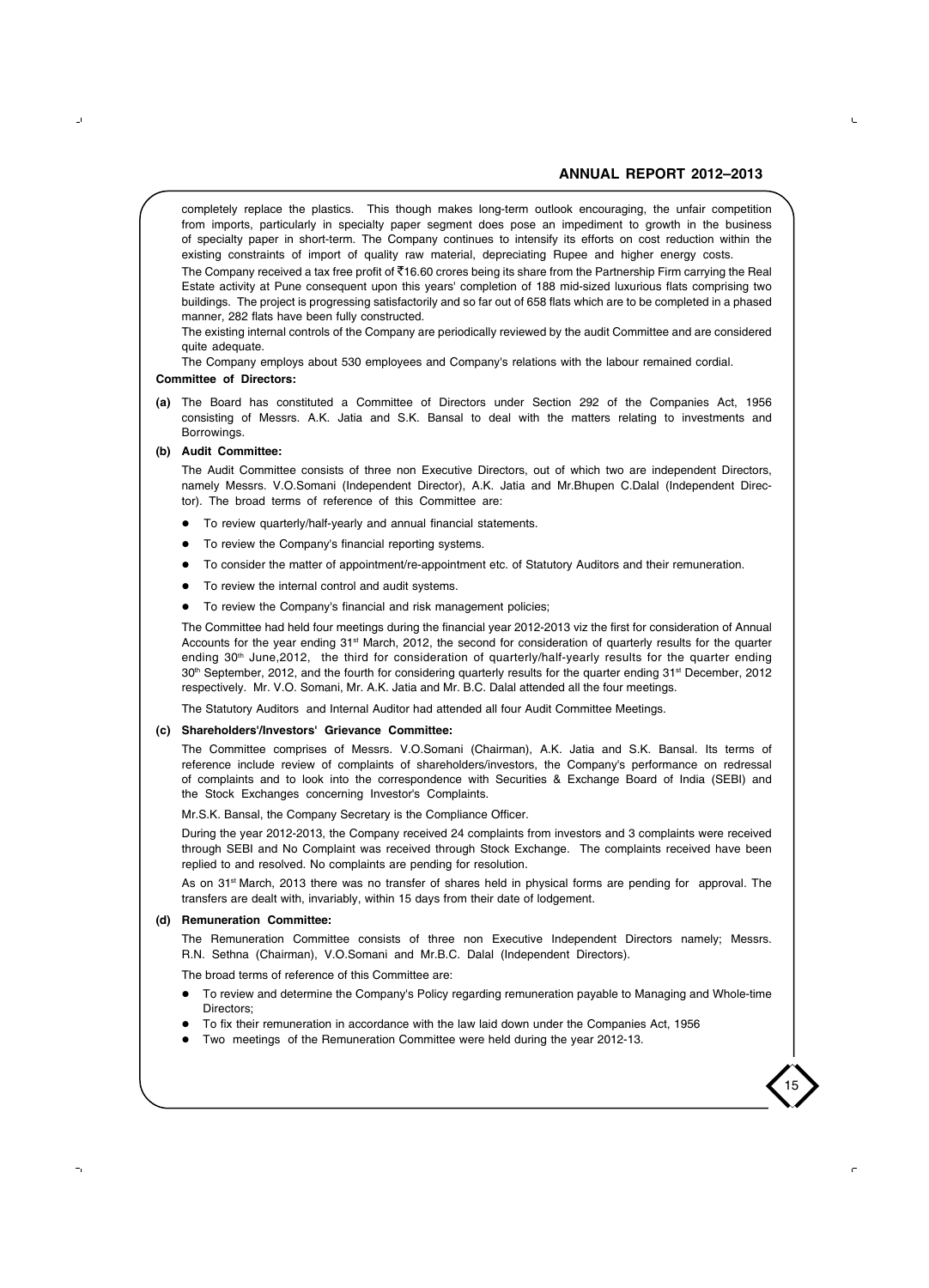completely replace the plastics. This though makes long-term outlook encouraging, the unfair competition from imports, particularly in specialty paper segment does pose an impediment to growth in the business of specialty paper in short-term. The Company continues to intensify its efforts on cost reduction within the existing constraints of import of quality raw material, depreciating Rupee and higher energy costs.

The Company received a tax free profit of ₹16.60 crores being its share from the Partnership Firm carrying the Real Estate activity at Pune consequent upon this years' completion of 188 mid-sized luxurious flats comprising two buildings. The project is progressing satisfactorily and so far out of 658 flats which are to be completed in a phased manner, 282 flats have been fully constructed.

The existing internal controls of the Company are periodically reviewed by the audit Committee and are considered quite adequate.

The Company employs about 530 employees and Company's relations with the labour remained cordial.

**Committee of Directors:**

**(a)** The Board has constituted a Committee of Directors under Section 292 of the Companies Act, 1956 consisting of Messrs. A.K. Jatia and S.K. Bansal to deal with the matters relating to investments and Borrowings.

**(b) Audit Committee:**

The Audit Committee consists of three non Executive Directors, out of which two are independent Directors, namely Messrs. V.O.Somani (Independent Director), A.K. Jatia and Mr.Bhupen C.Dalal (Independent Director). The broad terms of reference of this Committee are:

- To review quarterly/half-yearly and annual financial statements.
- To review the Company's financial reporting systems.
- To consider the matter of appointment/re-appointment etc. of Statutory Auditors and their remuneration.
- To review the internal control and audit systems.
- To review the Company's financial and risk management policies;

The Committee had held four meetings during the financial year 2012-2013 viz the first for consideration of Annual Accounts for the year ending 31st March, 2012, the second for consideration of quarterly results for the quarter ending 30th June,2012, the third for consideration of quarterly/half-yearly results for the quarter ending 30th September, 2012, and the fourth for considering quarterly results for the quarter ending 31st December, 2012 respectively. Mr. V.O. Somani, Mr. A.K. Jatia and Mr. B.C. Dalal attended all the four meetings.

The Statutory Auditors and Internal Auditor had attended all four Audit Committee Meetings.

**(c) Shareholders'/Investors' Grievance Committee:**

The Committee comprises of Messrs. V.O.Somani (Chairman), A.K. Jatia and S.K. Bansal. Its terms of reference include review of complaints of shareholders/investors, the Company's performance on redressal of complaints and to look into the correspondence with Securities & Exchange Board of India (SEBI) and the Stock Exchanges concerning Investor's Complaints.

Mr.S.K. Bansal, the Company Secretary is the Compliance Officer.

During the year 2012-2013, the Company received 24 complaints from investors and 3 complaints were received through SEBI and No Complaint was received through Stock Exchange. The complaints received have been replied to and resolved. No complaints are pending for resolution.

As on 31st March, 2013 there was no transfer of shares held in physical forms are pending for approval. The transfers are dealt with, invariably, within 15 days from their date of lodgement.

**(d) Remuneration Committee:**

The Remuneration Committee consists of three non Executive Independent Directors namely; Messrs. R.N. Sethna (Chairman), V.O.Somani and Mr.B.C. Dalal (Independent Directors).

The broad terms of reference of this Committee are:

- To review and determine the Company's Policy regarding remuneration payable to Managing and Whole-time Directors;
- To fix their remuneration in accordance with the law laid down under the Companies Act, 1956
- Two meetings of the Remuneration Committee were held during the year 2012-13.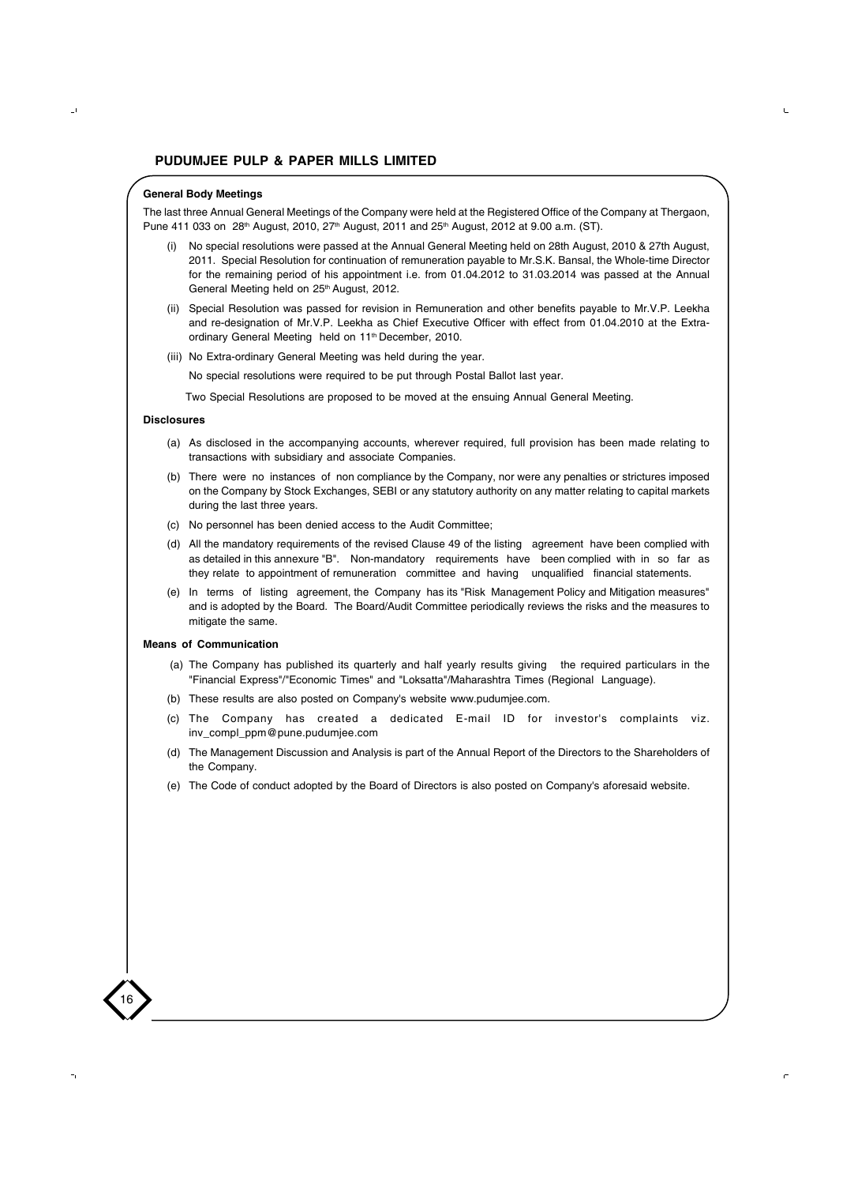## General Body Meetings

The last three Annual General Meetings of the Company were held at the Registered Office of the Company at Thergaon, Pune 411 033 on 28th August, 2010, 27th August, 2011 and 25th August, 2012 at 9.00 a.m. (ST).

(i) No special resolutions were passed at the Annual General Meeting held on 28th August, 2010 & 27th August, 2011. Special Resolution for continuation of remuneration payable to Mr.S.K. Bansal, the Whole-time Director for the remaining period of his appointment i.e. from 01.04.2012 to 31.03.2014 was passed at the Annual General Meeting held on 25th August, 2012.

(ii) Special Resolution was passed for revision in Remuneration and other benefits payable to Mr.V.P. Leekha and re-designation of Mr.V.P. Leekha as Chief Executive Officer with effect from 01.04.2010 at the Extra-ordinary General Meeting held on 11th December, 2010.

(iii) No Extra-ordinary General Meeting was held during the year.

No special resolutions were required to be put through Postal Ballot last year.

Two Special Resolutions are proposed to be moved at the ensuing Annual General Meeting.

## Disclosures

(a) As disclosed in the accompanying accounts, wherever required, full provision has been made relating to transactions with subsidiary and associate Companies.

(b) There were no instances of non compliance by the Company, nor were any penalties or strictures imposed on the Company by Stock Exchanges, SEBI or any statutory authority on any matter relating to capital markets during the last three years.

(c) No personnel has been denied access to the Audit Committee;

(d) All the mandatory requirements of the revised Clause 49 of the listing agreement have been complied with as detailed in this annexure "B". Non-mandatory requirements have been complied with in so far as they relate to appointment of remuneration committee and having unqualified financial statements.

(e) In terms of listing agreement, the Company has its "Risk Management Policy and Mitigation measures" and is adopted by the Board. The Board/Audit Committee periodically reviews the risks and the measures to mitigate the same.

## Means of Communication

(a) The Company has published its quarterly and half yearly results giving the required particulars in the "Financial Express"/"Economic Times" and "Loksatta"/Maharashtra Times (Regional Language).

(b) These results are also posted on Company's website www.pudumjee.com.

(c) The Company has created a dedicated E-mail ID for investor's complaints viz. inv_compl_ppm@pune.pudumjee.com

(d) The Management Discussion and Analysis is part of the Annual Report of the Directors to the Shareholders of the Company.

(e) The Code of conduct adopted by the Board of Directors is also posted on Company's aforesaid website.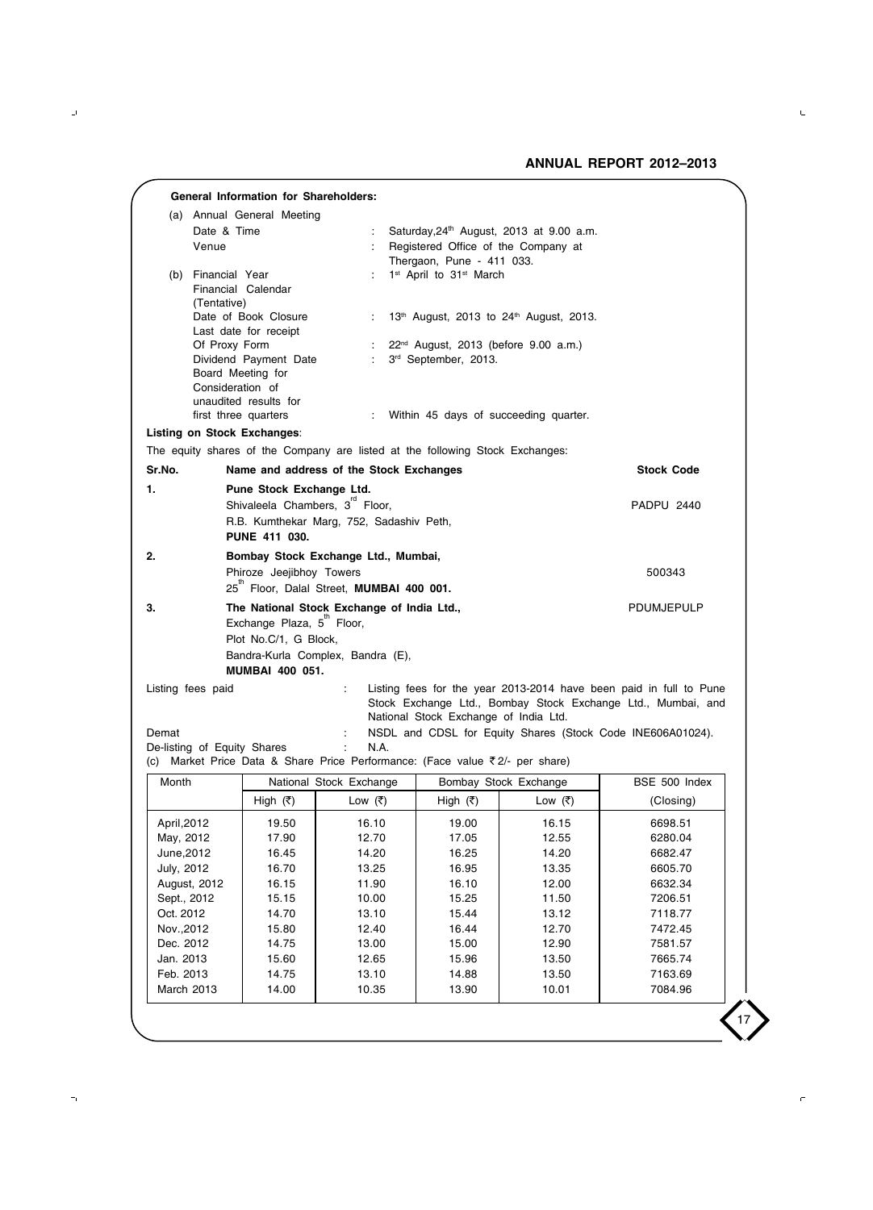**General Information for Shareholders:**

(a) Annual General Meeting

| | | |
|---|---|---|
| Date & Time | : | Saturday,24th August, 2013 at 9.00 a.m. |
| Venue | : | Registered Office of the Company at Thergaon, Pune - 411 033. |

(b) Financial Year : 1st April to 31st March

Financial Calendar (Tentative)

| | | |
|---|---|---|
| Date of Book Closure | : | 13th August, 2013 to 24th August, 2013. |
| Last date for receipt Of Proxy Form | : | 22nd August, 2013 (before 9.00 a.m.) |
| Dividend Payment Date | : | 3rd September, 2013. |
| Board Meeting for Consideration of unaudited results for first three quarters | : | Within 45 days of succeeding quarter. |

**Listing on Stock Exchanges**:

The equity shares of the Company are listed at the following Stock Exchanges:

| Sr.No. | Name and address of the Stock Exchanges | Stock Code |
|---|---|---|
| 1. | **Pune Stock Exchange Ltd.** Shivaleela Chambers, 3rd Floor, R.B. Kumthekar Marg, 752, Sadashiv Peth, **PUNE 411 030.** | PADPU 2440 |
| 2. | **Bombay Stock Exchange Ltd., Mumbai,** Phiroze Jeejibhoy Towers 25th Floor, Dalal Street, **MUMBAI 400 001.** | 500343 |
| 3. | **The National Stock Exchange of India Ltd.,** Exchange Plaza, 5th Floor, Plot No.C/1, G Block, Bandra-Kurla Complex, Bandra (E), **MUMBAI 400 051.** | PDUMJEPULP |

Listing fees paid : Listing fees for the year 2013-2014 have been paid in full to Pune Stock Exchange Ltd., Bombay Stock Exchange Ltd., Mumbai, and National Stock Exchange of India Ltd.

Demat : NSDL and CDSL for Equity Shares (Stock Code INE606A01024).

De-listing of Equity Shares : N.A.

(c) Market Price Data & Share Price Performance: (Face value ₹ 2/- per share)

| Month | National Stock Exchange | | Bombay Stock Exchange | | BSE 500 Index |
|---|---|---|---|---|---|
| | High (₹) | Low (₹) | High (₹) | Low (₹) | (Closing) |
| April,2012 | 19.50 | 16.10 | 19.00 | 16.15 | 6698.51 |
| May, 2012 | 17.90 | 12.70 | 17.05 | 12.55 | 6280.04 |
| June,2012 | 16.45 | 14.20 | 16.25 | 14.20 | 6682.47 |
| July, 2012 | 16.70 | 13.25 | 16.95 | 13.35 | 6605.70 |
| August, 2012 | 16.15 | 11.90 | 16.10 | 12.00 | 6632.34 |
| Sept., 2012 | 15.15 | 10.00 | 15.25 | 11.50 | 7206.51 |
| Oct. 2012 | 14.70 | 13.10 | 15.44 | 13.12 | 7118.77 |
| Nov.,2012 | 15.80 | 12.40 | 16.44 | 12.70 | 7472.45 |
| Dec. 2012 | 14.75 | 13.00 | 15.00 | 12.90 | 7581.57 |
| Jan. 2013 | 15.60 | 12.65 | 15.96 | 13.50 | 7665.74 |
| Feb. 2013 | 14.75 | 13.10 | 14.88 | 13.50 | 7163.69 |
| March 2013 | 14.00 | 10.35 | 13.90 | 10.01 | 7084.96 |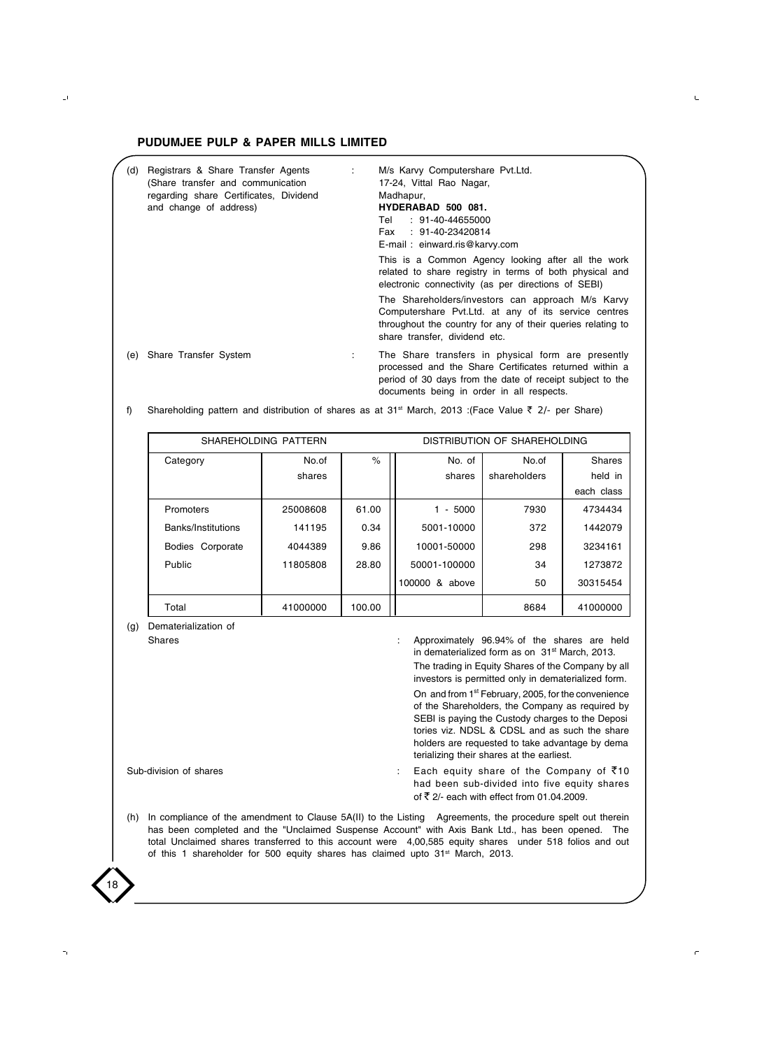(d) Registrars & Share Transfer Agents (Share transfer and communication regarding share Certificates, Dividend and change of address) : M/s Karvy Computershare Pvt.Ltd.
17-24, Vittal Rao Nagar,
Madhapur,
**HYDERABAD 500 081.**
Tel : 91-40-44655000
Fax : 91-40-23420814
E-mail : einward.ris@karvy.com

This is a Common Agency looking after all the work related to share registry in terms of both physical and electronic connectivity (as per directions of SEBI)

The Shareholders/investors can approach M/s Karvy Computershare Pvt.Ltd. at any of its service centres throughout the country for any of their queries relating to share transfer, dividend etc.

(e) Share Transfer System : The Share transfers in physical form are presently processed and the Share Certificates returned within a period of 30 days from the date of receipt subject to the documents being in order in all respects.

f) Shareholding pattern and distribution of shares as at 31st March, 2013 :(Face Value ₹ 2/- per Share)

| SHAREHOLDING PATTERN | | | DISTRIBUTION OF SHAREHOLDING | | |
|---|---|---|---|---|---|
| Category | No.of shares | % | No. of shares | No.of shareholders | Shares held in each class |
| Promoters | 25008608 | 61.00 | 1 - 5000 | 7930 | 4734434 |
| Banks/Institutions | 141195 | 0.34 | 5001-10000 | 372 | 1442079 |
| Bodies Corporate | 4044389 | 9.86 | 10001-50000 | 298 | 3234161 |
| Public | 11805808 | 28.80 | 50001-100000 | 34 | 1273872 |
| | | | 100000 & above | 50 | 30315454 |
| Total | 41000000 | 100.00 | | 8684 | 41000000 |

(g) Dematerialization of Shares : Approximately 96.94% of the shares are held in dematerialized form as on 31st March, 2013.

The trading in Equity Shares of the Company by all investors is permitted only in dematerialized form.

On and from 1st February, 2005, for the convenience of the Shareholders, the Company as required by SEBI is paying the Custody charges to the Depositories viz. NDSL & CDSL and as such the shareholders are requested to take advantage by dematerializing their shares at the earliest.

Sub-division of shares : Each equity share of the Company of ₹10 had been sub-divided into five equity shares of ₹ 2/- each with effect from 01.04.2009.

(h) In compliance of the amendment to Clause 5A(II) to the Listing Agreements, the procedure spelt out therein has been completed and the "Unclaimed Suspense Account" with Axis Bank Ltd., has been opened. The total Unclaimed shares transferred to this account were 4,00,585 equity shares under 518 folios and out of this 1 shareholder for 500 equity shares has claimed upto 31st March, 2013.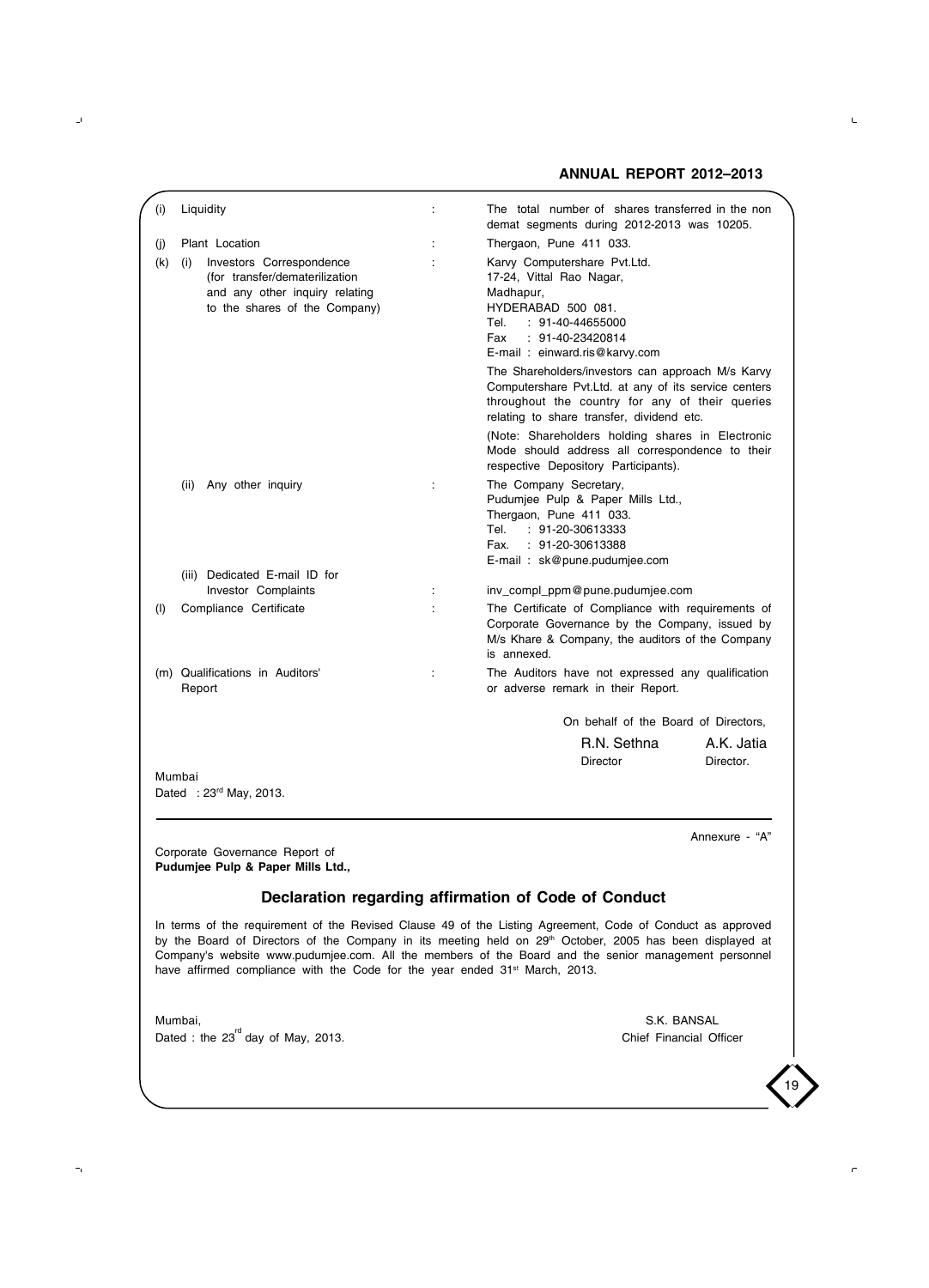| | | | |
|---|---|---|---|
| (i) | Liquidity | : | The total number of shares transferred in the non demat segments during 2012-2013 was 10205. |
| (j) | Plant Location | : | Thergaon, Pune 411 033. |
| (k) | (i) Investors Correspondence (for transfer/dematerilization and any other inquiry relating to the shares of the Company) | : | Karvy Computershare Pvt.Ltd.<br>17-24, Vittal Rao Nagar,<br>Madhapur,<br>HYDERABAD 500 081.<br>Tel. : 91-40-44655000<br>Fax : 91-40-23420814<br>E-mail : einward.ris@karvy.com<br><br>The Shareholders/investors can approach M/s Karvy Computershare Pvt.Ltd. at any of its service centers throughout the country for any of their queries relating to share transfer, dividend etc.<br><br>(Note: Shareholders holding shares in Electronic Mode should address all correspondence to their respective Depository Participants). |
| | (ii) Any other inquiry | : | The Company Secretary,<br>Pudumjee Pulp & Paper Mills Ltd.,<br>Thergaon, Pune 411 033.<br>Tel. : 91-20-30613333<br>Fax. : 91-20-30613388<br>E-mail : sk@pune.pudumjee.com |
| | (iii) Dedicated E-mail ID for Investor Complaints | : | inv_compl_ppm@pune.pudumjee.com |
| (l) | Compliance Certificate | : | The Certificate of Compliance with requirements of Corporate Governance by the Company, issued by M/s Khare & Company, the auditors of the Company is annexed. |
| (m) | Qualifications in Auditors' Report | : | The Auditors have not expressed any qualification or adverse remark in their Report. |

On behalf of the Board of Directors,

R.N. Sethna, Director

A.K. Jatia, Director.

Mumbai

Dated : 23rd May, 2013.

---

Annexure - "A"

Corporate Governance Report of
**Pudumjee Pulp & Paper Mills Ltd.,**

## Declaration regarding affirmation of Code of Conduct

In terms of the requirement of the Revised Clause 49 of the Listing Agreement, Code of Conduct as approved by the Board of Directors of the Company in its meeting held on 29th October, 2005 has been displayed at Company's website www.pudumjee.com. All the members of the Board and the senior management personnel have affirmed compliance with the Code for the year ended 31st March, 2013.

Mumbai,

Dated : the 23rd day of May, 2013.

S.K. BANSAL

Chief Financial Officer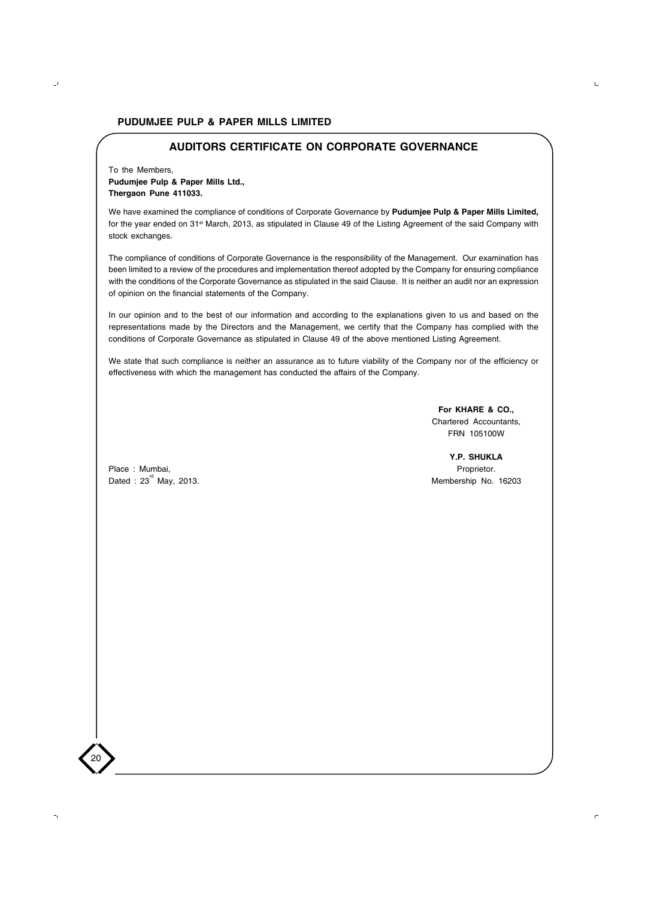## AUDITORS CERTIFICATE ON CORPORATE GOVERNANCE

To the Members,
**Pudumjee Pulp & Paper Mills Ltd.,**
**Thergaon Pune 411033.**

We have examined the compliance of conditions of Corporate Governance by **Pudumjee Pulp & Paper Mills Limited,** for the year ended on 31st March, 2013, as stipulated in Clause 49 of the Listing Agreement of the said Company with stock exchanges.

The compliance of conditions of Corporate Governance is the responsibility of the Management. Our examination has been limited to a review of the procedures and implementation thereof adopted by the Company for ensuring compliance with the conditions of the Corporate Governance as stipulated in the said Clause. It is neither an audit nor an expression of opinion on the financial statements of the Company.

In our opinion and to the best of our information and according to the explanations given to us and based on the representations made by the Directors and the Management, we certify that the Company has complied with the conditions of Corporate Governance as stipulated in Clause 49 of the above mentioned Listing Agreement.

We state that such compliance is neither an assurance as to future viability of the Company nor of the efficiency or effectiveness with which the management has conducted the affairs of the Company.

**For KHARE & CO.,**
Chartered Accountants,
FRN 105100W

**Y.P. SHUKLA**
Proprietor.
Membership No. 16203

Place : Mumbai,
Dated : 23rd May, 2013.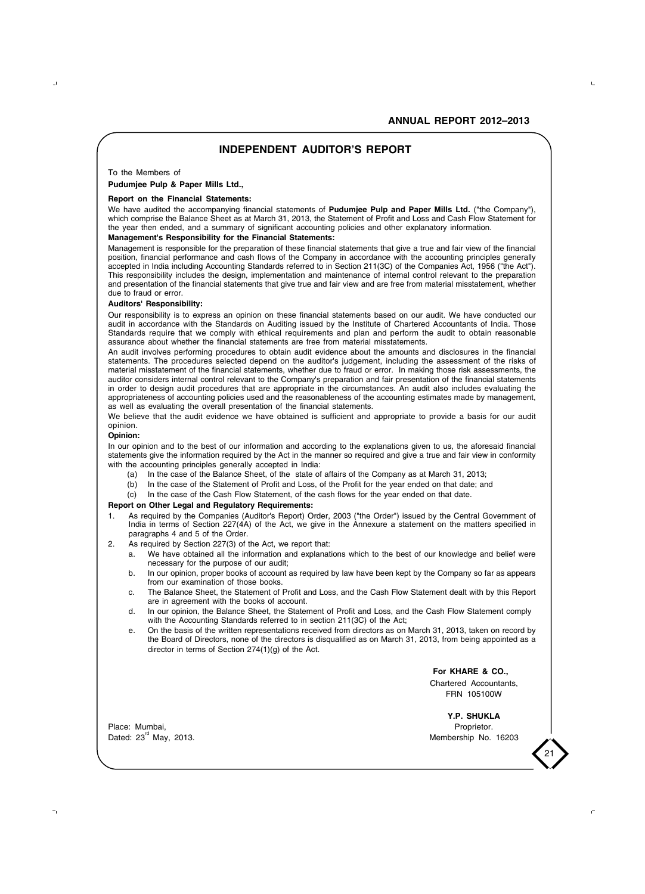# INDEPENDENT AUDITOR'S REPORT

To the Members of

**Pudumjee Pulp & Paper Mills Ltd.,**

**Report on the Financial Statements:**

We have audited the accompanying financial statements of **Pudumjee Pulp and Paper Mills Ltd.** ("the Company"), which comprise the Balance Sheet as at March 31, 2013, the Statement of Profit and Loss and Cash Flow Statement for the year then ended, and a summary of significant accounting policies and other explanatory information.

**Management's Responsibility for the Financial Statements:**

Management is responsible for the preparation of these financial statements that give a true and fair view of the financial position, financial performance and cash flows of the Company in accordance with the accounting principles generally accepted in India including Accounting Standards referred to in Section 211(3C) of the Companies Act, 1956 ("the Act"). This responsibility includes the design, implementation and maintenance of internal control relevant to the preparation and presentation of the financial statements that give true and fair view and are free from material misstatement, whether due to fraud or error.

**Auditors' Responsibility:**

Our responsibility is to express an opinion on these financial statements based on our audit. We have conducted our audit in accordance with the Standards on Auditing issued by the Institute of Chartered Accountants of India. Those Standards require that we comply with ethical requirements and plan and perform the audit to obtain reasonable assurance about whether the financial statements are free from material misstatements.

An audit involves performing procedures to obtain audit evidence about the amounts and disclosures in the financial statements. The procedures selected depend on the auditor's judgement, including the assessment of the risks of material misstatement of the financial statements, whether due to fraud or error. In making those risk assessments, the auditor considers internal control relevant to the Company's preparation and fair presentation of the financial statements in order to design audit procedures that are appropriate in the circumstances. An audit also includes evaluating the appropriateness of accounting policies used and the reasonableness of the accounting estimates made by management, as well as evaluating the overall presentation of the financial statements.

We believe that the audit evidence we have obtained is sufficient and appropriate to provide a basis for our audit opinion.

**Opinion:**

In our opinion and to the best of our information and according to the explanations given to us, the aforesaid financial statements give the information required by the Act in the manner so required and give a true and fair view in conformity with the accounting principles generally accepted in India:

(a) In the case of the Balance Sheet, of the state of affairs of the Company as at March 31, 2013;

(b) In the case of the Statement of Profit and Loss, of the Profit for the year ended on that date; and

(c) In the case of the Cash Flow Statement, of the cash flows for the year ended on that date.

**Report on Other Legal and Regulatory Requirements:**

1. As required by the Companies (Auditor's Report) Order, 2003 ("the Order") issued by the Central Government of India in terms of Section 227(4A) of the Act, we give in the Annexure a statement on the matters specified in paragraphs 4 and 5 of the Order.
2. As required by Section 227(3) of the Act, we report that:
   a. We have obtained all the information and explanations which to the best of our knowledge and belief were necessary for the purpose of our audit;
   b. In our opinion, proper books of account as required by law have been kept by the Company so far as appears from our examination of those books.
   c. The Balance Sheet, the Statement of Profit and Loss, and the Cash Flow Statement dealt with by this Report are in agreement with the books of account.
   d. In our opinion, the Balance Sheet, the Statement of Profit and Loss, and the Cash Flow Statement comply with the Accounting Standards referred to in section 211(3C) of the Act;
   e. On the basis of the written representations received from directors as on March 31, 2013, taken on record by the Board of Directors, none of the directors is disqualified as on March 31, 2013, from being appointed as a director in terms of Section 274(1)(g) of the Act.

**For KHARE & CO.,**
Chartered Accountants,
FRN 105100W

**Y.P. SHUKLA**
Proprietor.
Membership No. 16203

Place: Mumbai,
Dated: 23rd May, 2013.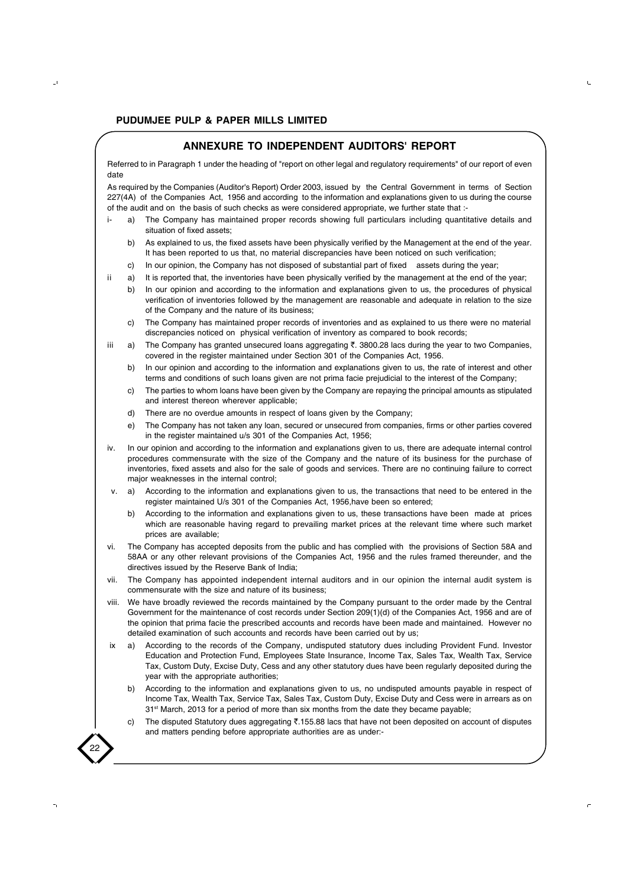## ANNEXURE TO INDEPENDENT AUDITORS' REPORT

Referred to in Paragraph 1 under the heading of "report on other legal and regulatory requirements" of our report of even date

As required by the Companies (Auditor's Report) Order 2003, issued by the Central Government in terms of Section 227(4A) of the Companies Act, 1956 and according to the information and explanations given to us during the course of the audit and on the basis of such checks as were considered appropriate, we further state that :-

i- a) The Company has maintained proper records showing full particulars including quantitative details and situation of fixed assets;

b) As explained to us, the fixed assets have been physically verified by the Management at the end of the year. It has been reported to us that, no material discrepancies have been noticed on such verification;

c) In our opinion, the Company has not disposed of substantial part of fixed assets during the year;

ii a) It is reported that, the inventories have been physically verified by the management at the end of the year;

b) In our opinion and according to the information and explanations given to us, the procedures of physical verification of inventories followed by the management are reasonable and adequate in relation to the size of the Company and the nature of its business;

c) The Company has maintained proper records of inventories and as explained to us there were no material discrepancies noticed on physical verification of inventory as compared to book records;

iii a) The Company has granted unsecured loans aggregating ₹. 3800.28 lacs during the year to two Companies, covered in the register maintained under Section 301 of the Companies Act, 1956.

b) In our opinion and according to the information and explanations given to us, the rate of interest and other terms and conditions of such loans given are not prima facie prejudicial to the interest of the Company;

c) The parties to whom loans have been given by the Company are repaying the principal amounts as stipulated and interest thereon wherever applicable;

d) There are no overdue amounts in respect of loans given by the Company;

e) The Company has not taken any loan, secured or unsecured from companies, firms or other parties covered in the register maintained u/s 301 of the Companies Act, 1956;

iv. In our opinion and according to the information and explanations given to us, there are adequate internal control procedures commensurate with the size of the Company and the nature of its business for the purchase of inventories, fixed assets and also for the sale of goods and services. There are no continuing failure to correct major weaknesses in the internal control;

v. a) According to the information and explanations given to us, the transactions that need to be entered in the register maintained U/s 301 of the Companies Act, 1956,have been so entered;

b) According to the information and explanations given to us, these transactions have been made at prices which are reasonable having regard to prevailing market prices at the relevant time where such market prices are available;

vi. The Company has accepted deposits from the public and has complied with the provisions of Section 58A and 58AA or any other relevant provisions of the Companies Act, 1956 and the rules framed thereunder, and the directives issued by the Reserve Bank of India;

vii. The Company has appointed independent internal auditors and in our opinion the internal audit system is commensurate with the size and nature of its business;

viii. We have broadly reviewed the records maintained by the Company pursuant to the order made by the Central Government for the maintenance of cost records under Section 209(1)(d) of the Companies Act, 1956 and are of the opinion that prima facie the prescribed accounts and records have been made and maintained. However no detailed examination of such accounts and records have been carried out by us;

ix a) According to the records of the Company, undisputed statutory dues including Provident Fund. Investor Education and Protection Fund, Employees State Insurance, Income Tax, Sales Tax, Wealth Tax, Service Tax, Custom Duty, Excise Duty, Cess and any other statutory dues have been regularly deposited during the year with the appropriate authorities;

b) According to the information and explanations given to us, no undisputed amounts payable in respect of Income Tax, Wealth Tax, Service Tax, Sales Tax, Custom Duty, Excise Duty and Cess were in arrears as on 31st March, 2013 for a period of more than six months from the date they became payable;

c) The disputed Statutory dues aggregating ₹.155.88 lacs that have not been deposited on account of disputes and matters pending before appropriate authorities are as under:-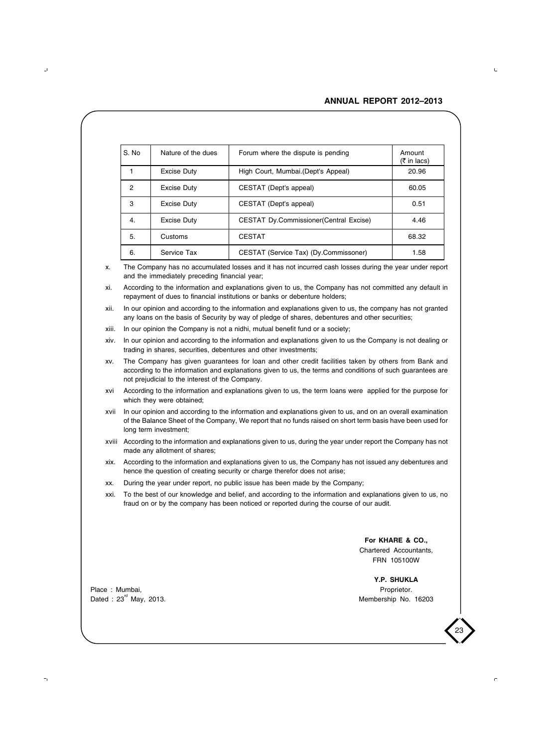| S. No | Nature of the dues | Forum where the dispute is pending | Amount (₹ in lacs) |
|---|---|---|---|
| 1 | Excise Duty | High Court, Mumbai.(Dept's Appeal) | 20.96 |
| 2 | Excise Duty | CESTAT (Dept's appeal) | 60.05 |
| 3 | Excise Duty | CESTAT (Dept's appeal) | 0.51 |
| 4. | Excise Duty | CESTAT Dy.Commissioner(Central Excise) | 4.46 |
| 5. | Customs | CESTAT | 68.32 |
| 6. | Service Tax | CESTAT (Service Tax) (Dy.Commissoner) | 1.58 |

x. The Company has no accumulated losses and it has not incurred cash losses during the year under report and the immediately preceding financial year;

xi. According to the information and explanations given to us, the Company has not committed any default in repayment of dues to financial institutions or banks or debenture holders;

xii. In our opinion and according to the information and explanations given to us, the company has not granted any loans on the basis of Security by way of pledge of shares, debentures and other securities;

xiii. In our opinion the Company is not a nidhi, mutual benefit fund or a society;

xiv. In our opinion and according to the information and explanations given to us the Company is not dealing or trading in shares, securities, debentures and other investments;

xv. The Company has given guarantees for loan and other credit facilities taken by others from Bank and according to the information and explanations given to us, the terms and conditions of such guarantees are not prejudicial to the interest of the Company.

xvi According to the information and explanations given to us, the term loans were applied for the purpose for which they were obtained;

xvii In our opinion and according to the information and explanations given to us, and on an overall examination of the Balance Sheet of the Company, We report that no funds raised on short term basis have been used for long term investment;

xviii According to the information and explanations given to us, during the year under report the Company has not made any allotment of shares;

xix. According to the information and explanations given to us, the Company has not issued any debentures and hence the question of creating security or charge therefor does not arise;

xx. During the year under report, no public issue has been made by the Company;

xxi. To the best of our knowledge and belief, and according to the information and explanations given to us, no fraud on or by the company has been noticed or reported during the course of our audit.

**For KHARE & CO.,**
Chartered Accountants,
FRN 105100W

**Y.P. SHUKLA**
Proprietor.
Membership No. 16203

Place : Mumbai,
Dated : 23rd May, 2013.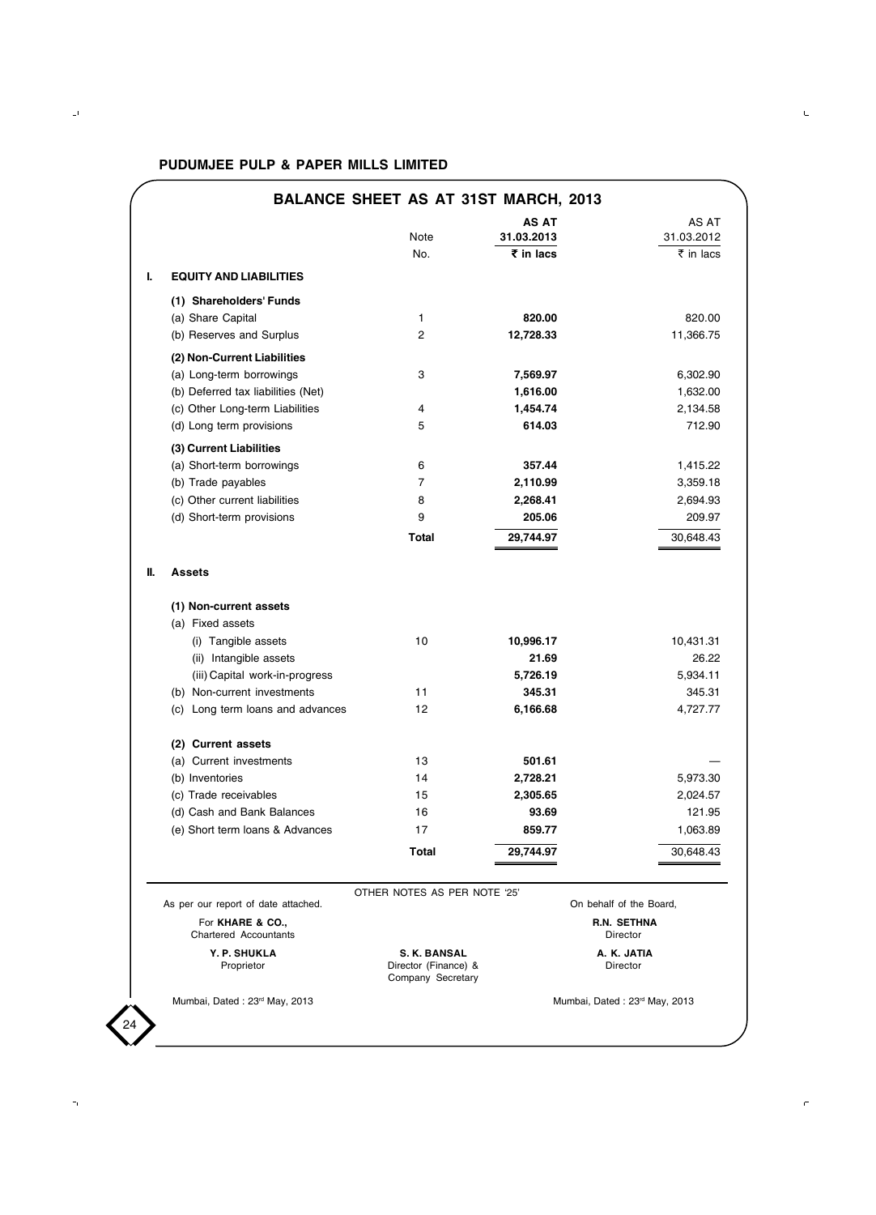## PUDUMJEE PULP & PAPER MILLS LIMITED

### BALANCE SHEET AS AT 31ST MARCH, 2013

| | | Note No. | AS AT 31.03.2013 ₹ in lacs | AS AT 31.03.2012 ₹ in lacs |
|---|---|---|---|---|
| **I.** | **EQUITY AND LIABILITIES** | | | |
| | **(1) Shareholders' Funds** | | | |
| | (a) Share Capital | 1 | **820.00** | 820.00 |
| | (b) Reserves and Surplus | 2 | **12,728.33** | 11,366.75 |
| | **(2) Non-Current Liabilities** | | | |
| | (a) Long-term borrowings | 3 | **7,569.97** | 6,302.90 |
| | (b) Deferred tax liabilities (Net) | | **1,616.00** | 1,632.00 |
| | (c) Other Long-term Liabilities | 4 | **1,454.74** | 2,134.58 |
| | (d) Long term provisions | 5 | **614.03** | 712.90 |
| | **(3) Current Liabilities** | | | |
| | (a) Short-term borrowings | 6 | **357.44** | 1,415.22 |
| | (b) Trade payables | 7 | **2,110.99** | 3,359.18 |
| | (c) Other current liabilities | 8 | **2,268.41** | 2,694.93 |
| | (d) Short-term provisions | 9 | **205.06** | 209.97 |
| | | **Total** | **29,744.97** | 30,648.43 |
| **II.** | **Assets** | | | |
| | **(1) Non-current assets** | | | |
| | (a) Fixed assets | | | |
| | (i) Tangible assets | 10 | **10,996.17** | 10,431.31 |
| | (ii) Intangible assets | | **21.69** | 26.22 |
| | (iii) Capital work-in-progress | | **5,726.19** | 5,934.11 |
| | (b) Non-current investments | 11 | **345.31** | 345.31 |
| | (c) Long term loans and advances | 12 | **6,166.68** | 4,727.77 |
| | **(2) Current assets** | | | |
| | (a) Current investments | 13 | **501.61** | — |
| | (b) Inventories | 14 | **2,728.21** | 5,973.30 |
| | (c) Trade receivables | 15 | **2,305.65** | 2,024.57 |
| | (d) Cash and Bank Balances | 16 | **93.69** | 121.95 |
| | (e) Short term loans & Advances | 17 | **859.77** | 1,063.89 |
| | | **Total** | **29,744.97** | 30,648.43 |

OTHER NOTES AS PER NOTE '25'

As per our report of date attached.

For **KHARE & CO.,**
Chartered Accountants

**Y. P. SHUKLA**
Proprietor

Mumbai, Dated : 23rd May, 2013

**S. K. BANSAL**
Director (Finance) &
Company Secretary

On behalf of the Board,

**R.N. SETHNA**
Director

**A. K. JATIA**
Director

Mumbai, Dated : 23rd May, 2013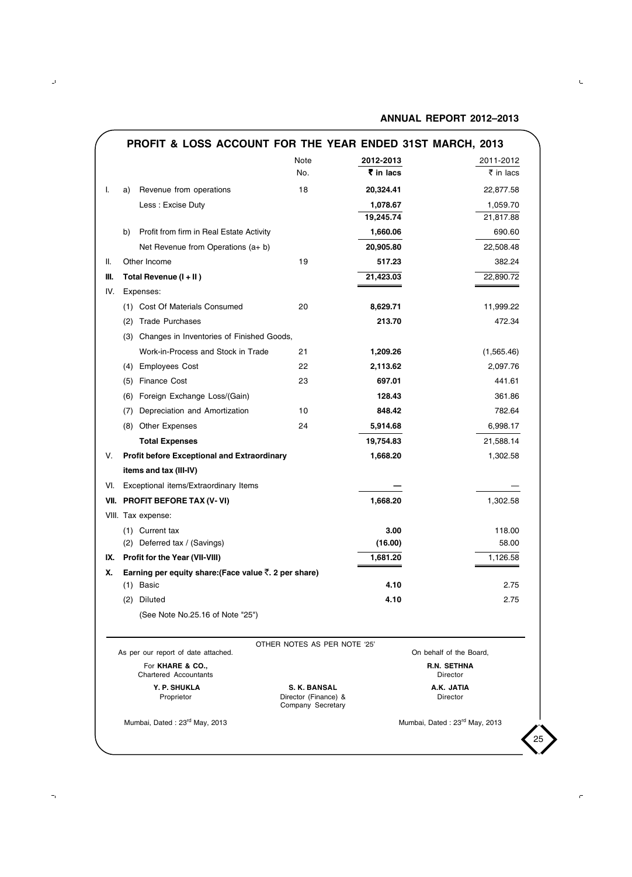# PROFIT & LOSS ACCOUNT FOR THE YEAR ENDED 31ST MARCH, 2013

| | | Note No. | 2012-2013 ₹ in lacs | 2011-2012 ₹ in lacs |
|---|---|---|---|---|
| I. | a) Revenue from operations | 18 | **20,324.41** | 22,877.58 |
| | Less : Excise Duty | | **1,078.67** | 1,059.70 |
| | | | **19,245.74** | 21,817.88 |
| | b) Profit from firm in Real Estate Activity | | **1,660.06** | 690.60 |
| | Net Revenue from Operations (a+ b) | | **20,905.80** | 22,508.48 |
| II. | Other Income | 19 | **517.23** | 382.24 |
| **III.** | **Total Revenue (I + II )** | | **21,423.03** | 22,890.72 |
| IV. | Expenses: | | | |
| | (1) Cost Of Materials Consumed | 20 | **8,629.71** | 11,999.22 |
| | (2) Trade Purchases | | **213.70** | 472.34 |
| | (3) Changes in Inventories of Finished Goods, Work-in-Process and Stock in Trade | 21 | **1,209.26** | (1,565.46) |
| | (4) Employees Cost | 22 | **2,113.62** | 2,097.76 |
| | (5) Finance Cost | 23 | **697.01** | 441.61 |
| | (6) Foreign Exchange Loss/(Gain) | | **128.43** | 361.86 |
| | (7) Depreciation and Amortization | 10 | **848.42** | 782.64 |
| | (8) Other Expenses | 24 | **5,914.68** | 6,998.17 |
| | **Total Expenses** | | **19,754.83** | 21,588.14 |
| V. | **Profit before Exceptional and Extraordinary items and tax (III-IV)** | | **1,668.20** | 1,302.58 |
| VI. | Exceptional items/Extraordinary Items | | **—** | — |
| **VII.** | **PROFIT BEFORE TAX (V- VI)** | | **1,668.20** | 1,302.58 |
| VIII. | Tax expense: | | | |
| | (1) Current tax | | **3.00** | 118.00 |
| | (2) Deferred tax / (Savings) | | **(16.00)** | 58.00 |
| **IX.** | **Profit for the Year (VII-VIII)** | | **1,681.20** | 1,126.58 |
| **X.** | **Earning per equity share:(Face value ₹. 2 per share)** | | | |
| | (1) Basic | | **4.10** | 2.75 |
| | (2) Diluted | | **4.10** | 2.75 |
| | (See Note No.25.16 of Note "25") | | | |

OTHER NOTES AS PER NOTE '25'

As per our report of date attached.

For **KHARE & CO.,**
Chartered Accountants

**Y. P. SHUKLA**
Proprietor

Mumbai, Dated : 23rd May, 2013

**S. K. BANSAL**
Director (Finance) &
Company Secretary

On behalf of the Board,

**R.N. SETHNA**
Director

**A.K. JATIA**
Director

Mumbai, Dated : 23rd May, 2013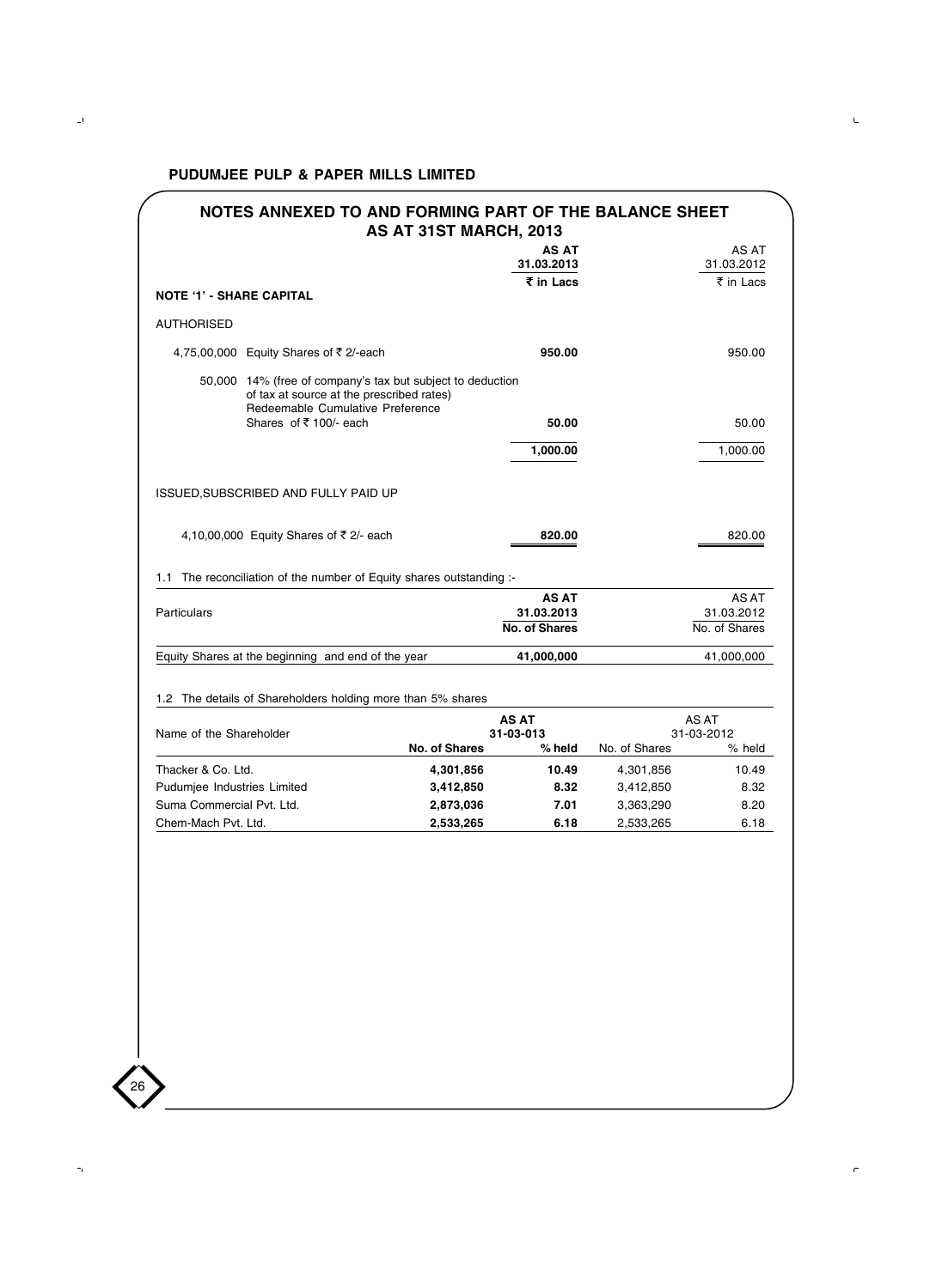# NOTES ANNEXED TO AND FORMING PART OF THE BALANCE SHEET AS AT 31ST MARCH, 2013

| | AS AT 31.03.2013 | AS AT 31.03.2012 |
|---|---|---|
| | ₹ in Lacs | ₹ in Lacs |
| **NOTE '1' - SHARE CAPITAL** | | |
| AUTHORISED | | |
| 4,75,00,000 Equity Shares of ₹ 2/-each | **950.00** | 950.00 |
| 50,000 14% (free of company's tax but subject to deduction of tax at source at the prescribed rates) Redeemable Cumulative Preference Shares of ₹ 100/- each | **50.00** | 50.00 |
| | **1,000.00** | 1,000.00 |
| ISSUED,SUBSCRIBED AND FULLY PAID UP | | |
| 4,10,00,000 Equity Shares of ₹ 2/- each | **820.00** | 820.00 |

1.1 The reconciliation of the number of Equity shares outstanding :-

| Particulars | AS AT 31.03.2013 No. of Shares | AS AT 31.03.2012 No. of Shares |
|---|---|---|
| Equity Shares at the beginning and end of the year | **41,000,000** | 41,000,000 |

1.2 The details of Shareholders holding more than 5% shares

| Name of the Shareholder | AS AT 31-03-013 | | AS AT 31-03-2012 | |
|---|---|---|---|---|
| | **No. of Shares** | **% held** | No. of Shares | % held |
| Thacker & Co. Ltd. | **4,301,856** | **10.49** | 4,301,856 | 10.49 |
| Pudumjee Industries Limited | **3,412,850** | **8.32** | 3,412,850 | 8.32 |
| Suma Commercial Pvt. Ltd. | **2,873,036** | **7.01** | 3,363,290 | 8.20 |
| Chem-Mach Pvt. Ltd. | **2,533,265** | **6.18** | 2,533,265 | 6.18 |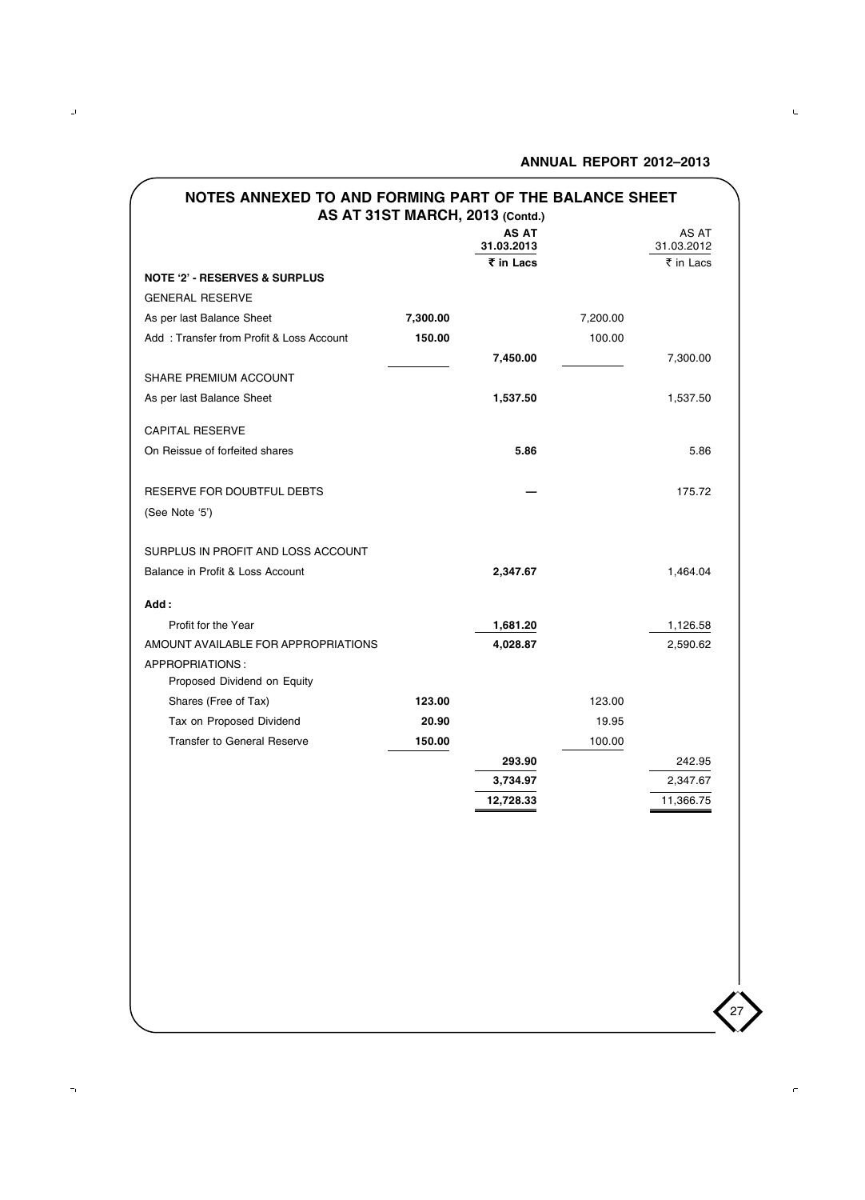## NOTES ANNEXED TO AND FORMING PART OF THE BALANCE SHEET AS AT 31ST MARCH, 2013 (Contd.)

| | | AS AT 31.03.2013 ₹ in Lacs | | AS AT 31.03.2012 ₹ in Lacs |
|---|---|---|---|---|
| **NOTE '2' - RESERVES & SURPLUS** | | | | |
| GENERAL RESERVE | | | | |
| As per last Balance Sheet | **7,300.00** | | 7,200.00 | |
| Add : Transfer from Profit & Loss Account | **150.00** | | 100.00 | |
| | | **7,450.00** | | 7,300.00 |
| SHARE PREMIUM ACCOUNT | | | | |
| As per last Balance Sheet | | **1,537.50** | | 1,537.50 |
| CAPITAL RESERVE | | | | |
| On Reissue of forfeited shares | | **5.86** | | 5.86 |
| RESERVE FOR DOUBTFUL DEBTS | | **—** | | 175.72 |
| (See Note '5') | | | | |
| SURPLUS IN PROFIT AND LOSS ACCOUNT | | | | |
| Balance in Profit & Loss Account | | **2,347.67** | | 1,464.04 |
| **Add :** | | | | |
| Profit for the Year | | **1,681.20** | | 1,126.58 |
| AMOUNT AVAILABLE FOR APPROPRIATIONS | | **4,028.87** | | 2,590.62 |
| APPROPRIATIONS : | | | | |
| Proposed Dividend on Equity Shares (Free of Tax) | **123.00** | | 123.00 | |
| Tax on Proposed Dividend | **20.90** | | 19.95 | |
| Transfer to General Reserve | **150.00** | | 100.00 | |
| | | **293.90** | | 242.95 |
| | | **3,734.97** | | 2,347.67 |
| | | **12,728.33** | | 11,366.75 |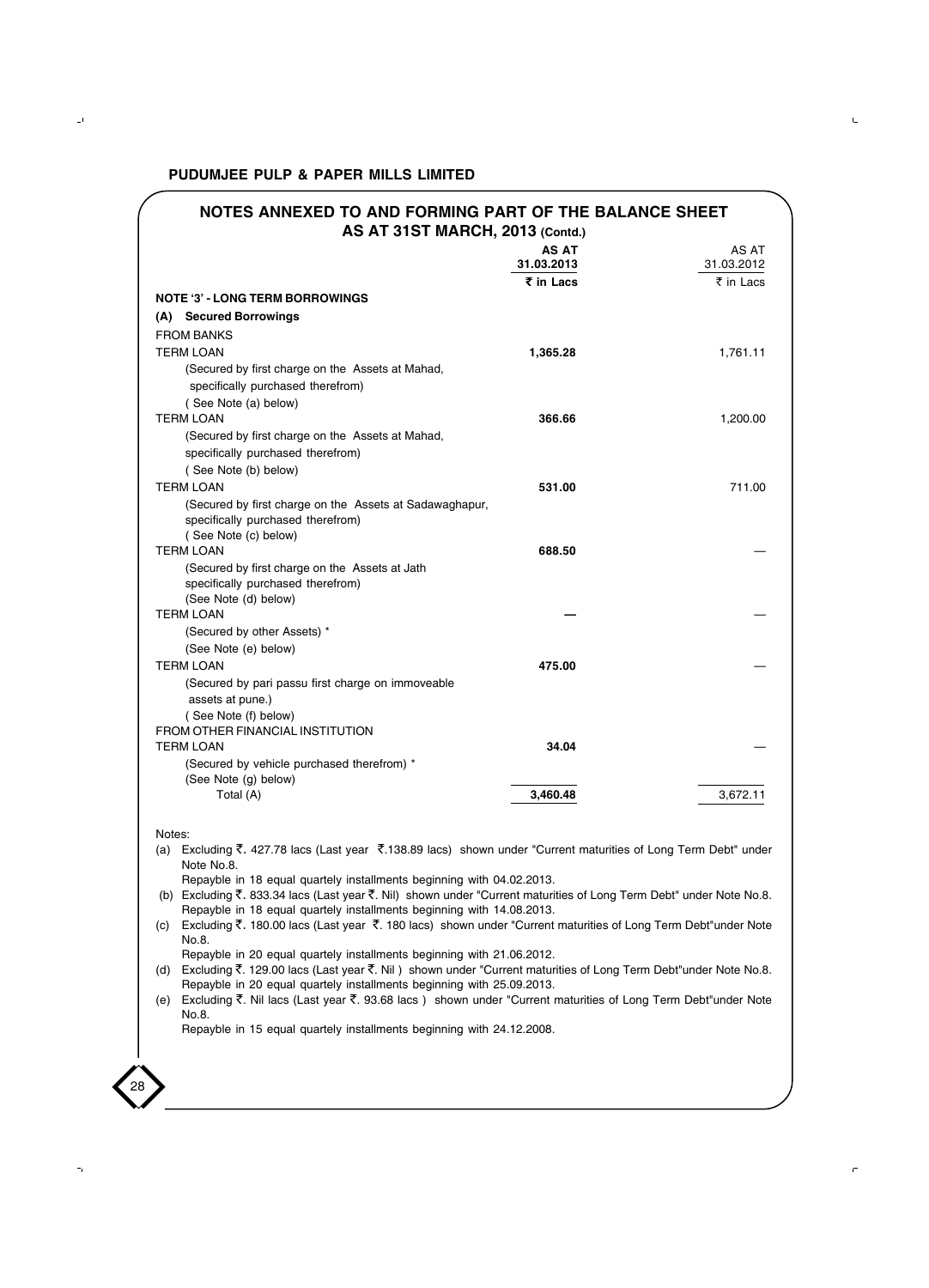## NOTES ANNEXED TO AND FORMING PART OF THE BALANCE SHEET AS AT 31ST MARCH, 2013 (Contd.)

| | AS AT 31.03.2013 ₹ in Lacs | AS AT 31.03.2012 ₹ in Lacs |
|---|---|---|
| **NOTE '3' - LONG TERM BORROWINGS** | | |
| **(A) Secured Borrowings** | | |
| FROM BANKS | | |
| TERM LOAN | **1,365.28** | 1,761.11 |
| (Secured by first charge on the Assets at Mahad, specifically purchased therefrom) ( See Note (a) below) | | |
| TERM LOAN | **366.66** | 1,200.00 |
| (Secured by first charge on the Assets at Mahad, specifically purchased therefrom) ( See Note (b) below) | | |
| TERM LOAN | **531.00** | 711.00 |
| (Secured by first charge on the Assets at Sadawaghapur, specifically purchased therefrom) ( See Note (c) below) | | |
| TERM LOAN | **688.50** | — |
| (Secured by first charge on the Assets at Jath specifically purchased therefrom) (See Note (d) below) | | |
| TERM LOAN | **—** | — |
| (Secured by other Assets) * (See Note (e) below) | | |
| TERM LOAN | **475.00** | — |
| (Secured by pari passu first charge on immoveable assets at pune.) ( See Note (f) below) | | |
| FROM OTHER FINANCIAL INSTITUTION | | |
| TERM LOAN | **34.04** | — |
| (Secured by vehicle purchased therefrom) * (See Note (g) below) | | |
| Total (A) | **3,460.48** | 3,672.11 |

Notes:

(a) Excluding ₹. 427.78 lacs (Last year ₹.138.89 lacs) shown under "Current maturities of Long Term Debt" under Note No.8.
Repayble in 18 equal quartely installments beginning with 04.02.2013.

(b) Excluding ₹. 833.34 lacs (Last year ₹. Nil) shown under "Current maturities of Long Term Debt" under Note No.8.
Repayble in 18 equal quartely installments beginning with 14.08.2013.

(c) Excluding ₹. 180.00 lacs (Last year ₹. 180 lacs) shown under "Current maturities of Long Term Debt"under Note No.8.
Repayble in 20 equal quartely installments beginning with 21.06.2012.

(d) Excluding ₹. 129.00 lacs (Last year ₹. Nil ) shown under "Current maturities of Long Term Debt"under Note No.8.
Repayble in 20 equal quartely installments beginning with 25.09.2013.

(e) Excluding ₹. Nil lacs (Last year ₹. 93.68 lacs ) shown under "Current maturities of Long Term Debt"under Note No.8.
Repayble in 15 equal quartely installments beginning with 24.12.2008.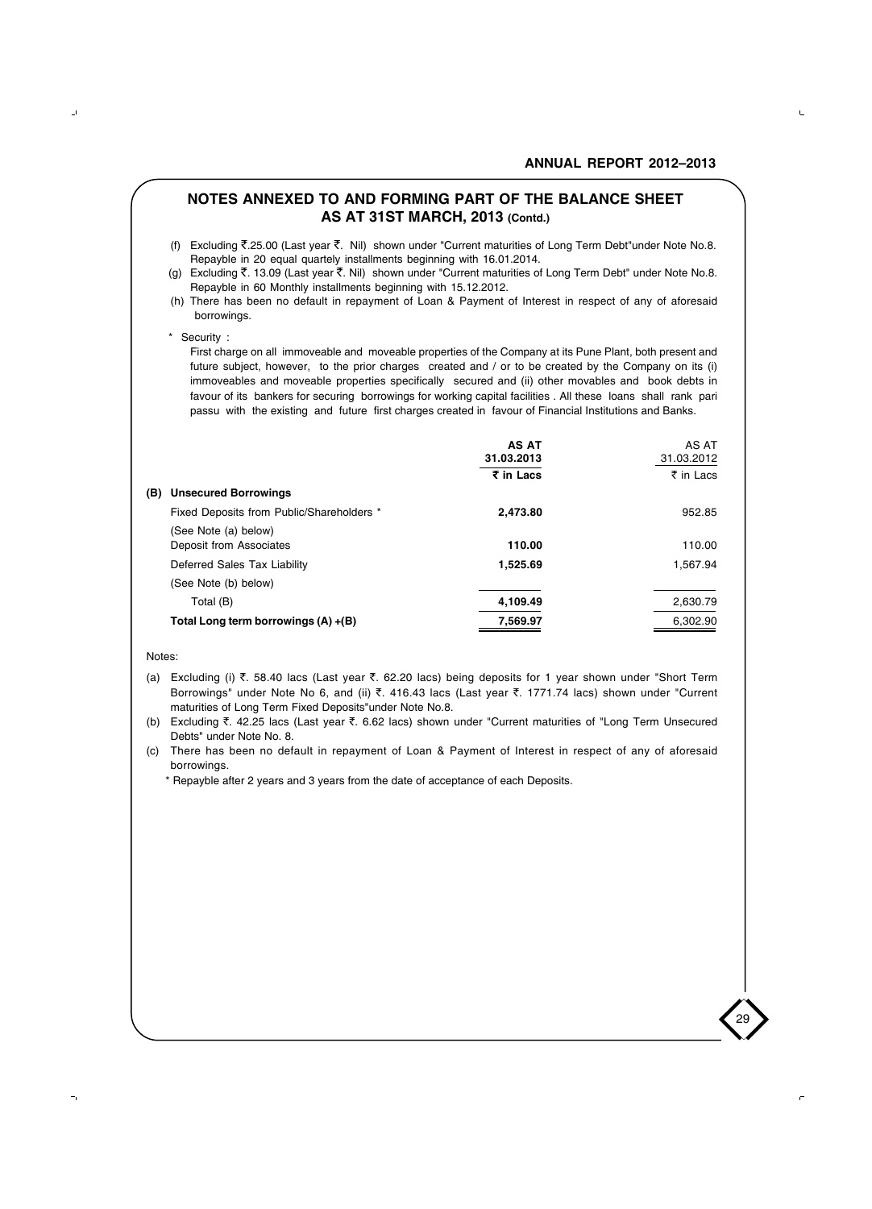## NOTES ANNEXED TO AND FORMING PART OF THE BALANCE SHEET AS AT 31ST MARCH, 2013 (Contd.)

(f) Excluding ₹.25.00 (Last year ₹. Nil) shown under "Current maturities of Long Term Debt"under Note No.8. Repayble in 20 equal quartely installments beginning with 16.01.2014.

(g) Excluding ₹. 13.09 (Last year ₹. Nil) shown under "Current maturities of Long Term Debt" under Note No.8. Repayble in 60 Monthly installments beginning with 15.12.2012.

(h) There has been no default in repayment of Loan & Payment of Interest in respect of any of aforesaid borrowings.

\* Security :

First charge on all immoveable and moveable properties of the Company at its Pune Plant, both present and future subject, however, to the prior charges created and / or to be created by the Company on its (i) immoveables and moveable properties specifically secured and (ii) other movables and book debts in favour of its bankers for securing borrowings for working capital facilities . All these loans shall rank pari passu with the existing and future first charges created in favour of Financial Institutions and Banks.

| | AS AT 31.03.2013 ₹ in Lacs | AS AT 31.03.2012 ₹ in Lacs |
|---|---|---|
| **(B) Unsecured Borrowings** | | |
| Fixed Deposits from Public/Shareholders * (See Note (a) below) | **2,473.80** | 952.85 |
| Deposit from Associates | **110.00** | 110.00 |
| Deferred Sales Tax Liability (See Note (b) below) | **1,525.69** | 1,567.94 |
| Total (B) | **4,109.49** | 2,630.79 |
| **Total Long term borrowings (A) +(B)** | **7,569.97** | 6,302.90 |

Notes:

(a) Excluding (i) ₹. 58.40 lacs (Last year ₹. 62.20 lacs) being deposits for 1 year shown under "Short Term Borrowings" under Note No 6, and (ii) ₹. 416.43 lacs (Last year ₹. 1771.74 lacs) shown under "Current maturities of Long Term Fixed Deposits"under Note No.8.

(b) Excluding ₹. 42.25 lacs (Last year ₹. 6.62 lacs) shown under "Current maturities of "Long Term Unsecured Debts" under Note No. 8.

(c) There has been no default in repayment of Loan & Payment of Interest in respect of any of aforesaid borrowings.

\* Repayble after 2 years and 3 years from the date of acceptance of each Deposits.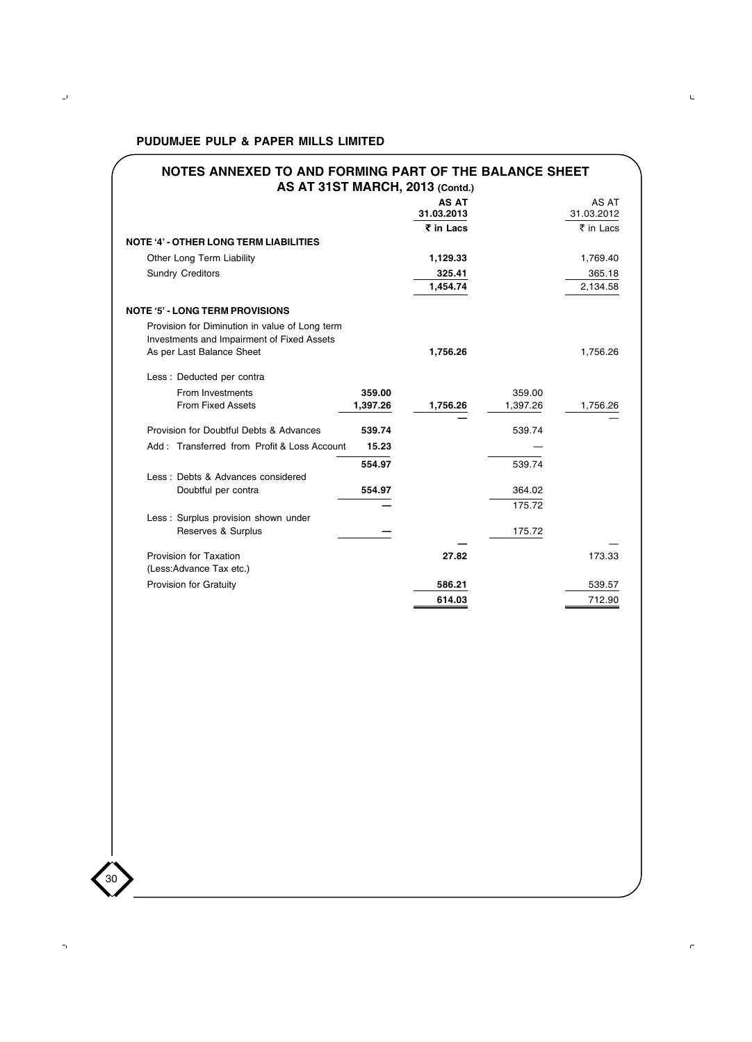**PUDUMJEE PULP & PAPER MILLS LIMITED**

## NOTES ANNEXED TO AND FORMING PART OF THE BALANCE SHEET AS AT 31ST MARCH, 2013 (Contd.)

| | | AS AT 31.03.2013 | | AS AT 31.03.2012 |
|---|---|---|---|---|
| | | ₹ in Lacs | | ₹ in Lacs |
| **NOTE '4' - OTHER LONG TERM LIABILITIES** | | | | |
| Other Long Term Liability | | **1,129.33** | | 1,769.40 |
| Sundry Creditors | | **325.41** | | 365.18 |
| | | **1,454.74** | | 2,134.58 |
| **NOTE '5' - LONG TERM PROVISIONS** | | | | |
| Provision for Diminution in value of Long term Investments and Impairment of Fixed Assets As per Last Balance Sheet | | **1,756.26** | | 1,756.26 |
| Less : Deducted per contra | | | | |
| From Investments | **359.00** | | 359.00 | |
| From Fixed Assets | **1,397.26** | **1,756.26** | 1,397.26 | 1,756.26 |
| | | **—** | | — |
| Provision for Doubtful Debts & Advances | **539.74** | | 539.74 | |
| Add : Transferred from Profit & Loss Account | **15.23** | | — | |
| | **554.97** | | 539.74 | |
| Less : Debts & Advances considered Doubtful per contra | **554.97** | | 364.02 | |
| | **—** | | 175.72 | |
| Less : Surplus provision shown under Reserves & Surplus | **—** | | 175.72 | |
| | | **—** | | — |
| Provision for Taxation (Less:Advance Tax etc.) | | **27.82** | | 173.33 |
| Provision for Gratuity | | **586.21** | | 539.57 |
| | | **614.03** | | 712.90 |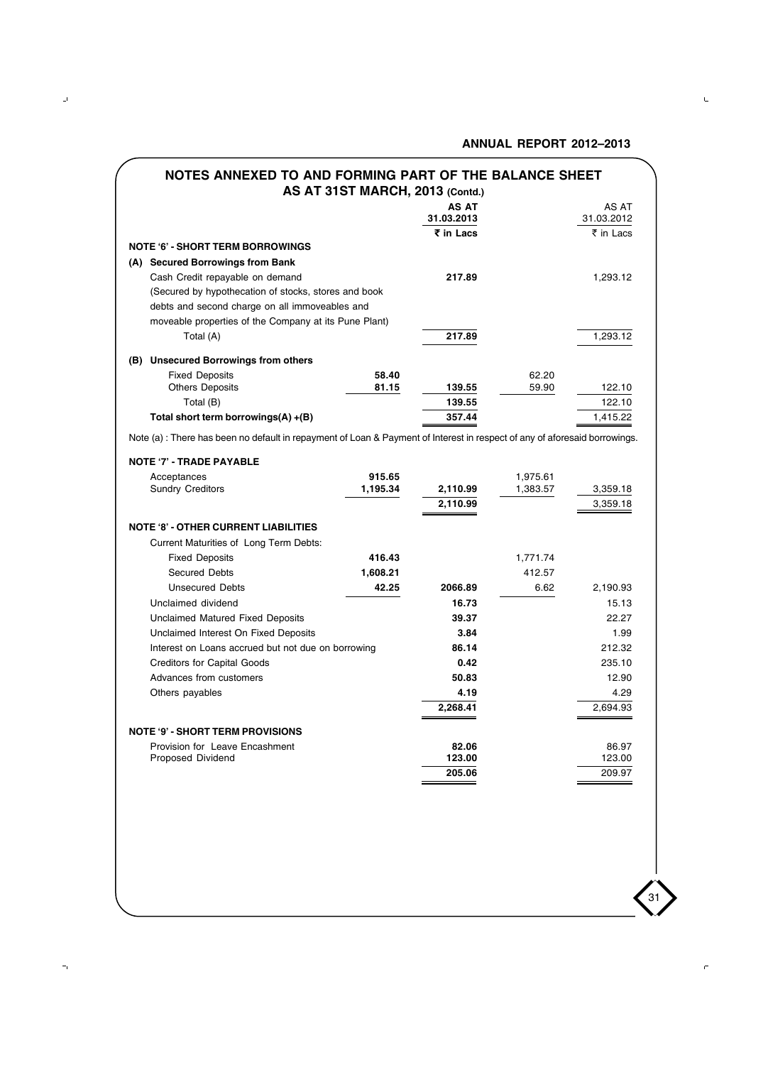## NOTES ANNEXED TO AND FORMING PART OF THE BALANCE SHEET AS AT 31ST MARCH, 2013 (Contd.)

| | | **AS AT 31.03.2013** | | AS AT 31.03.2012 |
|---|---|---|---|---|
| | | **₹ in Lacs** | | ₹ in Lacs |
| **NOTE '6' - SHORT TERM BORROWINGS** | | | | |
| **(A) Secured Borrowings from Bank** | | | | |
| Cash Credit repayable on demand (Secured by hypothecation of stocks, stores and book debts and second charge on all immoveables and moveable properties of the Company at its Pune Plant) | | **217.89** | | 1,293.12 |
| Total (A) | | **217.89** | | 1,293.12 |
| **(B) Unsecured Borrowings from others** | | | | |
| Fixed Deposits | **58.40** | | 62.20 | |
| Others Deposits | **81.15** | **139.55** | 59.90 | 122.10 |
| Total (B) | | **139.55** | | 122.10 |
| **Total short term borrowings(A) +(B)** | | **357.44** | | 1,415.22 |

Note (a) : There has been no default in repayment of Loan & Payment of Interest in respect of any of aforesaid borrowings.

| | | | | |
|---|---|---|---|---|
| **NOTE '7' - TRADE PAYABLE** | | | | |
| Acceptances | **915.65** | | 1,975.61 | |
| Sundry Creditors | **1,195.34** | **2,110.99** | 1,383.57 | 3,359.18 |
| | | **2,110.99** | | 3,359.18 |
| **NOTE '8' - OTHER CURRENT LIABILITIES** | | | | |
| Current Maturities of Long Term Debts: | | | | |
| Fixed Deposits | **416.43** | | 1,771.74 | |
| Secured Debts | **1,608.21** | | 412.57 | |
| Unsecured Debts | **42.25** | **2066.89** | 6.62 | 2,190.93 |
| Unclaimed dividend | | **16.73** | | 15.13 |
| Unclaimed Matured Fixed Deposits | | **39.37** | | 22.27 |
| Unclaimed Interest On Fixed Deposits | | **3.84** | | 1.99 |
| Interest on Loans accrued but not due on borrowing | | **86.14** | | 212.32 |
| Creditors for Capital Goods | | **0.42** | | 235.10 |
| Advances from customers | | **50.83** | | 12.90 |
| Others payables | | **4.19** | | 4.29 |
| | | **2,268.41** | | 2,694.93 |
| **NOTE '9' - SHORT TERM PROVISIONS** | | | | |
| Provision for Leave Encashment | | **82.06** | | 86.97 |
| Proposed Dividend | | **123.00** | | 123.00 |
| | | **205.06** | | 209.97 |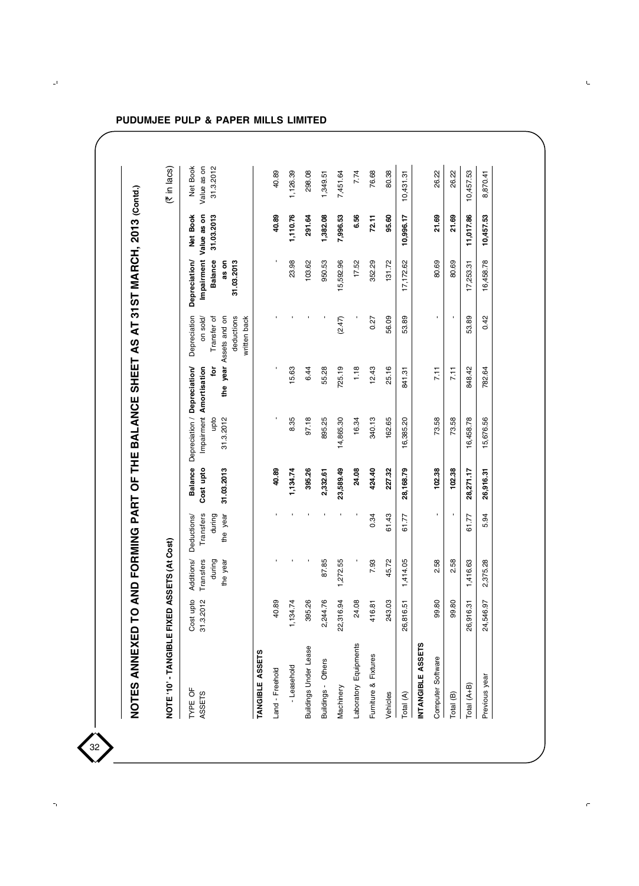# NOTES ANNEXED TO AND FORMING PART OF THE BALANCE SHEET AS AT 31ST MARCH, 2013 (Contd.)

## NOTE '10' - TANGIBLE FIXED ASSETS (At Cost)

(₹ in lacs)

| TYPE OF ASSETS | Cost upto 31.3.2012 | Additions/ Transfers during the year | Deductions/ Transfers during the year | Balance Cost upto 31.03.2013 | Depreciation / Impairment upto 31.3.2012 | Depreciation/ Amortisation for the year | Depreciation on sold/ Transfer of Assets and on deductions written back | Depreciation/ Impairment Balance as on 31.03.2013 | Net Book Value as on 31.03.2013 | Net Book Value as on 31.3.2012 |
|---|---|---|---|---|---|---|---|---|---|---|
| **TANGIBLE ASSETS** | | | | | | | | | | |
| Land - Freehold | 40.89 | - | - | **40.89** | - | - | - | - | **40.89** | 40.89 |
| - Leasehold | 1,134.74 | - | - | **1,134.74** | 8.35 | 15.63 | - | 23.98 | **1,110.76** | 1,126.39 |
| Buildings Under Lease | 395.26 | - | - | **395.26** | 97.18 | 6.44 | - | 103.62 | **291.64** | 298.08 |
| Buildings - Others | 2,244.76 | 87.85 | - | **2,332.61** | 895.25 | 55.28 | - | 950.53 | **1,382.08** | 1,349.51 |
| Machinery | 22,316.94 | 1,272.55 | - | **23,589.49** | 14,865.30 | 725.19 | (2.47) | 15,592.96 | **7,996.53** | 7,451.64 |
| Laboratory Equipments | 24.08 | - | - | **24.08** | 16.34 | 1.18 | - | 17.52 | **6.56** | 7.74 |
| Furniture & Fixtures | 416.81 | 7.93 | 0.34 | **424.40** | 340.13 | 12.43 | 0.27 | 352.29 | **72.11** | 76.68 |
| Vehicles | 243.03 | 45.72 | 61.43 | **227.32** | 162.65 | 25.16 | 56.09 | 131.72 | **95.60** | 80.38 |
| Total (A) | 26,816.51 | 1,414.05 | 61.77 | **28,168.79** | 16,385.20 | 841.31 | 53.89 | 17,172.62 | **10,996.17** | 10,431.31 |
| **INTANGIBLE ASSETS** | | | | | | | | | | |
| Computer Software | 99.80 | 2.58 | - | **102.38** | 73.58 | 7.11 | - | 80.69 | **21.69** | 26.22 |
| Total (B) | 99.80 | 2.58 | - | **102.38** | 73.58 | 7.11 | - | 80.69 | **21.69** | 26.22 |
| Total (A+B) | 26,916.31 | 1,416.63 | 61.77 | **28,271.17** | 16,458.78 | 848.42 | 53.89 | 17,253.31 | **11,017.86** | 10,457.53 |
| Previous year | 24,546.97 | 2,375.28 | 5.94 | **26,916.31** | 15,676.56 | 782.64 | 0.42 | 16,458.78 | **10,457.53** | 8,870.41 |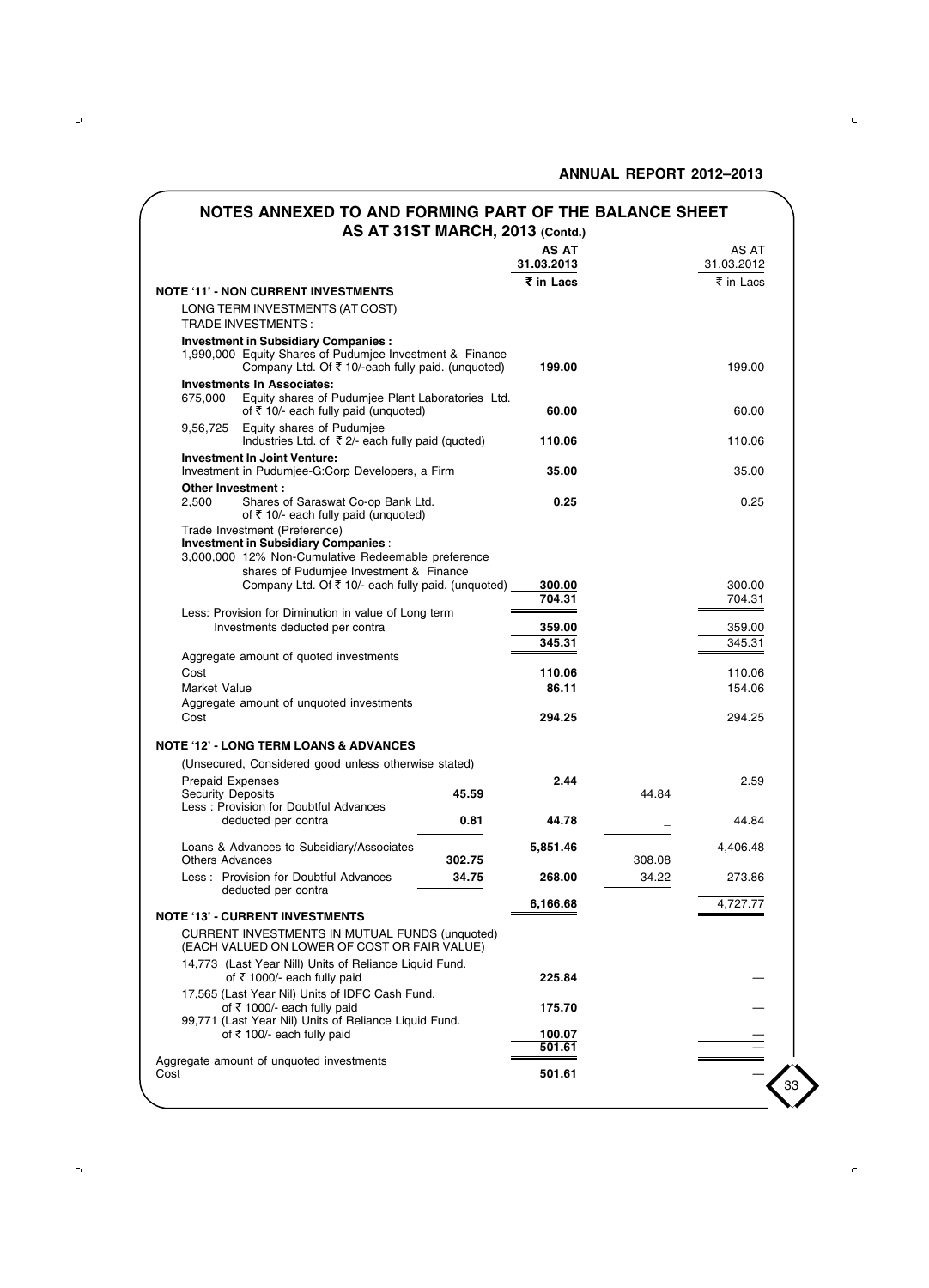## NOTES ANNEXED TO AND FORMING PART OF THE BALANCE SHEET AS AT 31ST MARCH, 2013 (Contd.)

| | | AS AT 31.03.2013 | | AS AT 31.03.2012 |
|---|---|---|---|---|
| | | ₹ in Lacs | | ₹ in Lacs |
| **NOTE '11' - NON CURRENT INVESTMENTS** | | | | |
| LONG TERM INVESTMENTS (AT COST) | | | | |
| TRADE INVESTMENTS : | | | | |
| **Investment in Subsidiary Companies :** | | | | |
| 1,990,000 Equity Shares of Pudumjee Investment & Finance Company Ltd. Of ₹ 10/-each fully paid. (unquoted) | | **199.00** | | 199.00 |
| **Investments In Associates:** | | | | |
| 675,000 Equity shares of Pudumjee Plant Laboratories Ltd. of ₹ 10/- each fully paid (unquoted) | | **60.00** | | 60.00 |
| 9,56,725 Equity shares of Pudumjee Industries Ltd. of ₹ 2/- each fully paid (quoted) | | **110.06** | | 110.06 |
| **Investment In Joint Venture:** | | | | |
| Investment in Pudumjee-G:Corp Developers, a Firm | | **35.00** | | 35.00 |
| **Other Investment :** | | | | |
| 2,500 Shares of Saraswat Co-op Bank Ltd. of ₹ 10/- each fully paid (unquoted) | | **0.25** | | 0.25 |
| Trade Investment (Preference) | | | | |
| **Investment in Subsidiary Companies** : | | | | |
| 3,000,000 12% Non-Cumulative Redeemable preference shares of Pudumjee Investment & Finance Company Ltd. Of ₹ 10/- each fully paid. (unquoted) | | **300.00** | | 300.00 |
| | | **704.31** | | 704.31 |
| Less: Provision for Diminution in value of Long term Investments deducted per contra | | **359.00** | | 359.00 |
| | | **345.31** | | 345.31 |
| Aggregate amount of quoted investments | | | | |
| Cost | | **110.06** | | 110.06 |
| Market Value | | **86.11** | | 154.06 |
| Aggregate amount of unquoted investments | | | | |
| Cost | | **294.25** | | 294.25 |
| **NOTE '12' - LONG TERM LOANS & ADVANCES** | | | | |
| (Unsecured, Considered good unless otherwise stated) | | | | |
| Prepaid Expenses | | **2.44** | | 2.59 |
| Security Deposits | **45.59** | | 44.84 | |
| Less : Provision for Doubtful Advances deducted per contra | **0.81** | **44.78** | _ | 44.84 |
| Loans & Advances to Subsidiary/Associates | | **5,851.46** | | 4,406.48 |
| Others Advances | **302.75** | | 308.08 | |
| Less : Provision for Doubtful Advances deducted per contra | **34.75** | **268.00** | 34.22 | 273.86 |
| | | **6,166.68** | | 4,727.77 |
| **NOTE '13' - CURRENT INVESTMENTS** | | | | |
| CURRENT INVESTMENTS IN MUTUAL FUNDS (unquoted) (EACH VALUED ON LOWER OF COST OR FAIR VALUE) | | | | |
| 14,773 (Last Year Nill) Units of Reliance Liquid Fund. of ₹ 1000/- each fully paid | | **225.84** | | — |
| 17,565 (Last Year Nil) Units of IDFC Cash Fund. of ₹ 1000/- each fully paid | | **175.70** | | — |
| 99,771 (Last Year Nil) Units of Reliance Liquid Fund. of ₹ 100/- each fully paid | | **100.07** | | — |
| | | **501.61** | | — |
| Aggregate amount of unquoted investments | | | | |
| Cost | | **501.61** | | — |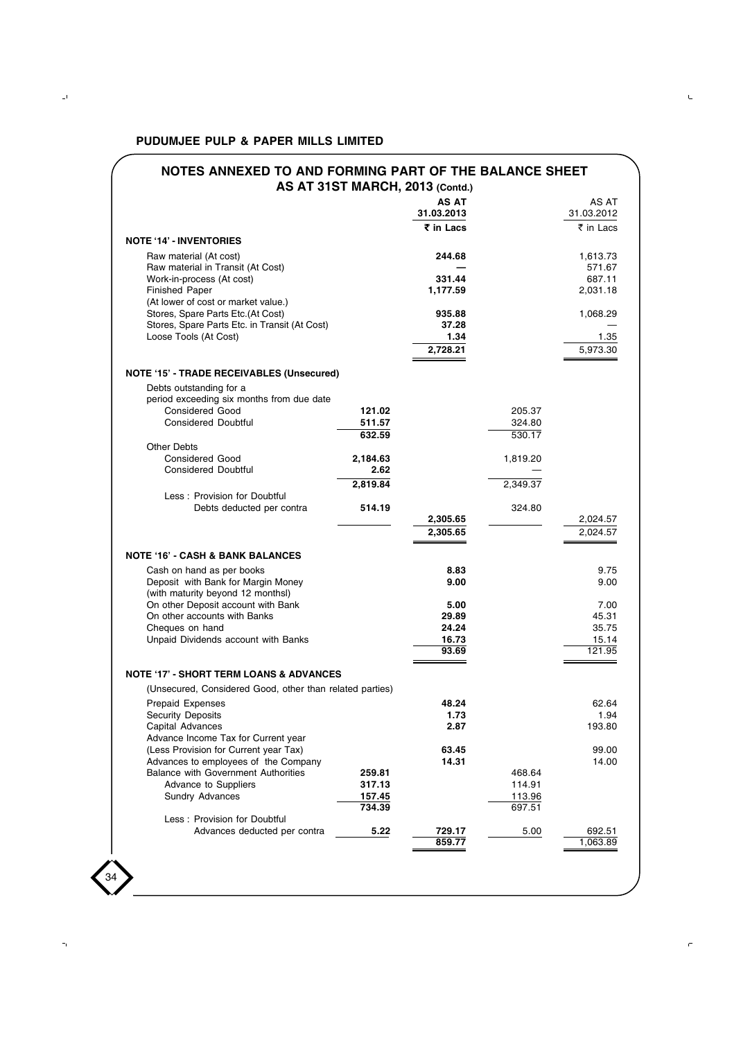## PUDUMJEE PULP & PAPER MILLS LIMITED

## NOTES ANNEXED TO AND FORMING PART OF THE BALANCE SHEET AS AT 31ST MARCH, 2013 (Contd.)

| | | **AS AT 31.03.2013** | | AS AT 31.03.2012 |
|---|---|---|---|---|
| | | **₹ in Lacs** | | ₹ in Lacs |
| **NOTE '14' - INVENTORIES** | | | | |
| Raw material (At cost) | | **244.68** | | 1,613.73 |
| Raw material in Transit (At Cost) | | **—** | | 571.67 |
| Work-in-process (At cost) | | **331.44** | | 687.11 |
| Finished Paper (At lower of cost or market value.) | | **1,177.59** | | 2,031.18 |
| Stores, Spare Parts Etc.(At Cost) | | **935.88** | | 1,068.29 |
| Stores, Spare Parts Etc. in Transit (At Cost) | | **37.28** | | — |
| Loose Tools (At Cost) | | **1.34** | | 1.35 |
| | | **2,728.21** | | 5,973.30 |
| **NOTE '15' - TRADE RECEIVABLES (Unsecured)** | | | | |
| Debts outstanding for a period exceeding six months from due date | | | | |
| Considered Good | **121.02** | | 205.37 | |
| Considered Doubtful | **511.57** | | 324.80 | |
| | **632.59** | | 530.17 | |
| Other Debts | | | | |
| Considered Good | **2,184.63** | | 1,819.20 | |
| Considered Doubtful | **2.62** | | — | |
| | **2,819.84** | | 2,349.37 | |
| Less : Provision for Doubtful Debts deducted per contra | **514.19** | | 324.80 | |
| | | **2,305.65** | | 2,024.57 |
| | | **2,305.65** | | 2,024.57 |
| **NOTE '16' - CASH & BANK BALANCES** | | | | |
| Cash on hand as per books | | **8.83** | | 9.75 |
| Deposit with Bank for Margin Money (with maturity beyond 12 monthsl) | | **9.00** | | 9.00 |
| On other Deposit account with Bank | | **5.00** | | 7.00 |
| On other accounts with Banks | | **29.89** | | 45.31 |
| Cheques on hand | | **24.24** | | 35.75 |
| Unpaid Dividends account with Banks | | **16.73** | | 15.14 |
| | | **93.69** | | 121.95 |
| **NOTE '17' - SHORT TERM LOANS & ADVANCES** | | | | |
| (Unsecured, Considered Good, other than related parties) | | | | |
| Prepaid Expenses | | **48.24** | | 62.64 |
| Security Deposits | | **1.73** | | 1.94 |
| Capital Advances | | **2.87** | | 193.80 |
| Advance Income Tax for Current year (Less Provision for Current year Tax) | | **63.45** | | 99.00 |
| Advances to employees of the Company | | **14.31** | | 14.00 |
| Balance with Government Authorities | **259.81** | | 468.64 | |
| Advance to Suppliers | **317.13** | | 114.91 | |
| Sundry Advances | **157.45** | | 113.96 | |
| | **734.39** | | 697.51 | |
| Less : Provision for Doubtful Advances deducted per contra | **5.22** | **729.17** | 5.00 | 692.51 |
| | | **859.77** | | 1,063.89 |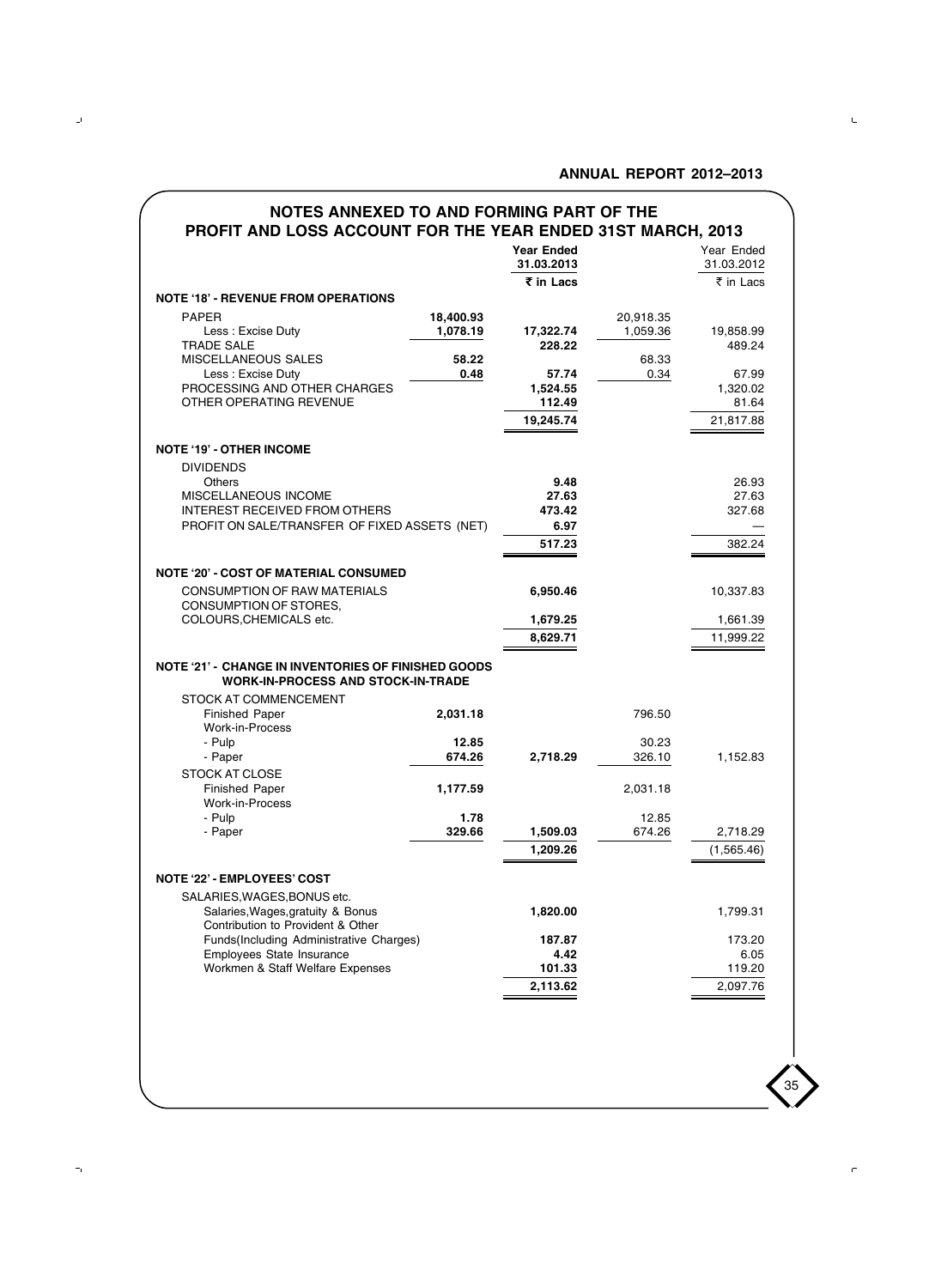## NOTES ANNEXED TO AND FORMING PART OF THE PROFIT AND LOSS ACCOUNT FOR THE YEAR ENDED 31ST MARCH, 2013

| | | Year Ended 31.03.2013 | | Year Ended 31.03.2012 |
|---|---|---|---|---|
| | | ₹ in Lacs | | ₹ in Lacs |
| **NOTE '18' - REVENUE FROM OPERATIONS** | | | | |
| PAPER | 18,400.93 | | 20,918.35 | |
| Less : Excise Duty | 1,078.19 | 17,322.74 | 1,059.36 | 19,858.99 |
| TRADE SALE | | 228.22 | | 489.24 |
| MISCELLANEOUS SALES | 58.22 | | 68.33 | |
| Less : Excise Duty | 0.48 | 57.74 | 0.34 | 67.99 |
| PROCESSING AND OTHER CHARGES | | 1,524.55 | | 1,320.02 |
| OTHER OPERATING REVENUE | | 112.49 | | 81.64 |
| | | 19,245.74 | | 21,817.88 |
| **NOTE '19' - OTHER INCOME** | | | | |
| DIVIDENDS | | | | |
| Others | | 9.48 | | 26.93 |
| MISCELLANEOUS INCOME | | 27.63 | | 27.63 |
| INTEREST RECEIVED FROM OTHERS | | 473.42 | | 327.68 |
| PROFIT ON SALE/TRANSFER OF FIXED ASSETS (NET) | | 6.97 | | — |
| | | 517.23 | | 382.24 |
| **NOTE '20' - COST OF MATERIAL CONSUMED** | | | | |
| CONSUMPTION OF RAW MATERIALS | | 6,950.46 | | 10,337.83 |
| CONSUMPTION OF STORES, COLOURS,CHEMICALS etc. | | 1,679.25 | | 1,661.39 |
| | | 8,629.71 | | 11,999.22 |
| **NOTE '21' - CHANGE IN INVENTORIES OF FINISHED GOODS WORK-IN-PROCESS AND STOCK-IN-TRADE** | | | | |
| STOCK AT COMMENCEMENT | | | | |
| Finished Paper | 2,031.18 | | 796.50 | |
| Work-in-Process | | | | |
| - Pulp | 12.85 | | 30.23 | |
| - Paper | 674.26 | 2,718.29 | 326.10 | 1,152.83 |
| STOCK AT CLOSE | | | | |
| Finished Paper | 1,177.59 | | 2,031.18 | |
| Work-in-Process | | | | |
| - Pulp | 1.78 | | 12.85 | |
| - Paper | 329.66 | 1,509.03 | 674.26 | 2,718.29 |
| | | 1,209.26 | | (1,565.46) |
| **NOTE '22' - EMPLOYEES' COST** | | | | |
| SALARIES,WAGES,BONUS etc. | | | | |
| Salaries,Wages,gratuity & Bonus | | 1,820.00 | | 1,799.31 |
| Contribution to Provident & Other Funds(Including Administrative Charges) | | 187.87 | | 173.20 |
| Employees State Insurance | | 4.42 | | 6.05 |
| Workmen & Staff Welfare Expenses | | 101.33 | | 119.20 |
| | | 2,113.62 | | 2,097.76 |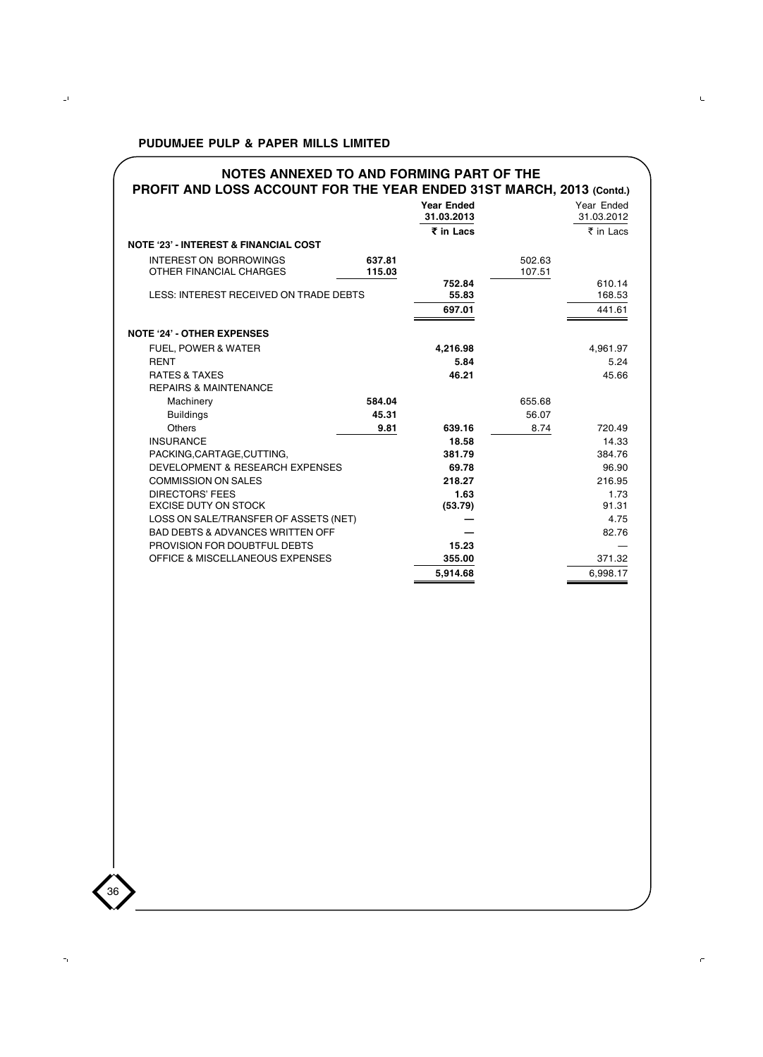PUDUMJEE PULP & PAPER MILLS LIMITED

## NOTES ANNEXED TO AND FORMING PART OF THE PROFIT AND LOSS ACCOUNT FOR THE YEAR ENDED 31ST MARCH, 2013 (Contd.)

| | | Year Ended 31.03.2013 | | Year Ended 31.03.2012 |
|---|---|---|---|---|
| | | **₹ in Lacs** | | ₹ in Lacs |
| **NOTE '23' - INTEREST & FINANCIAL COST** | | | | |
| INTEREST ON BORROWINGS | **637.81** | | 502.63 | |
| OTHER FINANCIAL CHARGES | **115.03** | | 107.51 | |
| | | **752.84** | | 610.14 |
| LESS: INTEREST RECEIVED ON TRADE DEBTS | | **55.83** | | 168.53 |
| | | **697.01** | | 441.61 |
| **NOTE '24' - OTHER EXPENSES** | | | | |
| FUEL, POWER & WATER | | **4,216.98** | | 4,961.97 |
| RENT | | **5.84** | | 5.24 |
| RATES & TAXES | | **46.21** | | 45.66 |
| REPAIRS & MAINTENANCE | | | | |
| Machinery | **584.04** | | 655.68 | |
| Buildings | **45.31** | | 56.07 | |
| Others | **9.81** | **639.16** | 8.74 | 720.49 |
| INSURANCE | | **18.58** | | 14.33 |
| PACKING,CARTAGE,CUTTING, | | **381.79** | | 384.76 |
| DEVELOPMENT & RESEARCH EXPENSES | | **69.78** | | 96.90 |
| COMMISSION ON SALES | | **218.27** | | 216.95 |
| DIRECTORS' FEES | | **1.63** | | 1.73 |
| EXCISE DUTY ON STOCK | | **(53.79)** | | 91.31 |
| LOSS ON SALE/TRANSFER OF ASSETS (NET) | | **—** | | 4.75 |
| BAD DEBTS & ADVANCES WRITTEN OFF | | **—** | | 82.76 |
| PROVISION FOR DOUBTFUL DEBTS | | **15.23** | | — |
| OFFICE & MISCELLANEOUS EXPENSES | | **355.00** | | 371.32 |
| | | **5,914.68** | | 6,998.17 |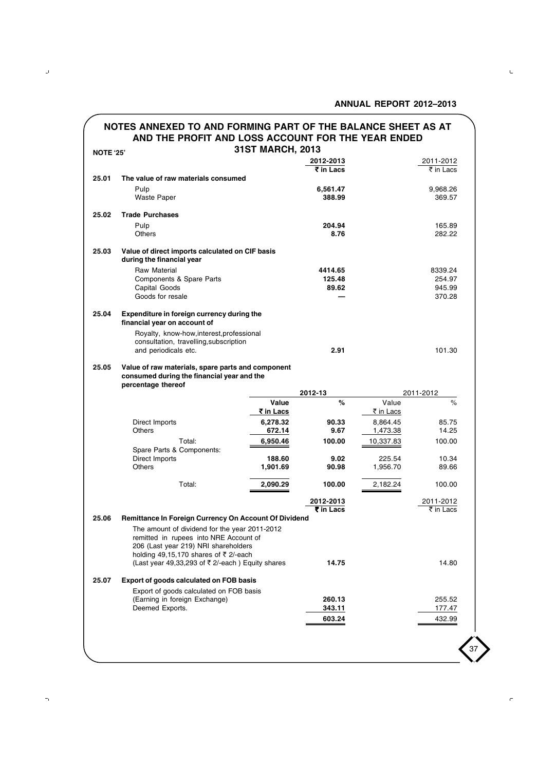## NOTES ANNEXED TO AND FORMING PART OF THE BALANCE SHEET AS AT AND THE PROFIT AND LOSS ACCOUNT FOR THE YEAR ENDED 31ST MARCH, 2013

**NOTE '25'**

| | | 2012-2013 ₹ in Lacs | 2011-2012 ₹ in Lacs |
|---|---|---|---|
| **25.01** | **The value of raw materials consumed** | | |
| | Pulp | **6,561.47** | 9,968.26 |
| | Waste Paper | **388.99** | 369.57 |
| **25.02** | **Trade Purchases** | | |
| | Pulp | **204.94** | 165.89 |
| | Others | **8.76** | 282.22 |
| **25.03** | **Value of direct imports calculated on CIF basis during the financial year** | | |
| | Raw Material | **4414.65** | 8339.24 |
| | Components & Spare Parts | **125.48** | 254.97 |
| | Capital Goods | **89.62** | 945.99 |
| | Goods for resale | **—** | 370.28 |
| **25.04** | **Expenditure in foreign currency during the financial year on account of** | | |
| | Royalty, know-how,interest,professional consultation, travelling,subscription and periodicals etc. | **2.91** | 101.30 |

**25.05 Value of raw materials, spare parts and component consumed during the financial year and the percentage thereof**

| | 2012-13 Value ₹ in Lacs | 2012-13 % | 2011-2012 Value ₹ in Lacs | 2011-2012 % |
|---|---|---|---|---|
| Direct Imports | **6,278.32** | **90.33** | 8,864.45 | 85.75 |
| Others | **672.14** | **9.67** | 1,473.38 | 14.25 |
| Total: | **6,950.46** | **100.00** | 10,337.83 | 100.00 |
| Spare Parts & Components: | | | | |
| Direct Imports | **188.60** | **9.02** | 225.54 | 10.34 |
| Others | **1,901.69** | **90.98** | 1,956.70 | 89.66 |
| Total: | **2,090.29** | **100.00** | 2,182.24 | 100.00 |

| | | 2012-2013 ₹ in Lacs | 2011-2012 ₹ in Lacs |
|---|---|---|---|
| **25.06** | **Remittance In Foreign Currency On Account Of Dividend** | | |
| | The amount of dividend for the year 2011-2012 remitted in rupees into NRE Account of 206 (Last year 219) NRI shareholders holding 49,15,170 shares of ₹ 2/-each (Last year 49,33,293 of ₹ 2/-each ) Equity shares | **14.75** | 14.80 |
| **25.07** | **Export of goods calculated on FOB basis** | | |
| | Export of goods calculated on FOB basis (Earning in foreign Exchange) | **260.13** | 255.52 |
| | Deemed Exports. | **343.11** | 177.47 |
| | | **603.24** | 432.99 |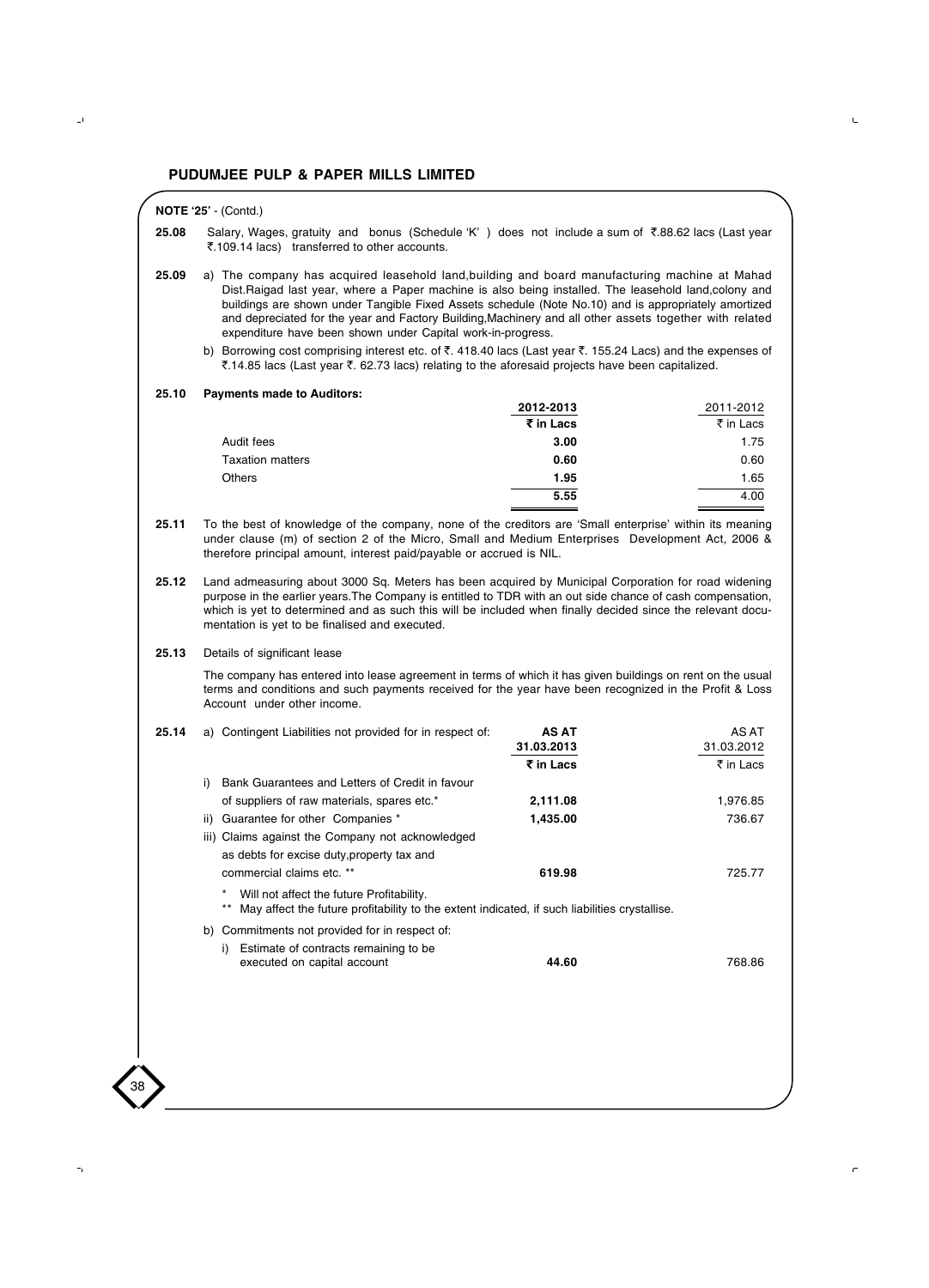**NOTE '25'** - (Contd.)

**25.08** Salary, Wages, gratuity and bonus (Schedule 'K' ) does not include a sum of ₹.88.62 lacs (Last year ₹.109.14 lacs) transferred to other accounts.

**25.09** a) The company has acquired leasehold land,building and board manufacturing machine at Mahad Dist.Raigad last year, where a Paper machine is also being installed. The leasehold land,colony and buildings are shown under Tangible Fixed Assets schedule (Note No.10) and is appropriately amortized and depreciated for the year and Factory Building,Machinery and all other assets together with related expenditure have been shown under Capital work-in-progress.

b) Borrowing cost comprising interest etc. of ₹. 418.40 lacs (Last year ₹. 155.24 Lacs) and the expenses of ₹.14.85 lacs (Last year ₹. 62.73 lacs) relating to the aforesaid projects have been capitalized.

**25.10 Payments made to Auditors:**

| | **2012-2013** | 2011-2012 |
|---|---|---|
| | **₹ in Lacs** | ₹ in Lacs |
| Audit fees | **3.00** | 1.75 |
| Taxation matters | **0.60** | 0.60 |
| Others | **1.95** | 1.65 |
| | **5.55** | 4.00 |

**25.11** To the best of knowledge of the company, none of the creditors are 'Small enterprise' within its meaning under clause (m) of section 2 of the Micro, Small and Medium Enterprises Development Act, 2006 & therefore principal amount, interest paid/payable or accrued is NIL.

**25.12** Land admeasuring about 3000 Sq. Meters has been acquired by Municipal Corporation for road widening purpose in the earlier years.The Company is entitled to TDR with an out side chance of cash compensation, which is yet to determined and as such this will be included when finally decided since the relevant documentation is yet to be finalised and executed.

**25.13** Details of significant lease

The company has entered into lease agreement in terms of which it has given buildings on rent on the usual terms and conditions and such payments received for the year have been recognized in the Profit & Loss Account under other income.

**25.14**

| a) Contingent Liabilities not provided for in respect of: | **AS AT 31.03.2013** | AS AT 31.03.2012 |
|---|---|---|
| | **₹ in Lacs** | ₹ in Lacs |
| i) Bank Guarantees and Letters of Credit in favour of suppliers of raw materials, spares etc.* | **2,111.08** | 1,976.85 |
| ii) Guarantee for other Companies * | **1,435.00** | 736.67 |
| iii) Claims against the Company not acknowledged as debts for excise duty,property tax and commercial claims etc. ** | **619.98** | 725.77 |

\* Will not affect the future Profitability.

\*\* May affect the future profitability to the extent indicated, if such liabilities crystallise.

| b) Commitments not provided for in respect of: | | |
|---|---|---|
| i) Estimate of contracts remaining to be executed on capital account | **44.60** | 768.86 |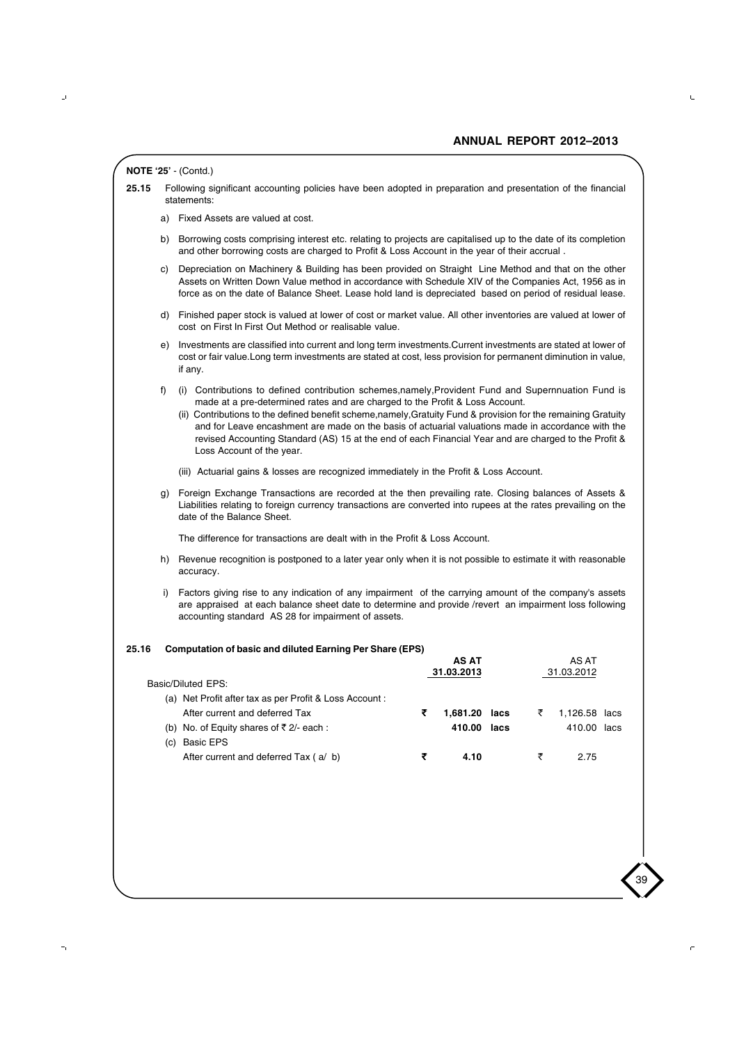**NOTE '25' - (Contd.)**

**25.15** Following significant accounting policies have been adopted in preparation and presentation of the financial statements:

a) Fixed Assets are valued at cost.

b) Borrowing costs comprising interest etc. relating to projects are capitalised up to the date of its completion and other borrowing costs are charged to Profit & Loss Account in the year of their accrual .

c) Depreciation on Machinery & Building has been provided on Straight Line Method and that on the other Assets on Written Down Value method in accordance with Schedule XIV of the Companies Act, 1956 as in force as on the date of Balance Sheet. Lease hold land is depreciated based on period of residual lease.

d) Finished paper stock is valued at lower of cost or market value. All other inventories are valued at lower of cost on First In First Out Method or realisable value.

e) Investments are classified into current and long term investments.Current investments are stated at lower of cost or fair value.Long term investments are stated at cost, less provision for permanent diminution in value, if any.

f) (i) Contributions to defined contribution schemes,namely,Provident Fund and Supernnuation Fund is made at a pre-determined rates and are charged to the Profit & Loss Account.

(ii) Contributions to the defined benefit scheme,namely,Gratuity Fund & provision for the remaining Gratuity and for Leave encashment are made on the basis of actuarial valuations made in accordance with the revised Accounting Standard (AS) 15 at the end of each Financial Year and are charged to the Profit & Loss Account of the year.

(iii) Actuarial gains & losses are recognized immediately in the Profit & Loss Account.

g) Foreign Exchange Transactions are recorded at the then prevailing rate. Closing balances of Assets & Liabilities relating to foreign currency transactions are converted into rupees at the rates prevailing on the date of the Balance Sheet.

The difference for transactions are dealt with in the Profit & Loss Account.

h) Revenue recognition is postponed to a later year only when it is not possible to estimate it with reasonable accuracy.

i) Factors giving rise to any indication of any impairment of the carrying amount of the company's assets are appraised at each balance sheet date to determine and provide /revert an impairment loss following accounting standard AS 28 for impairment of assets.

**25.16 Computation of basic and diluted Earning Per Share (EPS)**

| | **AS AT 31.03.2013** | AS AT 31.03.2012 |
|---|---|---|
| Basic/Diluted EPS: | | |
| (a) Net Profit after tax as per Profit & Loss Account : | | |
| After current and deferred Tax | **₹ 1,681.20 lacs** | ₹ 1,126.58 lacs |
| (b) No. of Equity shares of ₹ 2/- each : | **410.00 lacs** | 410.00 lacs |
| (c) Basic EPS | | |
| After current and deferred Tax ( a/ b) | **₹ 4.10** | ₹ 2.75 |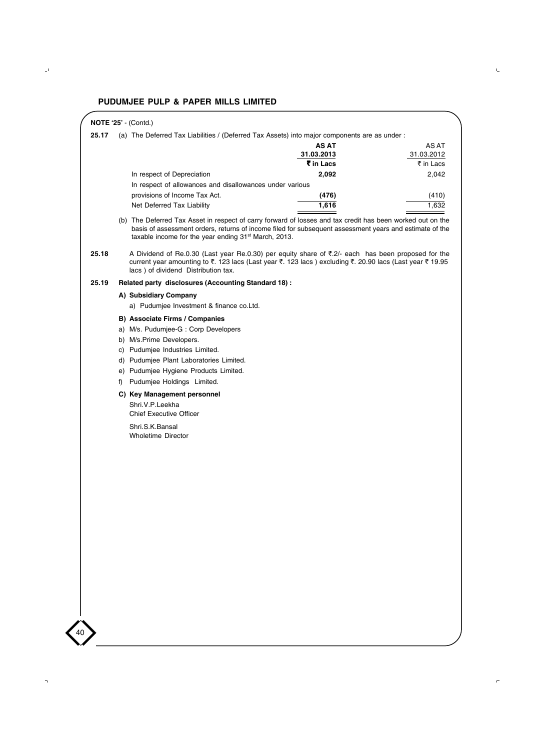**NOTE '25'** - (Contd.)

**25.17** (a) The Deferred Tax Liabilities / (Deferred Tax Assets) into major components are as under :

| | **AS AT 31.03.2013 ₹ in Lacs** | AS AT 31.03.2012 ₹ in Lacs |
|---|---|---|
| In respect of Depreciation | **2,092** | 2,042 |
| In respect of allowances and disallowances under various provisions of Income Tax Act. | **(476)** | (410) |
| Net Deferred Tax Liability | **1,616** | 1,632 |

(b) The Deferred Tax Asset in respect of carry forward of losses and tax credit has been worked out on the basis of assessment orders, returns of income filed for subsequent assessment years and estimate of the taxable income for the year ending 31st March, 2013.

**25.18** A Dividend of Re.0.30 (Last year Re.0.30) per equity share of ₹.2/- each has been proposed for the current year amounting to ₹. 123 lacs (Last year ₹. 123 lacs ) excluding ₹. 20.90 lacs (Last year ₹ 19.95 lacs ) of dividend Distribution tax.

**25.19 Related party disclosures (Accounting Standard 18) :**

**A) Subsidiary Company**

a) Pudumjee Investment & finance co.Ltd.

**B) Associate Firms / Companies**

a) M/s. Pudumjee-G : Corp Developers

b) M/s.Prime Developers.

c) Pudumjee Industries Limited.

d) Pudumjee Plant Laboratories Limited.

e) Pudumjee Hygiene Products Limited.

f) Pudumjee Holdings Limited.

**C) Key Management personnel**

Shri.V.P.Leekha
Chief Executive Officer

Shri.S.K.Bansal
Wholetime Director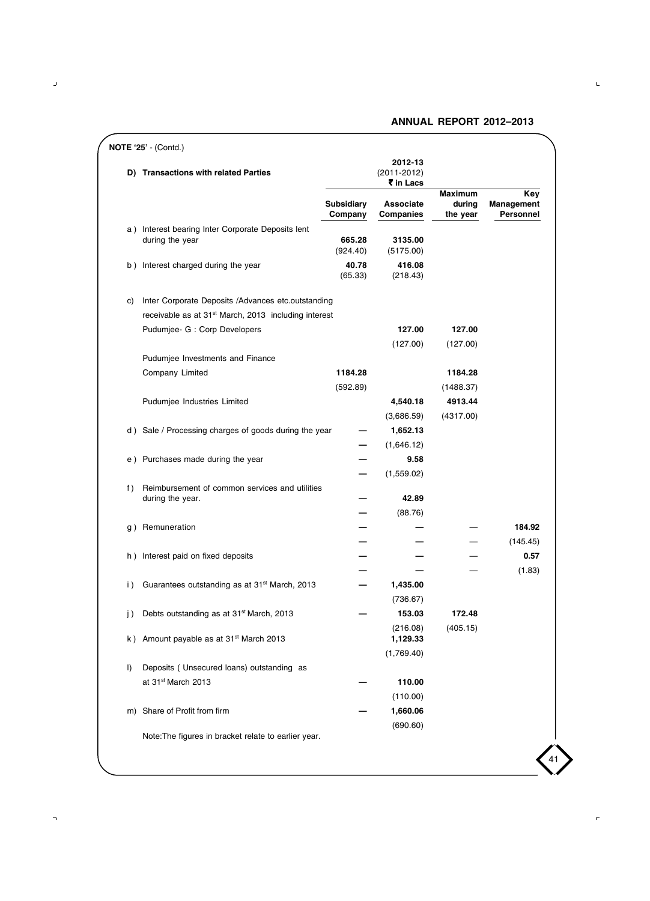**NOTE '25' - (Contd.)**

**D) Transactions with related Parties**

2012-13 (2011-2012) ₹ in Lacs

| | | Subsidiary Company | Associate Companies | Maximum during the year | Key Management Personnel |
|---|---|---|---|---|---|
| a ) | Interest bearing Inter Corporate Deposits lent during the year | **665.28** | **3135.00** | | |
| | | (924.40) | (5175.00) | | |
| b ) | Interest charged during the year | **40.78** | **416.08** | | |
| | | (65.33) | (218.43) | | |
| c) | Inter Corporate Deposits /Advances etc.outstanding receivable as at 31st March, 2013 including interest | | | | |
| | Pudumjee- G : Corp Developers | | **127.00** | **127.00** | |
| | | | (127.00) | (127.00) | |
| | Pudumjee Investments and Finance Company Limited | **1184.28** | | **1184.28** | |
| | | (592.89) | | (1488.37) | |
| | Pudumjee Industries Limited | | **4,540.18** | **4913.44** | |
| | | | (3,686.59) | (4317.00) | |
| d ) | Sale / Processing charges of goods during the year | **—** | **1,652.13** | | |
| | | — | (1,646.12) | | |
| e ) | Purchases made during the year | **—** | **9.58** | | |
| | | — | (1,559.02) | | |
| f ) | Reimbursement of common services and utilities during the year. | **—** | **42.89** | | |
| | | — | (88.76) | | |
| g ) | Remuneration | **—** | **—** | — | **184.92** |
| | | — | — | — | (145.45) |
| h ) | Interest paid on fixed deposits | **—** | **—** | — | **0.57** |
| | | — | — | — | (1.83) |
| i ) | Guarantees outstanding as at 31st March, 2013 | **—** | **1,435.00** | | |
| | | | (736.67) | | |
| j ) | Debts outstanding as at 31st March, 2013 | **—** | **153.03** | **172.48** | |
| | | | (216.08) | (405.15) | |
| k ) | Amount payable as at 31st March 2013 | | **1,129.33** | | |
| | | | (1,769.40) | | |
| l) | Deposits ( Unsecured loans) outstanding as at 31st March 2013 | **—** | **110.00** | | |
| | | | (110.00) | | |
| m) | Share of Profit from firm | **—** | **1,660.06** | | |
| | | | (690.60) | | |

Note:The figures in bracket relate to earlier year.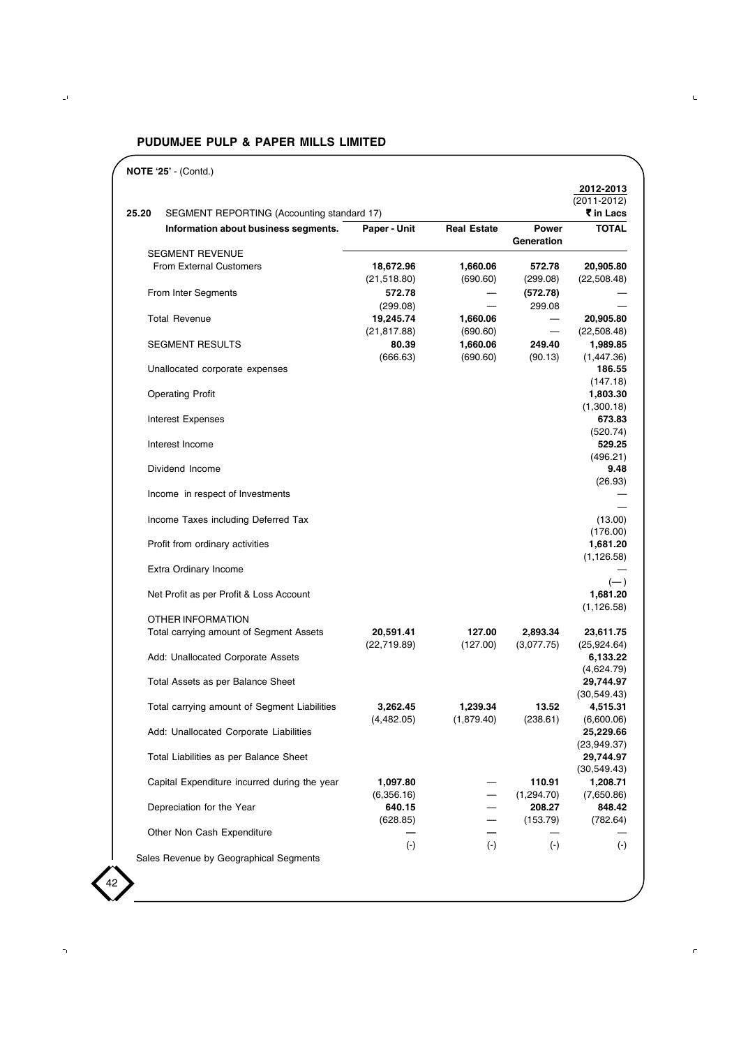## PUDUMJEE PULP & PAPER MILLS LIMITED

**NOTE '25'** - (Contd.)

**25.20** SEGMENT REPORTING (Accounting standard 17)

| Information about business segments. | Paper - Unit | Real Estate | Power Generation | **2012-2013** (2011-2012) ₹ in Lacs TOTAL |
|---|---|---|---|---|
| SEGMENT REVENUE | | | | |
| From External Customers | **18,672.96** | **1,660.06** | **572.78** | **20,905.80** |
| | (21,518.80) | (690.60) | (299.08) | (22,508.48) |
| From Inter Segments | **572.78** | — | **(572.78)** | — |
| | (299.08) | — | 299.08 | — |
| Total Revenue | **19,245.74** | **1,660.06** | — | **20,905.80** |
| | (21,817.88) | (690.60) | — | (22,508.48) |
| SEGMENT RESULTS | **80.39** | **1,660.06** | **249.40** | **1,989.85** |
| | (666.63) | (690.60) | (90.13) | (1,447.36) |
| Unallocated corporate expenses | | | | **186.55** |
| | | | | (147.18) |
| Operating Profit | | | | **1,803.30** |
| | | | | (1,300.18) |
| Interest Expenses | | | | **673.83** |
| | | | | (520.74) |
| Interest Income | | | | **529.25** |
| | | | | (496.21) |
| Dividend Income | | | | **9.48** |
| | | | | (26.93) |
| Income in respect of Investments | | | | — |
| | | | | — |
| Income Taxes including Deferred Tax | | | | (13.00) |
| | | | | (176.00) |
| Profit from ordinary activities | | | | **1,681.20** |
| | | | | (1,126.58) |
| Extra Ordinary Income | | | | — |
| | | | | (—) |
| Net Profit as per Profit & Loss Account | | | | **1,681.20** |
| | | | | (1,126.58) |
| OTHER INFORMATION | | | | |
| Total carrying amount of Segment Assets | **20,591.41** | **127.00** | **2,893.34** | **23,611.75** |
| | (22,719.89) | (127.00) | (3,077.75) | (25,924.64) |
| Add: Unallocated Corporate Assets | | | | **6,133.22** |
| | | | | (4,624.79) |
| Total Assets as per Balance Sheet | | | | **29,744.97** |
| | | | | (30,549.43) |
| Total carrying amount of Segment Liabilities | **3,262.45** | **1,239.34** | **13.52** | **4,515.31** |
| | (4,482.05) | (1,879.40) | (238.61) | (6,600.06) |
| Add: Unallocated Corporate Liabilities | | | | **25,229.66** |
| | | | | (23,949.37) |
| Total Liabilities as per Balance Sheet | | | | **29,744.97** |
| | | | | (30,549.43) |
| Capital Expenditure incurred during the year | **1,097.80** | — | **110.91** | **1,208.71** |
| | (6,356.16) | — | (1,294.70) | (7,650.86) |
| Depreciation for the Year | **640.15** | — | **208.27** | **848.42** |
| | (628.85) | — | (153.79) | (782.64) |
| Other Non Cash Expenditure | **—** | **—** | — | — |
| | (-) | (-) | (-) | (-) |

Sales Revenue by Geographical Segments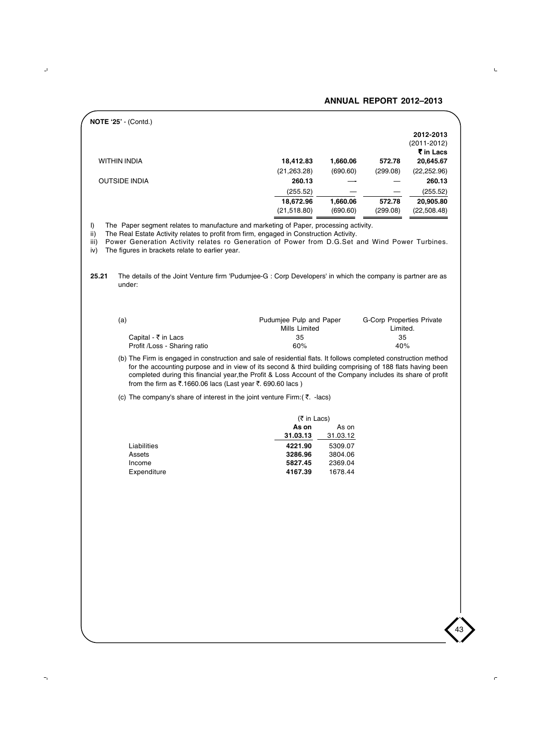**NOTE '25' - (Contd.)**

| | | | | 2012-2013<br>(2011-2012)<br>₹ in Lacs |
|---|---|---|---|---|
| WITHIN INDIA | **18,412.83** | **1,660.06** | **572.78** | **20,645.67** |
| | (21,263.28) | (690.60) | (299.08) | (22,252.96) |
| OUTSIDE INDIA | **260.13** | — | — | **260.13** |
| | (255.52) | — | — | (255.52) |
| | **18,672.96** | **1,660.06** | **572.78** | **20,905.80** |
| | (21,518.80) | (690.60) | (299.08) | (22,508.48) |

I) The Paper segment relates to manufacture and marketing of Paper, processing activity.

ii) The Real Estate Activity relates to profit from firm, engaged in Construction Activity.

iii) Power Generation Activity relates ro Generation of Power from D.G.Set and Wind Power Turbines.

iv) The figures in brackets relate to earlier year.

**25.21** The details of the Joint Venture firm 'Pudumjee-G : Corp Developers' in which the company is partner are as under:

| (a) | Pudumjee Pulp and Paper Mills Limited | G-Corp Properties Private Limited. |
|---|---|---|
| Capital - ₹ in Lacs | 35 | 35 |
| Profit /Loss - Sharing ratio | 60% | 40% |

(b) The Firm is engaged in construction and sale of residential flats. It follows completed construction method for the accounting purpose and in view of its second & third building comprising of 188 flats having been completed during this financial year,the Profit & Loss Account of the Company includes its share of profit from the firm as ₹.1660.06 lacs (Last year ₹. 690.60 lacs )

(c) The company's share of interest in the joint venture Firm:( ₹. -lacs)

| | (₹ in Lacs)<br>**As on<br>31.03.13** | <br>As on<br>31.03.12 |
|---|---|---|
| Liabilities | **4221.90** | 5309.07 |
| Assets | **3286.96** | 3804.06 |
| Income | **5827.45** | 2369.04 |
| Expenditure | **4167.39** | 1678.44 |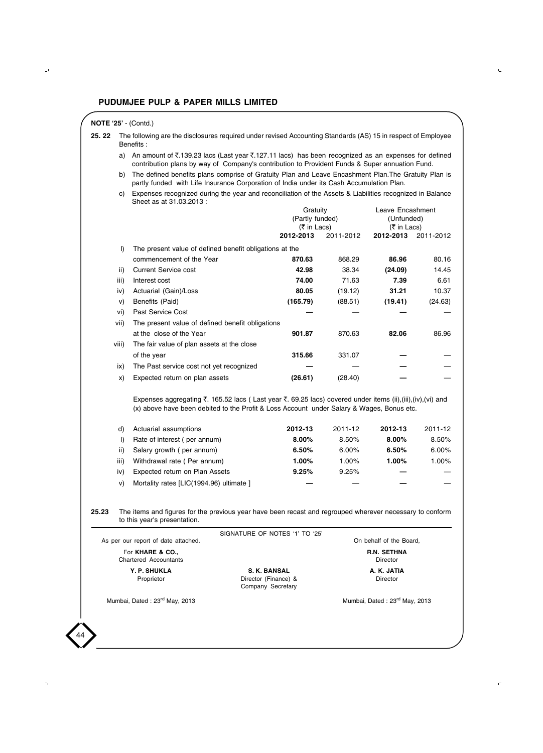**NOTE '25'** - (Contd.)

**25. 22** The following are the disclosures required under revised Accounting Standards (AS) 15 in respect of Employee Benefits :

a) An amount of ₹.139.23 lacs (Last year ₹.127.11 lacs) has been recognized as an expenses for defined contribution plans by way of Company's contribution to Provident Funds & Super annuation Fund.

b) The defined benefits plans comprise of Gratuity Plan and Leave Encashment Plan.The Gratuity Plan is partly funded with Life Insurance Corporation of India under its Cash Accumulation Plan.

c) Expenses recognized during the year and reconciliation of the Assets & Liabilities recognized in Balance Sheet as at 31.03.2013 :

| | | Gratuity (Partly funded) (₹ in Lacs) | | Leave Encashment (Unfunded) (₹ in Lacs) | |
|---|---|---|---|---|---|
| | | **2012-2013** | 2011-2012 | **2012-2013** | 2011-2012 |
| I) | The present value of defined benefit obligations at the commencement of the Year | **870.63** | 868.29 | **86.96** | 80.16 |
| ii) | Current Service cost | **42.98** | 38.34 | **(24.09)** | 14.45 |
| iii) | Interest cost | **74.00** | 71.63 | **7.39** | 6.61 |
| iv) | Actuarial (Gain)/Loss | **80.05** | (19.12) | **31.21** | 10.37 |
| v) | Benefits (Paid) | **(165.79)** | (88.51) | **(19.41)** | (24.63) |
| vi) | Past Service Cost | **—** | — | **—** | — |
| vii) | The present value of defined benefit obligations at the close of the Year | **901.87** | 870.63 | **82.06** | 86.96 |
| viii) | The fair value of plan assets at the close of the year | **315.66** | 331.07 | **—** | — |
| ix) | The Past service cost not yet recognized | **—** | — | **—** | — |
| x) | Expected return on plan assets | **(26.61)** | (28.40) | **—** | — |

Expenses aggregating ₹. 165.52 lacs ( Last year ₹. 69.25 lacs) covered under items (ii),(iii),(iv),(vi) and (x) above have been debited to the Profit & Loss Account under Salary & Wages, Bonus etc.

| d) | Actuarial assumptions | **2012-13** | 2011-12 | **2012-13** | 2011-12 |
|---|---|---|---|---|---|
| I) | Rate of interest ( per annum) | **8.00%** | 8.50% | **8.00%** | 8.50% |
| ii) | Salary growth ( per annum) | **6.50%** | 6.00% | **6.50%** | 6.00% |
| iii) | Withdrawal rate ( Per annum) | **1.00%** | 1.00% | **1.00%** | 1.00% |
| iv) | Expected return on Plan Assets | **9.25%** | 9.25% | **—** | — |
| v) | Mortality rates [LIC(1994.96) ultimate ] | **—** | — | **—** | — |

**25.23** The items and figures for the previous year have been recast and regrouped wherever necessary to conform to this year's presentation.

SIGNATURE OF NOTES '1' TO '25'

As per our report of date attached.

For **KHARE & CO.,**
Chartered Accountants

**Y. P. SHUKLA**
Proprietor

Mumbai, Dated : 23rd May, 2013

**S. K. BANSAL**
Director (Finance) &
Company Secretary

On behalf of the Board,

**R.N. SETHNA**
Director

**A. K. JATIA**
Director

Mumbai, Dated : 23rd May, 2013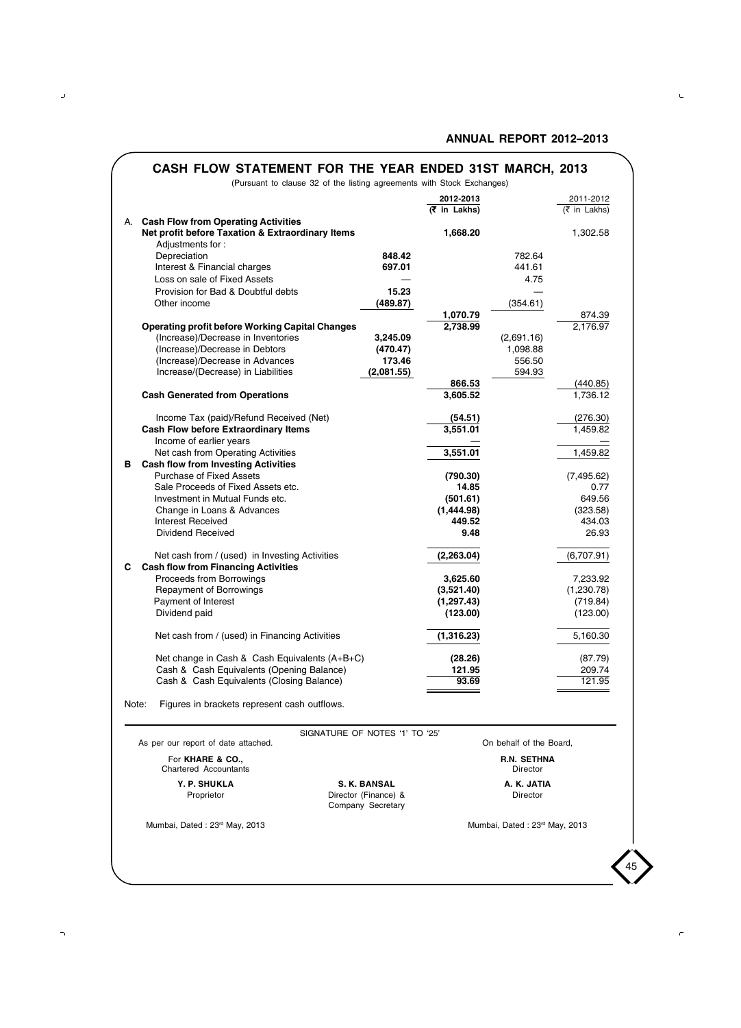# CASH FLOW STATEMENT FOR THE YEAR ENDED 31ST MARCH, 2013

(Pursuant to clause 32 of the listing agreements with Stock Exchanges)

| | | | 2012-2013 (₹ in Lakhs) | | 2011-2012 (₹ in Lakhs) |
|---|---|---|---|---|---|
| **A.** | **Cash Flow from Operating Activities** | | | | |
| | **Net profit before Taxation & Extraordinary Items** | | **1,668.20** | | 1,302.58 |
| | Adjustments for : | | | | |
| | Depreciation | **848.42** | | 782.64 | |
| | Interest & Financial charges | **697.01** | | 441.61 | |
| | Loss on sale of Fixed Assets | — | | 4.75 | |
| | Provision for Bad & Doubtful debts | **15.23** | | — | |
| | Other income | **(489.87)** | | (354.61) | |
| | | | **1,070.79** | | 874.39 |
| | **Operating profit before Working Capital Changes** | | **2,738.99** | | 2,176.97 |
| | (Increase)/Decrease in Inventories | **3,245.09** | | (2,691.16) | |
| | (Increase)/Decrease in Debtors | **(470.47)** | | 1,098.88 | |
| | (Increase)/Decrease in Advances | **173.46** | | 556.50 | |
| | Increase/(Decrease) in Liabilities | **(2,081.55)** | | 594.93 | |
| | | | **866.53** | | (440.85) |
| | **Cash Generated from Operations** | | **3,605.52** | | 1,736.12 |
| | Income Tax (paid)/Refund Received (Net) | | **(54.51)** | | (276.30) |
| | **Cash Flow before Extraordinary Items** | | **3,551.01** | | 1,459.82 |
| | Income of earlier years | | — | | — |
| | Net cash from Operating Activities | | **3,551.01** | | 1,459.82 |
| **B** | **Cash flow from Investing Activities** | | | | |
| | Purchase of Fixed Assets | | **(790.30)** | | (7,495.62) |
| | Sale Proceeds of Fixed Assets etc. | | **14.85** | | 0.77 |
| | Investment in Mutual Funds etc. | | **(501.61)** | | 649.56 |
| | Change in Loans & Advances | | **(1,444.98)** | | (323.58) |
| | Interest Received | | **449.52** | | 434.03 |
| | Dividend Received | | **9.48** | | 26.93 |
| | Net cash from / (used) in Investing Activities | | **(2,263.04)** | | (6,707.91) |
| **C** | **Cash flow from Financing Activities** | | | | |
| | Proceeds from Borrowings | | **3,625.60** | | 7,233.92 |
| | Repayment of Borrowings | | **(3,521.40)** | | (1,230.78) |
| | Payment of Interest | | **(1,297.43)** | | (719.84) |
| | Dividend paid | | **(123.00)** | | (123.00) |
| | Net cash from / (used) in Financing Activities | | **(1,316.23)** | | 5,160.30 |
| | Net change in Cash & Cash Equivalents (A+B+C) | | **(28.26)** | | (87.79) |
| | Cash & Cash Equivalents (Opening Balance) | | **121.95** | | 209.74 |
| | Cash & Cash Equivalents (Closing Balance) | | **93.69** | | 121.95 |

Note: Figures in brackets represent cash outflows.

SIGNATURE OF NOTES '1' TO '25'

As per our report of date attached.

For **KHARE & CO.,**
Chartered Accountants

**Y. P. SHUKLA**
Proprietor

**S. K. BANSAL**
Director (Finance) &
Company Secretary

Mumbai, Dated : 23rd May, 2013

On behalf of the Board,

**R.N. SETHNA**
Director

**A. K. JATIA**
Director

Mumbai, Dated : 23rd May, 2013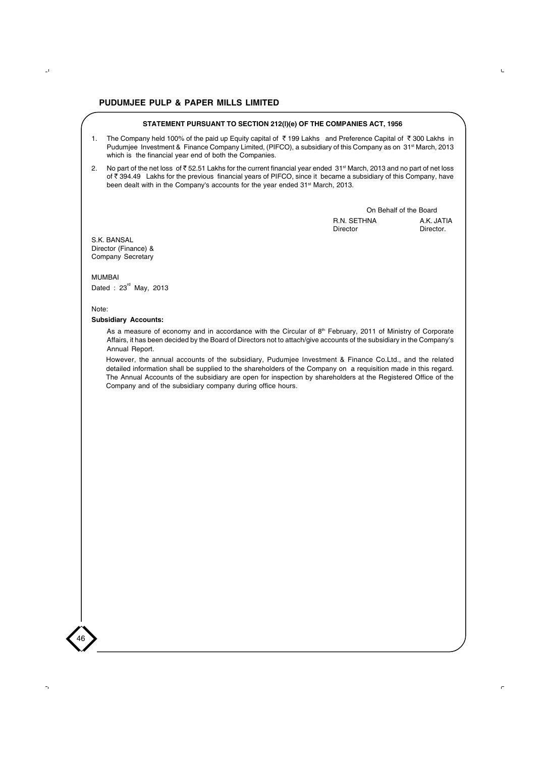## STATEMENT PURSUANT TO SECTION 212(l)(e) OF THE COMPANIES ACT, 1956

1. The Company held 100% of the paid up Equity capital of ₹ 199 Lakhs and Preference Capital of ₹ 300 Lakhs in Pudumjee Investment & Finance Company Limited, (PIFCO), a subsidiary of this Company as on 31st March, 2013 which is the financial year end of both the Companies.

2. No part of the net loss of ₹ 52.51 Lakhs for the current financial year ended 31st March, 2013 and no part of net loss of ₹ 394.49 Lakhs for the previous financial years of PIFCO, since it became a subsidiary of this Company, have been dealt with in the Company's accounts for the year ended 31st March, 2013.

On Behalf of the Board

R.N. SETHNA
Director

A.K. JATIA
Director.

S.K. BANSAL
Director (Finance) &
Company Secretary

MUMBAI
Dated : 23rd May, 2013

Note:

**Subsidiary Accounts:**

As a measure of economy and in accordance with the Circular of 8th February, 2011 of Ministry of Corporate Affairs, it has been decided by the Board of Directors not to attach/give accounts of the subsidiary in the Company's Annual Report.

However, the annual accounts of the subsidiary, Pudumjee Investment & Finance Co.Ltd., and the related detailed information shall be supplied to the shareholders of the Company on a requisition made in this regard. The Annual Accounts of the subsidiary are open for inspection by shareholders at the Registered Office of the Company and of the subsidiary company during office hours.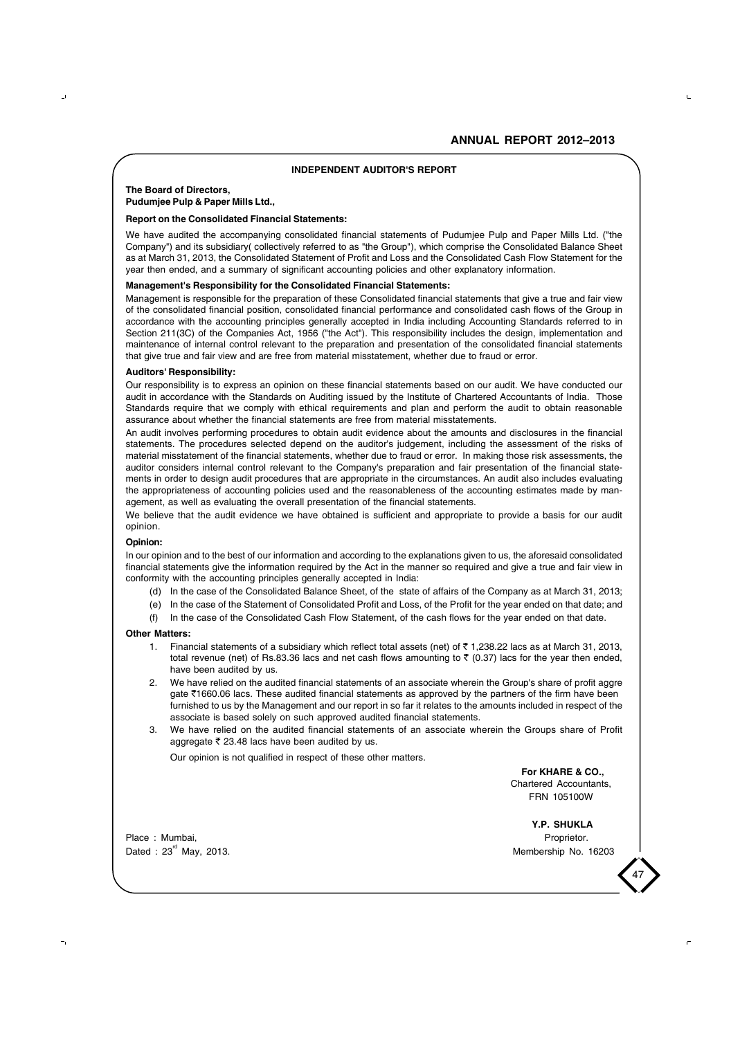## INDEPENDENT AUDITOR'S REPORT

**The Board of Directors,**
**Pudumjee Pulp & Paper Mills Ltd.,**

**Report on the Consolidated Financial Statements:**

We have audited the accompanying consolidated financial statements of Pudumjee Pulp and Paper Mills Ltd. ("the Company") and its subsidiary( collectively referred to as "the Group"), which comprise the Consolidated Balance Sheet as at March 31, 2013, the Consolidated Statement of Profit and Loss and the Consolidated Cash Flow Statement for the year then ended, and a summary of significant accounting policies and other explanatory information.

**Management's Responsibility for the Consolidated Financial Statements:**

Management is responsible for the preparation of these Consolidated financial statements that give a true and fair view of the consolidated financial position, consolidated financial performance and consolidated cash flows of the Group in accordance with the accounting principles generally accepted in India including Accounting Standards referred to in Section 211(3C) of the Companies Act, 1956 ("the Act"). This responsibility includes the design, implementation and maintenance of internal control relevant to the preparation and presentation of the consolidated financial statements that give true and fair view and are free from material misstatement, whether due to fraud or error.

**Auditors' Responsibility:**

Our responsibility is to express an opinion on these financial statements based on our audit. We have conducted our audit in accordance with the Standards on Auditing issued by the Institute of Chartered Accountants of India. Those Standards require that we comply with ethical requirements and plan and perform the audit to obtain reasonable assurance about whether the financial statements are free from material misstatements.

An audit involves performing procedures to obtain audit evidence about the amounts and disclosures in the financial statements. The procedures selected depend on the auditor's judgement, including the assessment of the risks of material misstatement of the financial statements, whether due to fraud or error. In making those risk assessments, the auditor considers internal control relevant to the Company's preparation and fair presentation of the financial statements in order to design audit procedures that are appropriate in the circumstances. An audit also includes evaluating the appropriateness of accounting policies used and the reasonableness of the accounting estimates made by management, as well as evaluating the overall presentation of the financial statements.

We believe that the audit evidence we have obtained is sufficient and appropriate to provide a basis for our audit opinion.

**Opinion:**

In our opinion and to the best of our information and according to the explanations given to us, the aforesaid consolidated financial statements give the information required by the Act in the manner so required and give a true and fair view in conformity with the accounting principles generally accepted in India:

(d) In the case of the Consolidated Balance Sheet, of the state of affairs of the Company as at March 31, 2013;

(e) In the case of the Statement of Consolidated Profit and Loss, of the Profit for the year ended on that date; and

(f) In the case of the Consolidated Cash Flow Statement, of the cash flows for the year ended on that date.

**Other Matters:**

1. Financial statements of a subsidiary which reflect total assets (net) of ₹ 1,238.22 lacs as at March 31, 2013, total revenue (net) of Rs.83.36 lacs and net cash flows amounting to ₹ (0.37) lacs for the year then ended, have been audited by us.
2. We have relied on the audited financial statements of an associate wherein the Group's share of profit aggre gate ₹1660.06 lacs. These audited financial statements as approved by the partners of the firm have been furnished to us by the Management and our report in so far it relates to the amounts included in respect of the associate is based solely on such approved audited financial statements.
3. We have relied on the audited financial statements of an associate wherein the Groups share of Profit aggregate ₹ 23.48 lacs have been audited by us.

Our opinion is not qualified in respect of these other matters.

**For KHARE & CO.,**
Chartered Accountants,
FRN 105100W

**Y.P. SHUKLA**
Proprietor.
Membership No. 16203

Place : Mumbai,
Dated : 23rd May, 2013.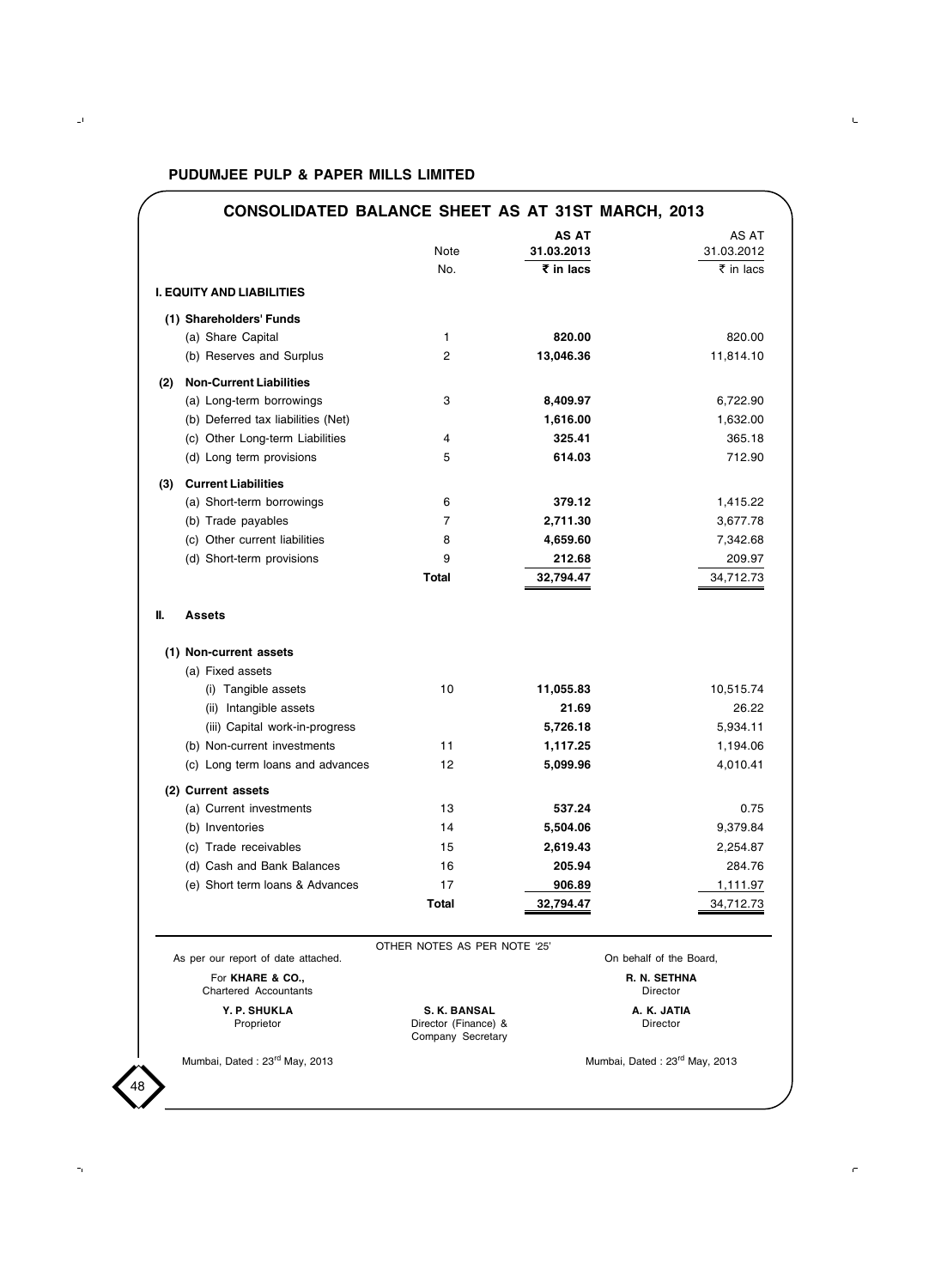## PUDUMJEE PULP & PAPER MILLS LIMITED

# CONSOLIDATED BALANCE SHEET AS AT 31ST MARCH, 2013

| | Note No. | AS AT 31.03.2013 ₹ in lacs | AS AT 31.03.2012 ₹ in lacs |
|---|---|---|---|
| **I. EQUITY AND LIABILITIES** | | | |
| **(1) Shareholders' Funds** | | | |
| (a) Share Capital | 1 | **820.00** | 820.00 |
| (b) Reserves and Surplus | 2 | **13,046.36** | 11,814.10 |
| **(2) Non-Current Liabilities** | | | |
| (a) Long-term borrowings | 3 | **8,409.97** | 6,722.90 |
| (b) Deferred tax liabilities (Net) | | **1,616.00** | 1,632.00 |
| (c) Other Long-term Liabilities | 4 | **325.41** | 365.18 |
| (d) Long term provisions | 5 | **614.03** | 712.90 |
| **(3) Current Liabilities** | | | |
| (a) Short-term borrowings | 6 | **379.12** | 1,415.22 |
| (b) Trade payables | 7 | **2,711.30** | 3,677.78 |
| (c) Other current liabilities | 8 | **4,659.60** | 7,342.68 |
| (d) Short-term provisions | 9 | **212.68** | 209.97 |
| | **Total** | **32,794.47** | 34,712.73 |
| **II. Assets** | | | |
| **(1) Non-current assets** | | | |
| (a) Fixed assets | | | |
| (i) Tangible assets | 10 | **11,055.83** | 10,515.74 |
| (ii) Intangible assets | | **21.69** | 26.22 |
| (iii) Capital work-in-progress | | **5,726.18** | 5,934.11 |
| (b) Non-current investments | 11 | **1,117.25** | 1,194.06 |
| (c) Long term loans and advances | 12 | **5,099.96** | 4,010.41 |
| **(2) Current assets** | | | |
| (a) Current investments | 13 | **537.24** | 0.75 |
| (b) Inventories | 14 | **5,504.06** | 9,379.84 |
| (c) Trade receivables | 15 | **2,619.43** | 2,254.87 |
| (d) Cash and Bank Balances | 16 | **205.94** | 284.76 |
| (e) Short term loans & Advances | 17 | **906.89** | 1,111.97 |
| | **Total** | **32,794.47** | 34,712.73 |

OTHER NOTES AS PER NOTE '25'

As per our report of date attached.

For **KHARE & CO.,**
Chartered Accountants

**Y. P. SHUKLA**
Proprietor

Mumbai, Dated : 23rd May, 2013

**S. K. BANSAL**
Director (Finance) &
Company Secretary

On behalf of the Board,

**R. N. SETHNA**
Director

**A. K. JATIA**
Director

Mumbai, Dated : 23rd May, 2013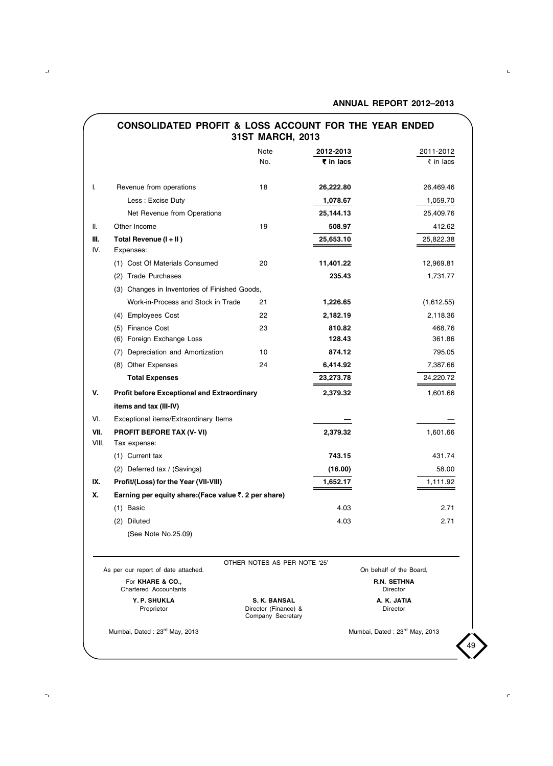# CONSOLIDATED PROFIT & LOSS ACCOUNT FOR THE YEAR ENDED 31ST MARCH, 2013

| | | Note No. | 2012-2013 ₹ in lacs | 2011-2012 ₹ in lacs |
|---|---|---|---|---|
| I. | Revenue from operations | 18 | **26,222.80** | 26,469.46 |
| | Less : Excise Duty | | **1,078.67** | 1,059.70 |
| | Net Revenue from Operations | | **25,144.13** | 25,409.76 |
| II. | Other Income | 19 | **508.97** | 412.62 |
| III. | **Total Revenue (I + II )** | | **25,653.10** | 25,822.38 |
| IV. | Expenses: | | | |
| | (1) Cost Of Materials Consumed | 20 | **11,401.22** | 12,969.81 |
| | (2) Trade Purchases | | **235.43** | 1,731.77 |
| | (3) Changes in Inventories of Finished Goods, Work-in-Process and Stock in Trade | 21 | **1,226.65** | (1,612.55) |
| | (4) Employees Cost | 22 | **2,182.19** | 2,118.36 |
| | (5) Finance Cost | 23 | **810.82** | 468.76 |
| | (6) Foreign Exchange Loss | | **128.43** | 361.86 |
| | (7) Depreciation and Amortization | 10 | **874.12** | 795.05 |
| | (8) Other Expenses | 24 | **6,414.92** | 7,387.66 |
| | **Total Expenses** | | **23,273.78** | 24,220.72 |
| V. | **Profit before Exceptional and Extraordinary items and tax (III-IV)** | | **2,379.32** | 1,601.66 |
| VI. | Exceptional items/Extraordinary Items | | **—** | — |
| VII. | **PROFIT BEFORE TAX (V- VI)** | | **2,379.32** | 1,601.66 |
| VIII. | Tax expense: | | | |
| | (1) Current tax | | **743.15** | 431.74 |
| | (2) Deferred tax / (Savings) | | **(16.00)** | 58.00 |
| IX. | **Profit/(Loss) for the Year (VII-VIII)** | | **1,652.17** | 1,111.92 |
| X. | **Earning per equity share:(Face value ₹. 2 per share)** | | | |
| | (1) Basic | | 4.03 | 2.71 |
| | (2) Diluted | | 4.03 | 2.71 |
| | (See Note No.25.09) | | | |

OTHER NOTES AS PER NOTE '25'

As per our report of date attached.

For **KHARE & CO.,**
Chartered Accountants

**Y. P. SHUKLA**
Proprietor

Mumbai, Dated : 23rd May, 2013

**S. K. BANSAL**
Director (Finance) &
Company Secretary

On behalf of the Board,

**R.N. SETHNA**
Director

**A. K. JATIA**
Director

Mumbai, Dated : 23rd May, 2013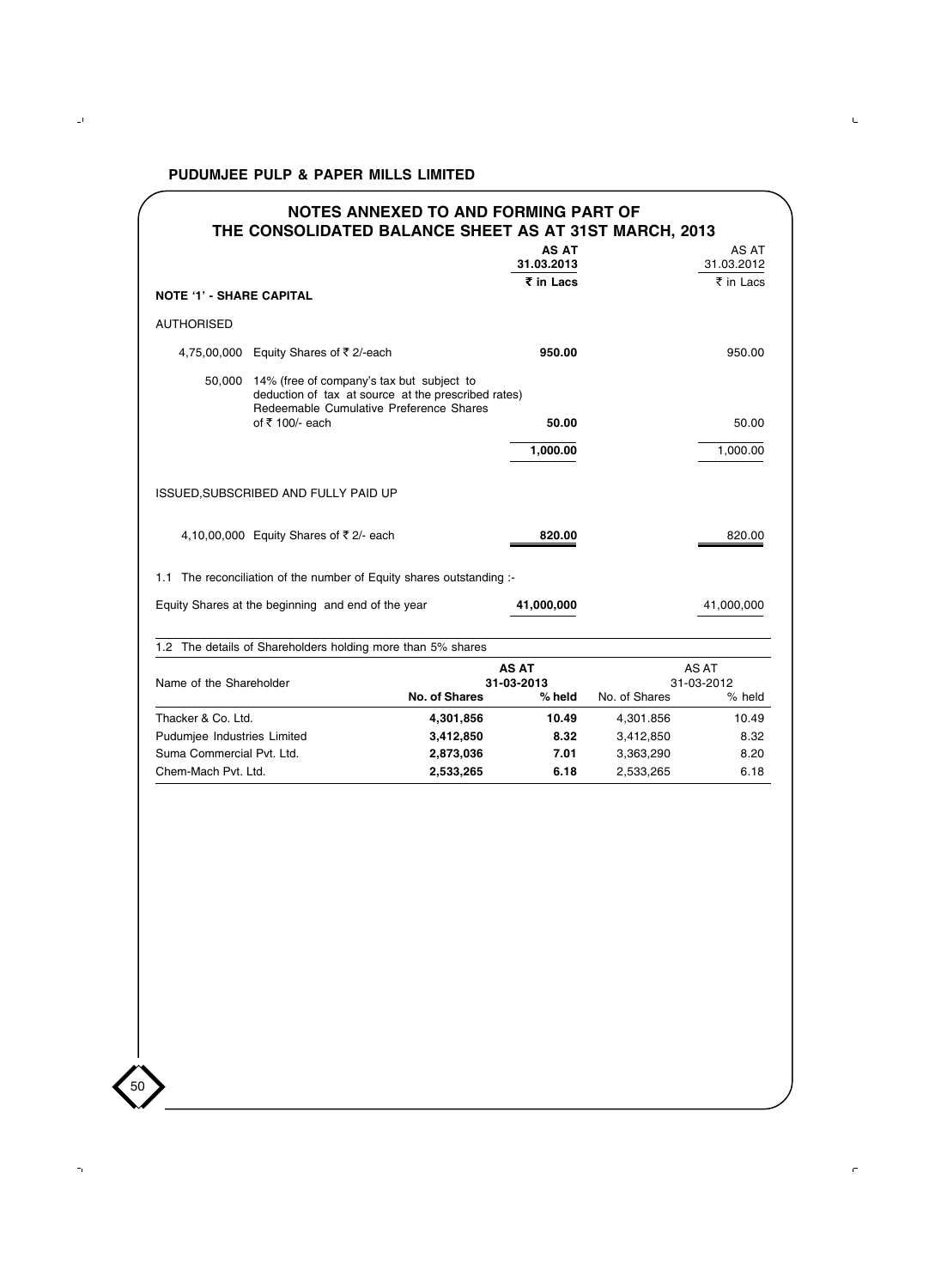## NOTES ANNEXED TO AND FORMING PART OF THE CONSOLIDATED BALANCE SHEET AS AT 31ST MARCH, 2013

| | | **AS AT 31.03.2013** | AS AT 31.03.2012 |
|---|---|---|---|
| | | **₹ in Lacs** | ₹ in Lacs |
| **NOTE '1' - SHARE CAPITAL** | | | |
| AUTHORISED | | | |
| 4,75,00,000 | Equity Shares of ₹ 2/-each | **950.00** | 950.00 |
| 50,000 | 14% (free of company's tax but subject to deduction of tax at source at the prescribed rates) Redeemable Cumulative Preference Shares of ₹ 100/- each | **50.00** | 50.00 |
| | | **1,000.00** | 1,000.00 |
| ISSUED,SUBSCRIBED AND FULLY PAID UP | | | |
| 4,10,00,000 | Equity Shares of ₹ 2/- each | **820.00** | 820.00 |

1.1 The reconciliation of the number of Equity shares outstanding :-

| | **AS AT 31.03.2013** | AS AT 31.03.2012 |
|---|---|---|
| Equity Shares at the beginning and end of the year | **41,000,000** | 41,000,000 |

1.2 The details of Shareholders holding more than 5% shares

| Name of the Shareholder | **AS AT 31-03-2013** | | AS AT 31-03-2012 | |
|---|---|---|---|---|
| | **No. of Shares** | **% held** | No. of Shares | % held |
| Thacker & Co. Ltd. | **4,301,856** | **10.49** | 4,301.856 | 10.49 |
| Pudumjee Industries Limited | **3,412,850** | **8.32** | 3,412,850 | 8.32 |
| Suma Commercial Pvt. Ltd. | **2,873,036** | **7.01** | 3,363,290 | 8.20 |
| Chem-Mach Pvt. Ltd. | **2,533,265** | **6.18** | 2,533,265 | 6.18 |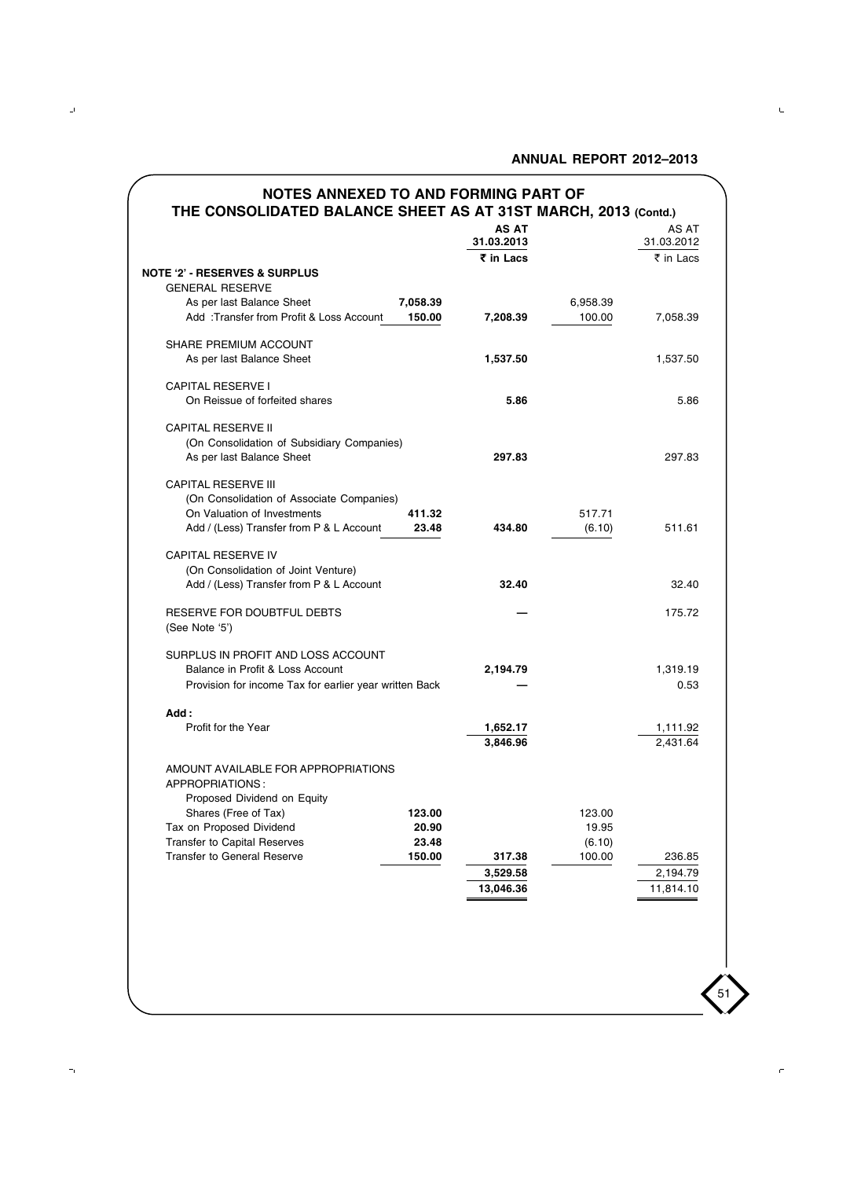## NOTES ANNEXED TO AND FORMING PART OF THE CONSOLIDATED BALANCE SHEET AS AT 31ST MARCH, 2013 (Contd.)

| | | AS AT 31.03.2013 | | AS AT 31.03.2012 |
|---|---|---|---|---|
| | | ₹ in Lacs | | ₹ in Lacs |
| **NOTE '2' - RESERVES & SURPLUS** | | | | |
| GENERAL RESERVE | | | | |
| As per last Balance Sheet | 7,058.39 | | 6,958.39 | |
| Add :Transfer from Profit & Loss Account | 150.00 | 7,208.39 | 100.00 | 7,058.39 |
| SHARE PREMIUM ACCOUNT | | | | |
| As per last Balance Sheet | | 1,537.50 | | 1,537.50 |
| CAPITAL RESERVE I | | | | |
| On Reissue of forfeited shares | | 5.86 | | 5.86 |
| CAPITAL RESERVE II | | | | |
| (On Consolidation of Subsidiary Companies) | | | | |
| As per last Balance Sheet | | 297.83 | | 297.83 |
| CAPITAL RESERVE III | | | | |
| (On Consolidation of Associate Companies) | | | | |
| On Valuation of Investments | 411.32 | | 517.71 | |
| Add / (Less) Transfer from P & L Account | 23.48 | 434.80 | (6.10) | 511.61 |
| CAPITAL RESERVE IV | | | | |
| (On Consolidation of Joint Venture) | | | | |
| Add / (Less) Transfer from P & L Account | | 32.40 | | 32.40 |
| RESERVE FOR DOUBTFUL DEBTS (See Note '5') | | — | | 175.72 |
| SURPLUS IN PROFIT AND LOSS ACCOUNT | | | | |
| Balance in Profit & Loss Account | | 2,194.79 | | 1,319.19 |
| Provision for income Tax for earlier year written Back | | — | | 0.53 |
| **Add :** | | | | |
| Profit for the Year | | 1,652.17 | | 1,111.92 |
| | | 3,846.96 | | 2,431.64 |
| AMOUNT AVAILABLE FOR APPROPRIATIONS | | | | |
| APPROPRIATIONS : | | | | |
| Proposed Dividend on Equity Shares (Free of Tax) | 123.00 | | 123.00 | |
| Tax on Proposed Dividend | 20.90 | | 19.95 | |
| Transfer to Capital Reserves | 23.48 | | (6.10) | |
| Transfer to General Reserve | 150.00 | 317.38 | 100.00 | 236.85 |
| | | 3,529.58 | | 2,194.79 |
| | | 13,046.36 | | 11,814.10 |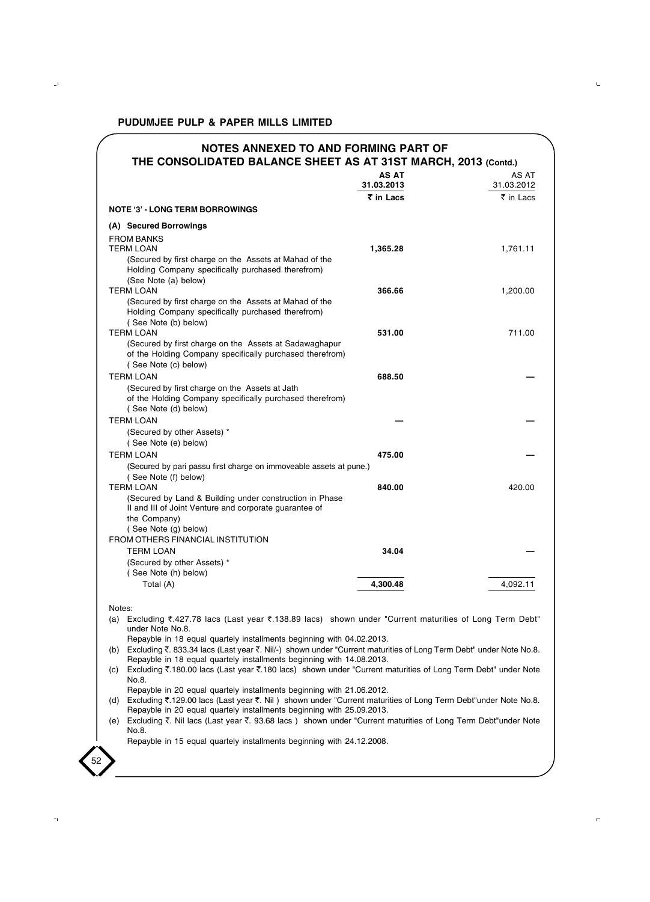**PUDUMJEE PULP & PAPER MILLS LIMITED**

## NOTES ANNEXED TO AND FORMING PART OF THE CONSOLIDATED BALANCE SHEET AS AT 31ST MARCH, 2013 (Contd.)

| | AS AT 31.03.2013 ₹ in Lacs | AS AT 31.03.2012 ₹ in Lacs |
|---|---|---|
| **NOTE '3' - LONG TERM BORROWINGS** | | |
| **(A) Secured Borrowings** | | |
| FROM BANKS | | |
| TERM LOAN | **1,365.28** | 1,761.11 |
| (Secured by first charge on the Assets at Mahad of the Holding Company specifically purchased therefrom) (See Note (a) below) | | |
| TERM LOAN | **366.66** | 1,200.00 |
| (Secured by first charge on the Assets at Mahad of the Holding Company specifically purchased therefrom) ( See Note (b) below) | | |
| TERM LOAN | **531.00** | 711.00 |
| (Secured by first charge on the Assets at Sadawaghapur of the Holding Company specifically purchased therefrom) ( See Note (c) below) | | |
| TERM LOAN | **688.50** | — |
| (Secured by first charge on the Assets at Jath of the Holding Company specifically purchased therefrom) ( See Note (d) below) | | |
| TERM LOAN | **—** | — |
| (Secured by other Assets) * ( See Note (e) below) | | |
| TERM LOAN | **475.00** | — |
| (Secured by pari passu first charge on immoveable assets at pune.) ( See Note (f) below) | | |
| TERM LOAN | **840.00** | 420.00 |
| (Secured by Land & Building under construction in Phase II and III of Joint Venture and corporate guarantee of the Company) ( See Note (g) below) | | |
| FROM OTHERS FINANCIAL INSTITUTION | | |
| TERM LOAN | **34.04** | — |
| (Secured by other Assets) * ( See Note (h) below) | | |
| Total (A) | **4,300.48** | 4,092.11 |

Notes:

(a) Excluding ₹.427.78 lacs (Last year ₹.138.89 lacs) shown under "Current maturities of Long Term Debt" under Note No.8.
Repayble in 18 equal quartely installments beginning with 04.02.2013.

(b) Excluding ₹. 833.34 lacs (Last year ₹. Nil/-) shown under "Current maturities of Long Term Debt" under Note No.8.
Repayble in 18 equal quartely installments beginning with 14.08.2013.

(c) Excluding ₹.180.00 lacs (Last year ₹.180 lacs) shown under "Current maturities of Long Term Debt" under Note No.8.
Repayble in 20 equal quartely installments beginning with 21.06.2012.

(d) Excluding ₹.129.00 lacs (Last year ₹. Nil ) shown under "Current maturities of Long Term Debt"under Note No.8.
Repayble in 20 equal quartely installments beginning with 25.09.2013.

(e) Excluding ₹. Nil lacs (Last year ₹. 93.68 lacs ) shown under "Current maturities of Long Term Debt"under Note No.8.
Repayble in 15 equal quartely installments beginning with 24.12.2008.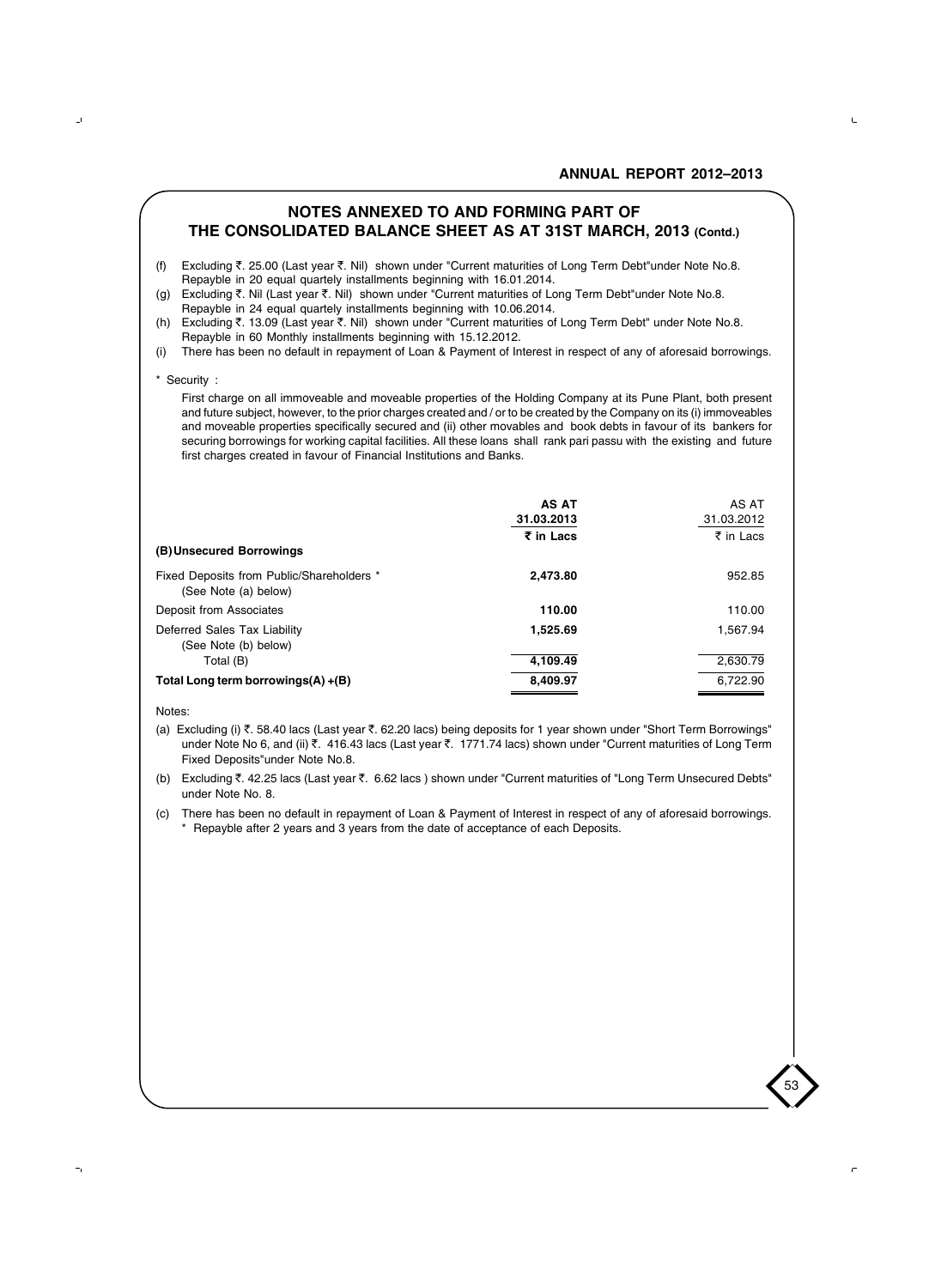## NOTES ANNEXED TO AND FORMING PART OF THE CONSOLIDATED BALANCE SHEET AS AT 31ST MARCH, 2013 (Contd.)

(f) Excluding ₹. 25.00 (Last year ₹. Nil) shown under "Current maturities of Long Term Debt"under Note No.8. Repayble in 20 equal quartely installments beginning with 16.01.2014.

(g) Excluding ₹. Nil (Last year ₹. Nil) shown under "Current maturities of Long Term Debt"under Note No.8. Repayble in 24 equal quartely installments beginning with 10.06.2014.

(h) Excluding ₹. 13.09 (Last year ₹. Nil) shown under "Current maturities of Long Term Debt" under Note No.8. Repayble in 60 Monthly installments beginning with 15.12.2012.

(i) There has been no default in repayment of Loan & Payment of Interest in respect of any of aforesaid borrowings.

\* Security :

First charge on all immoveable and moveable properties of the Holding Company at its Pune Plant, both present and future subject, however, to the prior charges created and / or to be created by the Company on its (i) immoveables and moveable properties specifically secured and (ii) other movables and book debts in favour of its bankers for securing borrowings for working capital facilities. All these loans shall rank pari passu with the existing and future first charges created in favour of Financial Institutions and Banks.

| | **AS AT 31.03.2013 ₹ in Lacs** | AS AT 31.03.2012 ₹ in Lacs |
|---|---|---|
| **(B) Unsecured Borrowings** | | |
| Fixed Deposits from Public/Shareholders * (See Note (a) below) | **2,473.80** | 952.85 |
| Deposit from Associates | **110.00** | 110.00 |
| Deferred Sales Tax Liability (See Note (b) below) | **1,525.69** | 1,567.94 |
| Total (B) | **4,109.49** | 2,630.79 |
| **Total Long term borrowings(A) +(B)** | **8,409.97** | 6,722.90 |

Notes:

(a) Excluding (i) ₹. 58.40 lacs (Last year ₹. 62.20 lacs) being deposits for 1 year shown under "Short Term Borrowings" under Note No 6, and (ii) ₹. 416.43 lacs (Last year ₹. 1771.74 lacs) shown under "Current maturities of Long Term Fixed Deposits"under Note No.8.

(b) Excluding ₹. 42.25 lacs (Last year ₹. 6.62 lacs ) shown under "Current maturities of "Long Term Unsecured Debts" under Note No. 8.

(c) There has been no default in repayment of Loan & Payment of Interest in respect of any of aforesaid borrowings.
\* Repayble after 2 years and 3 years from the date of acceptance of each Deposits.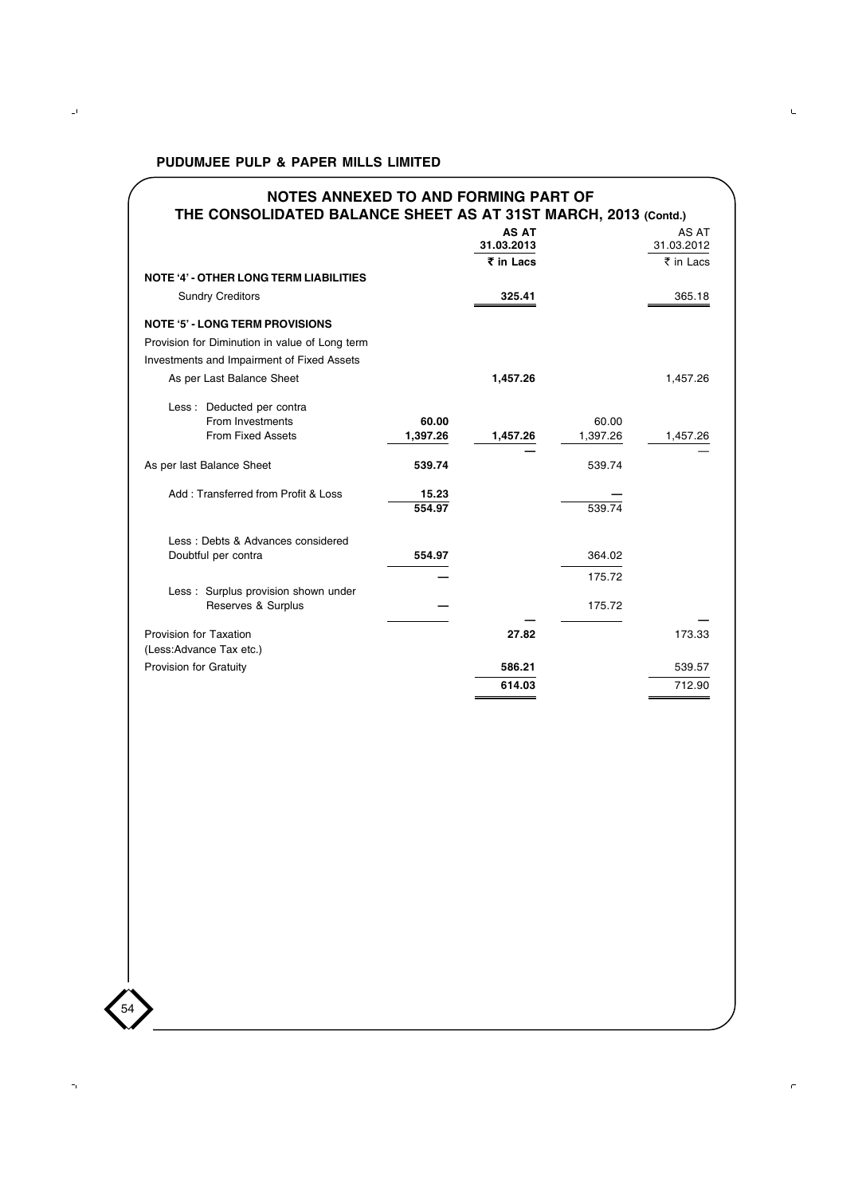## NOTES ANNEXED TO AND FORMING PART OF THE CONSOLIDATED BALANCE SHEET AS AT 31ST MARCH, 2013 (Contd.)

| | | AS AT 31.03.2013 ₹ in Lacs | | AS AT 31.03.2012 ₹ in Lacs |
|---|---|---|---|---|
| **NOTE '4' - OTHER LONG TERM LIABILITIES** | | | | |
| Sundry Creditors | | **325.41** | | 365.18 |
| **NOTE '5' - LONG TERM PROVISIONS** | | | | |
| Provision for Diminution in value of Long term Investments and Impairment of Fixed Assets | | | | |
| As per Last Balance Sheet | | **1,457.26** | | 1,457.26 |
| Less : Deducted per contra | | | | |
| From Investments | **60.00** | | 60.00 | |
| From Fixed Assets | **1,397.26** | **1,457.26** | 1,397.26 | 1,457.26 |
| | | — | | — |
| As per last Balance Sheet | **539.74** | | 539.74 | |
| Add : Transferred from Profit & Loss | **15.23** | | — | |
| | **554.97** | | 539.74 | |
| Less : Debts & Advances considered Doubtful per contra | **554.97** | | 364.02 | |
| | — | | 175.72 | |
| Less : Surplus provision shown under Reserves & Surplus | — | | 175.72 | |
| | | — | | — |
| Provision for Taxation (Less:Advance Tax etc.) | | **27.82** | | 173.33 |
| Provision for Gratuity | | **586.21** | | 539.57 |
| | | **614.03** | | 712.90 |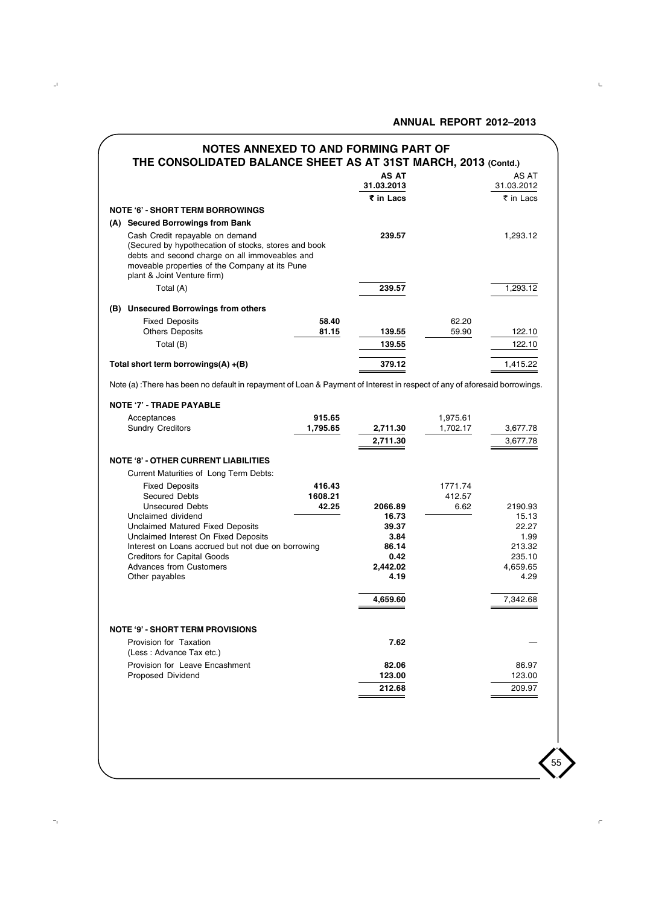## NOTES ANNEXED TO AND FORMING PART OF THE CONSOLIDATED BALANCE SHEET AS AT 31ST MARCH, 2013 (Contd.)

| | | AS AT 31.03.2013 | | AS AT 31.03.2012 |
|---|---|---|---|---|
| | | **₹ in Lacs** | | ₹ in Lacs |
| **NOTE '6' - SHORT TERM BORROWINGS** | | | | |
| **(A) Secured Borrowings from Bank** | | | | |
| Cash Credit repayable on demand (Secured by hypothecation of stocks, stores and book debts and second charge on all immoveables and moveable properties of the Company at its Pune plant & Joint Venture firm) | | **239.57** | | 1,293.12 |
| Total (A) | | **239.57** | | 1,293.12 |
| **(B) Unsecured Borrowings from others** | | | | |
| Fixed Deposits | **58.40** | | 62.20 | |
| Others Deposits | **81.15** | **139.55** | 59.90 | 122.10 |
| Total (B) | | **139.55** | | 122.10 |
| **Total short term borrowings(A) +(B)** | | **379.12** | | 1,415.22 |

Note (a) :There has been no default in repayment of Loan & Payment of Interest in respect of any of aforesaid borrowings.

| | | | | |
|---|---|---|---|---|
| **NOTE '7' - TRADE PAYABLE** | | | | |
| Acceptances | **915.65** | | 1,975.61 | |
| Sundry Creditors | **1,795.65** | **2,711.30** | 1,702.17 | 3,677.78 |
| | | **2,711.30** | | 3,677.78 |
| **NOTE '8' - OTHER CURRENT LIABILITIES** | | | | |
| Current Maturities of Long Term Debts: | | | | |
| Fixed Deposits | **416.43** | | 1771.74 | |
| Secured Debts | **1608.21** | | 412.57 | |
| Unsecured Debts | **42.25** | **2066.89** | 6.62 | 2190.93 |
| Unclaimed dividend | | **16.73** | | 15.13 |
| Unclaimed Matured Fixed Deposits | | **39.37** | | 22.27 |
| Unclaimed Interest On Fixed Deposits | | **3.84** | | 1.99 |
| Interest on Loans accrued but not due on borrowing | | **86.14** | | 213.32 |
| Creditors for Capital Goods | | **0.42** | | 235.10 |
| Advances from Customers | | **2,442.02** | | 4,659.65 |
| Other payables | | **4.19** | | 4.29 |
| | | **4,659.60** | | 7,342.68 |
| **NOTE '9' - SHORT TERM PROVISIONS** | | | | |
| Provision for Taxation (Less : Advance Tax etc.) | | **7.62** | | — |
| Provision for Leave Encashment | | **82.06** | | 86.97 |
| Proposed Dividend | | **123.00** | | 123.00 |
| | | **212.68** | | 209.97 |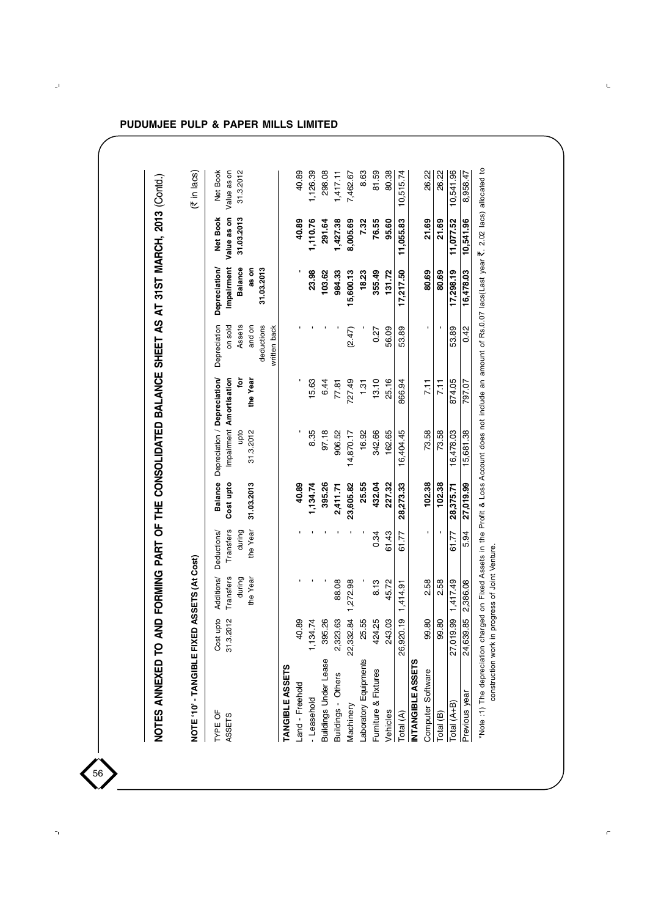## NOTES ANNEXED TO AND FORMING PART OF THE CONSOLIDATED BALANCE SHEET AS AT 31ST MARCH, 2013 (Contd.)

### NOTE '10' - TANGIBLE FIXED ASSETS (At Cost)

(₹ in lacs)

| TYPE OF ASSETS | Cost upto 31.3.2012 | Additions/ Transfers during the Year | Deductions/ Transfers during the Year | Balance Cost upto 31.03.2013 | Depreciation / Impairment upto 31.3.2012 | Depreciation/ Amortisation for the Year | Depreciation on sold Assets and on deductions written back | Depreciation/ Impairment Balance as on 31.03.2013 | Net Book Value as on 31.03.2013 | Net Book Value as on 31.3.2012 |
|---|---|---|---|---|---|---|---|---|---|---|
| **TANGIBLE ASSETS** | | | | | | | | | | |
| Land - Freehold | 40.89 | - | - | **40.89** | - | - | - | - | **40.89** | 40.89 |
| - Leasehold | 1,134.74 | - | - | **1,134.74** | 8.35 | 15.63 | - | **23.98** | **1,110.76** | 1,126.39 |
| Buildings Under Lease | 395.26 | - | - | **395.26** | 97.18 | 6.44 | - | **103.62** | **291.64** | 298.08 |
| Buildings - Others | 2,323.63 | 88.08 | - | **2,411.71** | 906.52 | 77.81 | - | **984.33** | **1,427.38** | 1,417.11 |
| Machinery | 22,332.84 | 1,272.98 | - | **23,605.82** | 14,870.17 | 727.49 | (2.47) | **15,600.13** | **8,005.69** | 7,462.67 |
| Laboratory Equipments | 25.55 | - | - | **25.55** | 16.92 | 1.31 | - | **18.23** | **7.32** | 8.63 |
| Furniture & Fixtures | 424.25 | 8.13 | 0.34 | **432.04** | 342.66 | 13.10 | 0.27 | **355.49** | **76.55** | 81.59 |
| Vehicles | 243.03 | 45.72 | 61.43 | **227.32** | 162.65 | 25.16 | 56.09 | **131.72** | **95.60** | 80.38 |
| Total (A) | 26,920.19 | 1,414.91 | 61.77 | **28,273.33** | 16,404.45 | 866.94 | 53.89 | **17,217.50** | **11,055.83** | 10,515.74 |
| **INTANGIBLE ASSETS** | | | | | | | | | | |
| Computer Software | 99.80 | 2.58 | - | **102.38** | 73.58 | 7.11 | - | **80.69** | **21.69** | 26.22 |
| Total (B) | 99.80 | 2.58 | - | **102.38** | 73.58 | 7.11 | - | **80.69** | **21.69** | 26.22 |
| Total (A+B) | 27,019.99 | 1,417.49 | 61.77 | **28,375.71** | 16,478.03 | 874.05 | 53.89 | **17,298.19** | **11,077.52** | 10,541.96 |
| Previous year | 24,639.85 | 2,386.08 | 5.94 | **27,019.99** | 15,681.38 | 797.07 | 0.42 | **16,478.03** | **10,541.96** | 8,958.47 |

*Note :1) The depreciation charged on Fixed Assets in the Profit & Loss Account does not include an amount of Rs.0.07 lacs(Last year ₹. 2.02 lacs) allocated to construction work in progress of Joint Venture.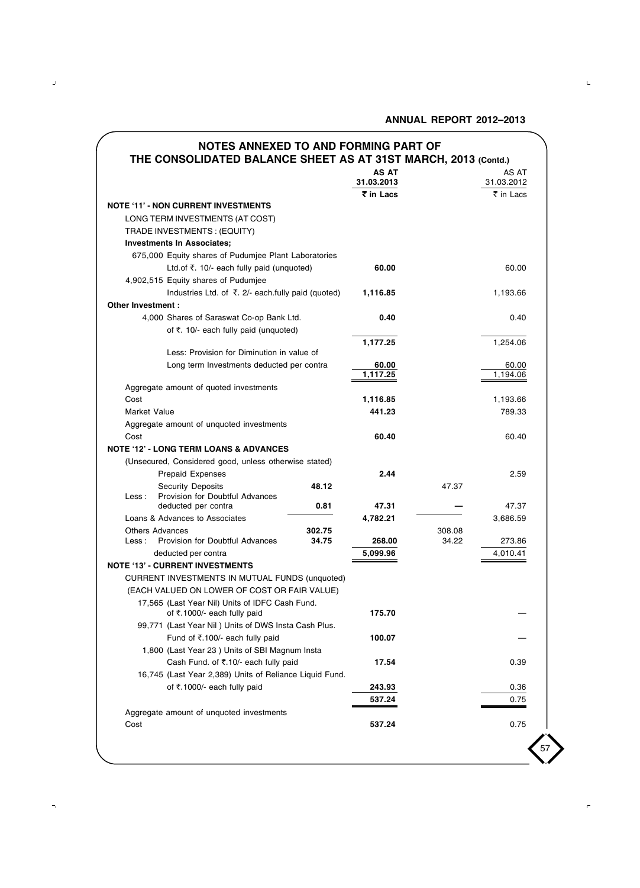## NOTES ANNEXED TO AND FORMING PART OF THE CONSOLIDATED BALANCE SHEET AS AT 31ST MARCH, 2013 (Contd.)

| | | AS AT 31.03.2013 | | AS AT 31.03.2012 |
|---|---|---|---|---|
| | | ₹ in Lacs | | ₹ in Lacs |
| **NOTE '11' - NON CURRENT INVESTMENTS** | | | | |
| LONG TERM INVESTMENTS (AT COST) | | | | |
| TRADE INVESTMENTS : (EQUITY) | | | | |
| **Investments In Associates;** | | | | |
| 675,000 Equity shares of Pudumjee Plant Laboratories Ltd.of ₹. 10/- each fully paid (unquoted) | | **60.00** | | 60.00 |
| 4,902,515 Equity shares of Pudumjee Industries Ltd. of ₹. 2/- each.fully paid (quoted) | | **1,116.85** | | 1,193.66 |
| **Other Investment :** | | | | |
| 4,000 Shares of Saraswat Co-op Bank Ltd. of ₹. 10/- each fully paid (unquoted) | | **0.40** | | 0.40 |
| | | **1,177.25** | | 1,254.06 |
| Less: Provision for Diminution in value of Long term Investments deducted per contra | | **60.00** | | 60.00 |
| | | **1,117.25** | | 1,194.06 |
| Aggregate amount of quoted investments | | | | |
| Cost | | **1,116.85** | | 1,193.66 |
| Market Value | | **441.23** | | 789.33 |
| Aggregate amount of unquoted investments | | | | |
| Cost | | **60.40** | | 60.40 |
| **NOTE '12' - LONG TERM LOANS & ADVANCES** | | | | |
| (Unsecured, Considered good, unless otherwise stated) | | | | |
| Prepaid Expenses | | **2.44** | | 2.59 |
| Security Deposits | **48.12** | | 47.37 | |
| Less : Provision for Doubtful Advances deducted per contra | **0.81** | **47.31** | — | 47.37 |
| Loans & Advances to Associates | | **4,782.21** | | 3,686.59 |
| Others Advances | **302.75** | | 308.08 | |
| Less : Provision for Doubtful Advances deducted per contra | **34.75** | **268.00** | 34.22 | 273.86 |
| | | **5,099.96** | | 4,010.41 |
| **NOTE '13' - CURRENT INVESTMENTS** | | | | |
| CURRENT INVESTMENTS IN MUTUAL FUNDS (unquoted) | | | | |
| (EACH VALUED ON LOWER OF COST OR FAIR VALUE) | | | | |
| 17,565 (Last Year Nil) Units of IDFC Cash Fund. of ₹.1000/- each fully paid | | **175.70** | | — |
| 99,771 (Last Year Nil ) Units of DWS Insta Cash Plus. Fund of ₹.100/- each fully paid | | **100.07** | | — |
| 1,800 (Last Year 23 ) Units of SBI Magnum Insta Cash Fund. of ₹.10/- each fully paid | | **17.54** | | 0.39 |
| 16,745 (Last Year 2,389) Units of Reliance Liquid Fund. of ₹.1000/- each fully paid | | **243.93** | | 0.36 |
| | | **537.24** | | 0.75 |
| Aggregate amount of unquoted investments | | | | |
| Cost | | **537.24** | | 0.75 |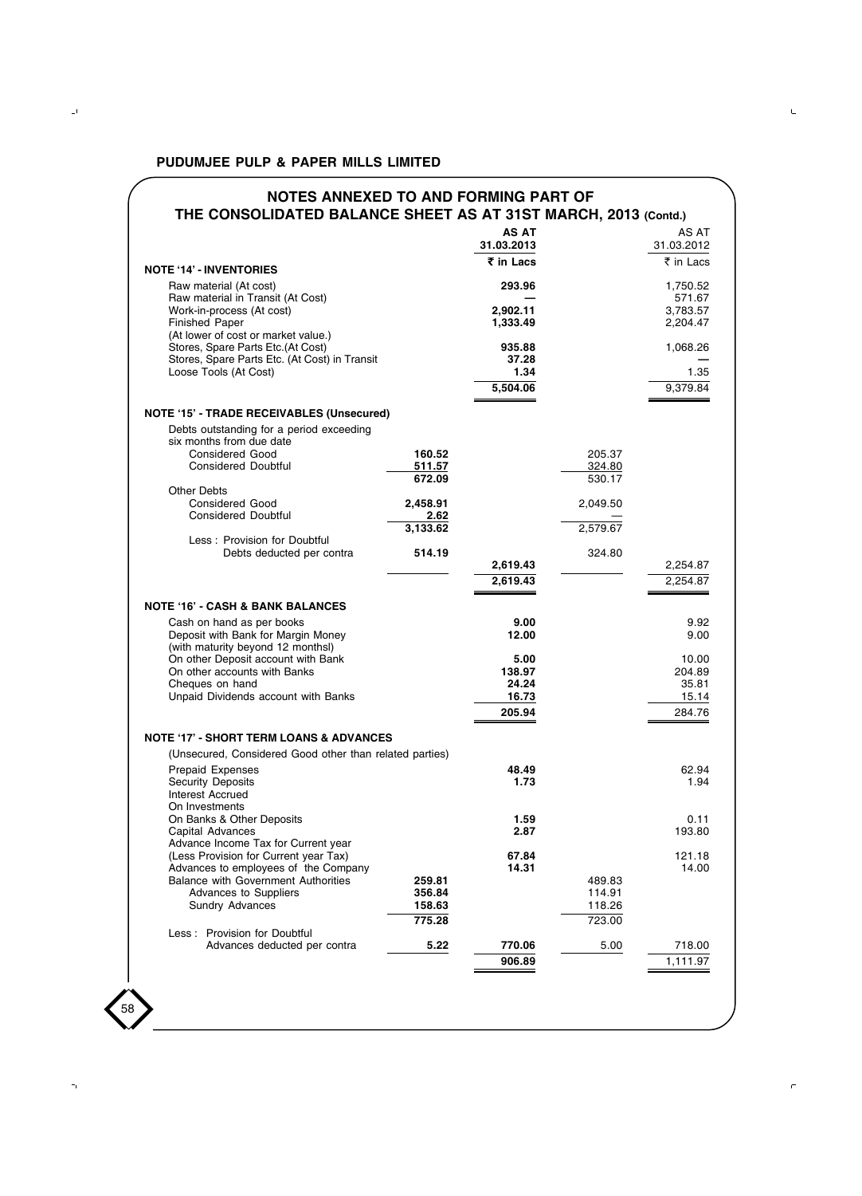## NOTES ANNEXED TO AND FORMING PART OF THE CONSOLIDATED BALANCE SHEET AS AT 31ST MARCH, 2013 (Contd.)

| | | AS AT 31.03.2013 ₹ in Lacs | | AS AT 31.03.2012 ₹ in Lacs |
|---|---|---|---|---|
| **NOTE '14' - INVENTORIES** | | | | |
| Raw material (At cost) | | **293.96** | | 1,750.52 |
| Raw material in Transit (At Cost) | | **—** | | 571.67 |
| Work-in-process (At cost) | | **2,902.11** | | 3,783.57 |
| Finished Paper (At lower of cost or market value.) | | **1,333.49** | | 2,204.47 |
| Stores, Spare Parts Etc.(At Cost) | | **935.88** | | 1,068.26 |
| Stores, Spare Parts Etc. (At Cost) in Transit | | **37.28** | | — |
| Loose Tools (At Cost) | | **1.34** | | 1.35 |
| | | **5,504.06** | | 9,379.84 |
| **NOTE '15' - TRADE RECEIVABLES (Unsecured)** | | | | |
| Debts outstanding for a period exceeding six months from due date | | | | |
| Considered Good | **160.52** | | 205.37 | |
| Considered Doubtful | **511.57** | | 324.80 | |
| | **672.09** | | 530.17 | |
| Other Debts | | | | |
| Considered Good | **2,458.91** | | 2,049.50 | |
| Considered Doubtful | **2.62** | | — | |
| | **3,133.62** | | 2,579.67 | |
| Less : Provision for Doubtful Debts deducted per contra | **514.19** | **2,619.43** | 324.80 | 2,254.87 |
| | | **2,619.43** | | 2,254.87 |
| **NOTE '16' - CASH & BANK BALANCES** | | | | |
| Cash on hand as per books | | **9.00** | | 9.92 |
| Deposit with Bank for Margin Money (with maturity beyond 12 monthsl) | | **12.00** | | 9.00 |
| On other Deposit account with Bank | | **5.00** | | 10.00 |
| On other accounts with Banks | | **138.97** | | 204.89 |
| Cheques on hand | | **24.24** | | 35.81 |
| Unpaid Dividends account with Banks | | **16.73** | | 15.14 |
| | | **205.94** | | 284.76 |
| **NOTE '17' - SHORT TERM LOANS & ADVANCES** | | | | |
| (Unsecured, Considered Good other than related parties) | | | | |
| Prepaid Expenses | | **48.49** | | 62.94 |
| Security Deposits | | **1.73** | | 1.94 |
| Interest Accrued | | | | |
| On Investments | | | | |
| On Banks & Other Deposits | | **1.59** | | 0.11 |
| Capital Advances | | **2.87** | | 193.80 |
| Advance Income Tax for Current year (Less Provision for Current year Tax) | | **67.84** | | 121.18 |
| Advances to employees of the Company | | **14.31** | | 14.00 |
| Balance with Government Authorities | **259.81** | | 489.83 | |
| Advances to Suppliers | **356.84** | | 114.91 | |
| Sundry Advances | **158.63** | | 118.26 | |
| | **775.28** | | 723.00 | |
| Less : Provision for Doubtful Advances deducted per contra | **5.22** | **770.06** | 5.00 | 718.00 |
| | | **906.89** | | 1,111.97 |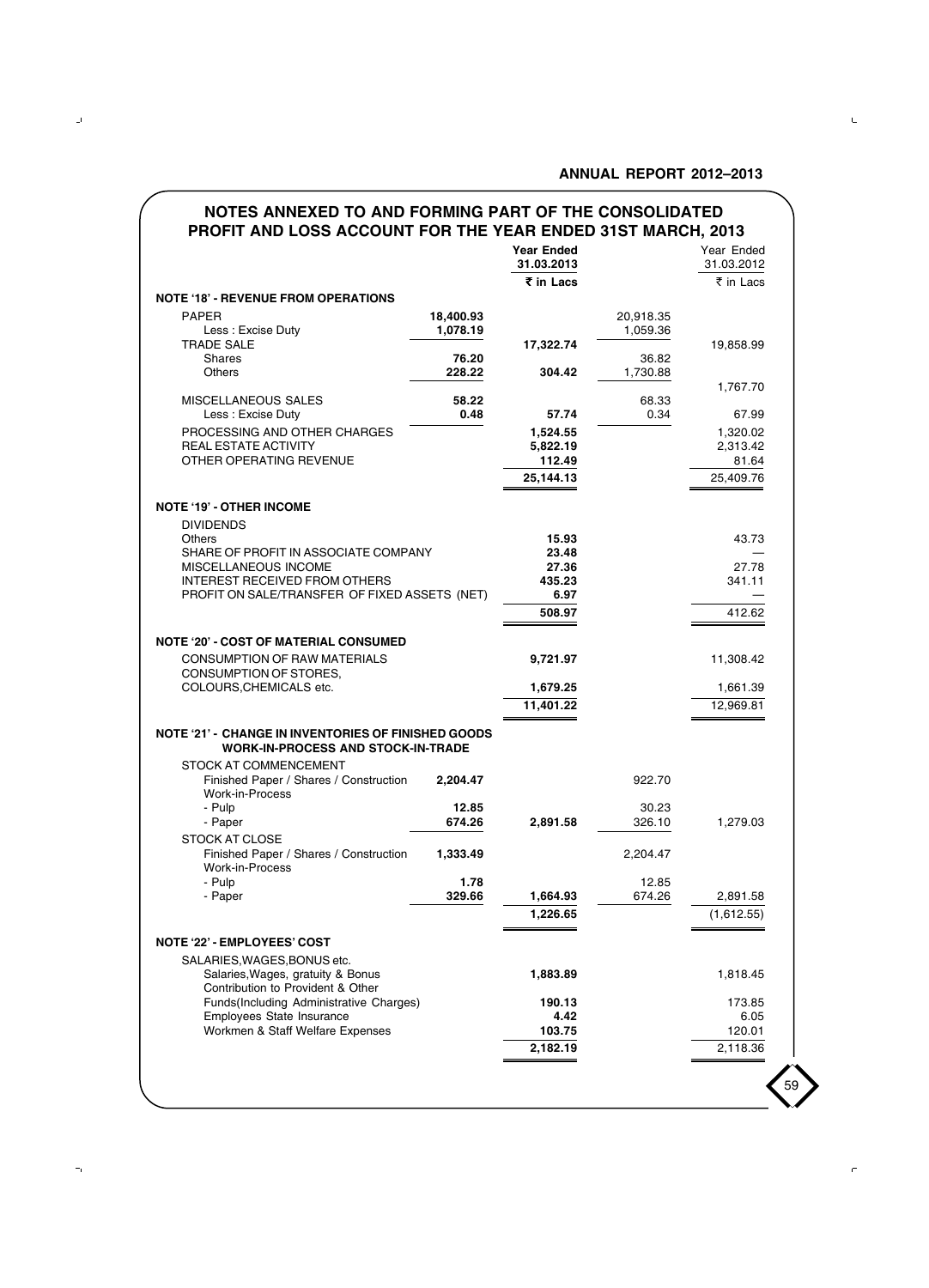## NOTES ANNEXED TO AND FORMING PART OF THE CONSOLIDATED PROFIT AND LOSS ACCOUNT FOR THE YEAR ENDED 31ST MARCH, 2013

| | | Year Ended 31.03.2013 ₹ in Lacs | | Year Ended 31.03.2012 ₹ in Lacs |
|---|---|---|---|---|
| **NOTE '18' - REVENUE FROM OPERATIONS** | | | | |
| PAPER | 18,400.93 | | 20,918.35 | |
| Less : Excise Duty | 1,078.19 | 17,322.74 | 1,059.36 | 19,858.99 |
| TRADE SALE | | | | |
| Shares | 76.20 | | 36.82 | |
| Others | 228.22 | 304.42 | 1,730.88 | 1,767.70 |
| MISCELLANEOUS SALES | 58.22 | | 68.33 | |
| Less : Excise Duty | 0.48 | 57.74 | 0.34 | 67.99 |
| PROCESSING AND OTHER CHARGES | | 1,524.55 | | 1,320.02 |
| REAL ESTATE ACTIVITY | | 5,822.19 | | 2,313.42 |
| OTHER OPERATING REVENUE | | 112.49 | | 81.64 |
| | | 25,144.13 | | 25,409.76 |
| **NOTE '19' - OTHER INCOME** | | | | |
| DIVIDENDS | | | | |
| Others | | 15.93 | | 43.73 |
| SHARE OF PROFIT IN ASSOCIATE COMPANY | | 23.48 | | — |
| MISCELLANEOUS INCOME | | 27.36 | | 27.78 |
| INTEREST RECEIVED FROM OTHERS | | 435.23 | | 341.11 |
| PROFIT ON SALE/TRANSFER OF FIXED ASSETS (NET) | | 6.97 | | — |
| | | 508.97 | | 412.62 |
| **NOTE '20' - COST OF MATERIAL CONSUMED** | | | | |
| CONSUMPTION OF RAW MATERIALS | | 9,721.97 | | 11,308.42 |
| CONSUMPTION OF STORES, COLOURS,CHEMICALS etc. | | 1,679.25 | | 1,661.39 |
| | | 11,401.22 | | 12,969.81 |
| **NOTE '21' - CHANGE IN INVENTORIES OF FINISHED GOODS WORK-IN-PROCESS AND STOCK-IN-TRADE** | | | | |
| STOCK AT COMMENCEMENT | | | | |
| Finished Paper / Shares / Construction | 2,204.47 | | 922.70 | |
| Work-in-Process | | | | |
| - Pulp | 12.85 | | 30.23 | |
| - Paper | 674.26 | 2,891.58 | 326.10 | 1,279.03 |
| STOCK AT CLOSE | | | | |
| Finished Paper / Shares / Construction | 1,333.49 | | 2,204.47 | |
| Work-in-Process | | | | |
| - Pulp | 1.78 | | 12.85 | |
| - Paper | 329.66 | 1,664.93 | 674.26 | 2,891.58 |
| | | 1,226.65 | | (1,612.55) |
| **NOTE '22' - EMPLOYEES' COST** | | | | |
| SALARIES,WAGES,BONUS etc. | | | | |
| Salaries,Wages, gratuity & Bonus | | 1,883.89 | | 1,818.45 |
| Contribution to Provident & Other Funds(Including Administrative Charges) | | 190.13 | | 173.85 |
| Employees State Insurance | | 4.42 | | 6.05 |
| Workmen & Staff Welfare Expenses | | 103.75 | | 120.01 |
| | | 2,182.19 | | 2,118.36 |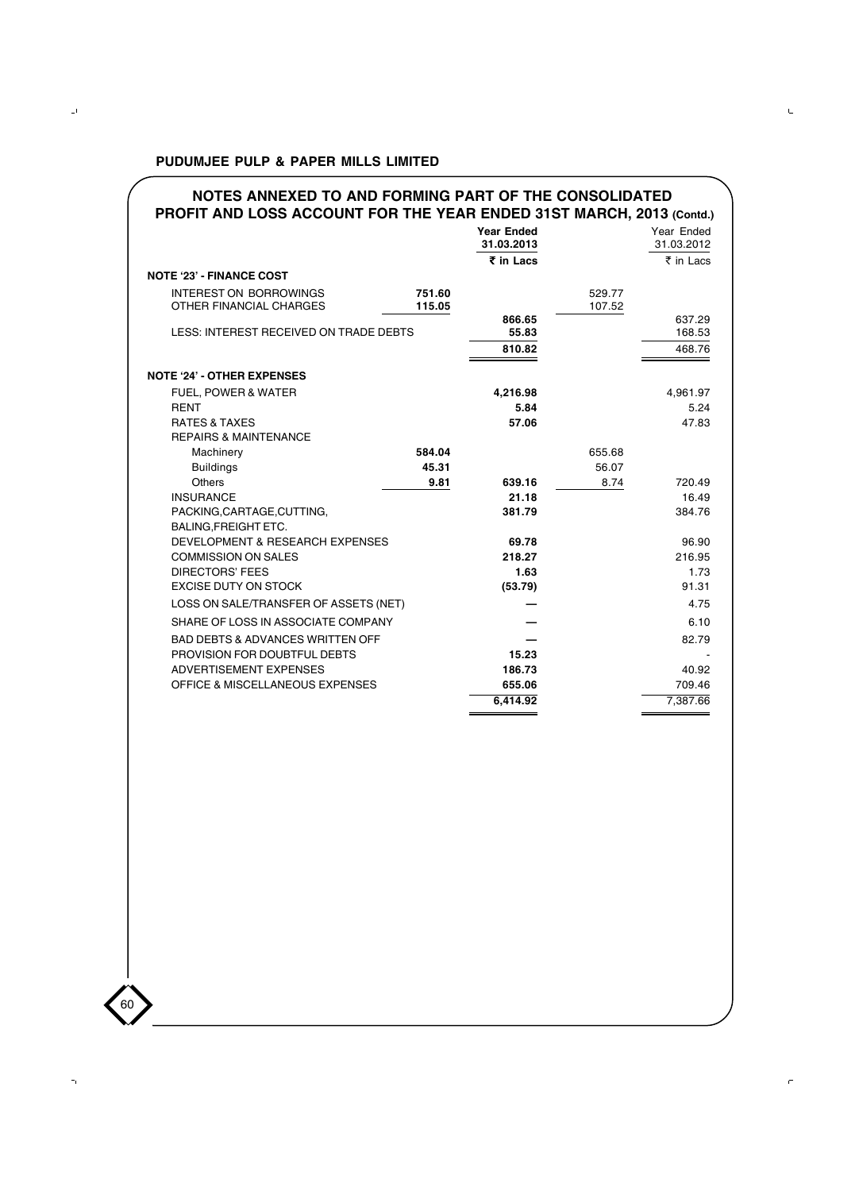## NOTES ANNEXED TO AND FORMING PART OF THE CONSOLIDATED PROFIT AND LOSS ACCOUNT FOR THE YEAR ENDED 31ST MARCH, 2013 (Contd.)

| | | **Year Ended 31.03.2013** | | Year Ended 31.03.2012 |
|---|---|---|---|---|
| | | **₹ in Lacs** | | ₹ in Lacs |
| **NOTE '23' - FINANCE COST** | | | | |
| INTEREST ON BORROWINGS | **751.60** | | 529.77 | |
| OTHER FINANCIAL CHARGES | **115.05** | | 107.52 | |
| | | **866.65** | | 637.29 |
| LESS: INTEREST RECEIVED ON TRADE DEBTS | | **55.83** | | 168.53 |
| | | **810.82** | | 468.76 |
| **NOTE '24' - OTHER EXPENSES** | | | | |
| FUEL, POWER & WATER | | **4,216.98** | | 4,961.97 |
| RENT | | **5.84** | | 5.24 |
| RATES & TAXES | | **57.06** | | 47.83 |
| REPAIRS & MAINTENANCE | | | | |
| Machinery | **584.04** | | 655.68 | |
| Buildings | **45.31** | | 56.07 | |
| Others | **9.81** | **639.16** | 8.74 | 720.49 |
| INSURANCE | | **21.18** | | 16.49 |
| PACKING,CARTAGE,CUTTING, BALING,FREIGHT ETC. | | **381.79** | | 384.76 |
| DEVELOPMENT & RESEARCH EXPENSES | | **69.78** | | 96.90 |
| COMMISSION ON SALES | | **218.27** | | 216.95 |
| DIRECTORS' FEES | | **1.63** | | 1.73 |
| EXCISE DUTY ON STOCK | | **(53.79)** | | 91.31 |
| LOSS ON SALE/TRANSFER OF ASSETS (NET) | | **—** | | 4.75 |
| SHARE OF LOSS IN ASSOCIATE COMPANY | | **—** | | 6.10 |
| BAD DEBTS & ADVANCES WRITTEN OFF | | **—** | | 82.79 |
| PROVISION FOR DOUBTFUL DEBTS | | **15.23** | | - |
| ADVERTISEMENT EXPENSES | | **186.73** | | 40.92 |
| OFFICE & MISCELLANEOUS EXPENSES | | **655.06** | | 709.46 |
| | | **6,414.92** | | 7,387.66 |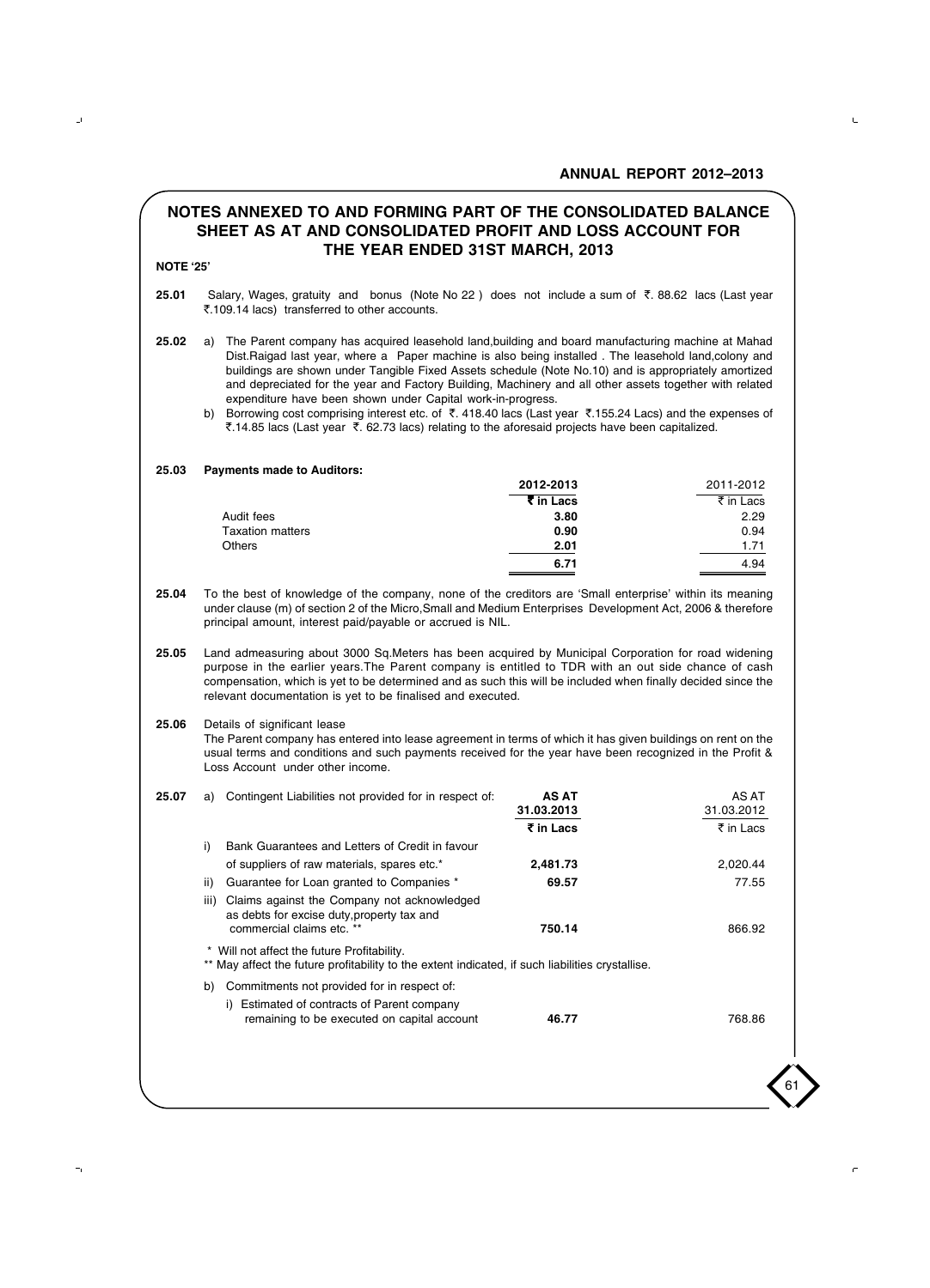## NOTES ANNEXED TO AND FORMING PART OF THE CONSOLIDATED BALANCE SHEET AS AT AND CONSOLIDATED PROFIT AND LOSS ACCOUNT FOR THE YEAR ENDED 31ST MARCH, 2013

**NOTE '25'**

**25.01** Salary, Wages, gratuity and bonus (Note No 22 ) does not include a sum of ₹. 88.62 lacs (Last year ₹.109.14 lacs) transferred to other accounts.

**25.02** a) The Parent company has acquired leasehold land,building and board manufacturing machine at Mahad Dist.Raigad last year, where a Paper machine is also being installed . The leasehold land,colony and buildings are shown under Tangible Fixed Assets schedule (Note No.10) and is appropriately amortized and depreciated for the year and Factory Building, Machinery and all other assets together with related expenditure have been shown under Capital work-in-progress.

b) Borrowing cost comprising interest etc. of ₹. 418.40 lacs (Last year ₹.155.24 Lacs) and the expenses of ₹.14.85 lacs (Last year ₹. 62.73 lacs) relating to the aforesaid projects have been capitalized.

**25.03 Payments made to Auditors:**

| | 2012-2013 | 2011-2012 |
|---|---|---|
| | ₹ in Lacs | ₹ in Lacs |
| Audit fees | **3.80** | 2.29 |
| Taxation matters | **0.90** | 0.94 |
| Others | **2.01** | 1.71 |
| | **6.71** | 4.94 |

**25.04** To the best of knowledge of the company, none of the creditors are 'Small enterprise' within its meaning under clause (m) of section 2 of the Micro,Small and Medium Enterprises Development Act, 2006 & therefore principal amount, interest paid/payable or accrued is NIL.

**25.05** Land admeasuring about 3000 Sq.Meters has been acquired by Municipal Corporation for road widening purpose in the earlier years.The Parent company is entitled to TDR with an out side chance of cash compensation, which is yet to be determined and as such this will be included when finally decided since the relevant documentation is yet to be finalised and executed.

**25.06** Details of significant lease
The Parent company has entered into lease agreement in terms of which it has given buildings on rent on the usual terms and conditions and such payments received for the year have been recognized in the Profit & Loss Account under other income.

**25.07**

| | AS AT 31.03.2013 | AS AT 31.03.2012 |
|---|---|---|
| a) Contingent Liabilities not provided for in respect of: | ₹ in Lacs | ₹ in Lacs |
| i) Bank Guarantees and Letters of Credit in favour of suppliers of raw materials, spares etc.* | **2,481.73** | 2,020.44 |
| ii) Guarantee for Loan granted to Companies * | **69.57** | 77.55 |
| iii) Claims against the Company not acknowledged as debts for excise duty,property tax and commercial claims etc. ** | **750.14** | 866.92 |

\* Will not affect the future Profitability.
** May affect the future profitability to the extent indicated, if such liabilities crystallise.

| | | |
|---|---|---|
| b) Commitments not provided for in respect of: | | |
| i) Estimated of contracts of Parent company remaining to be executed on capital account | **46.77** | 768.86 |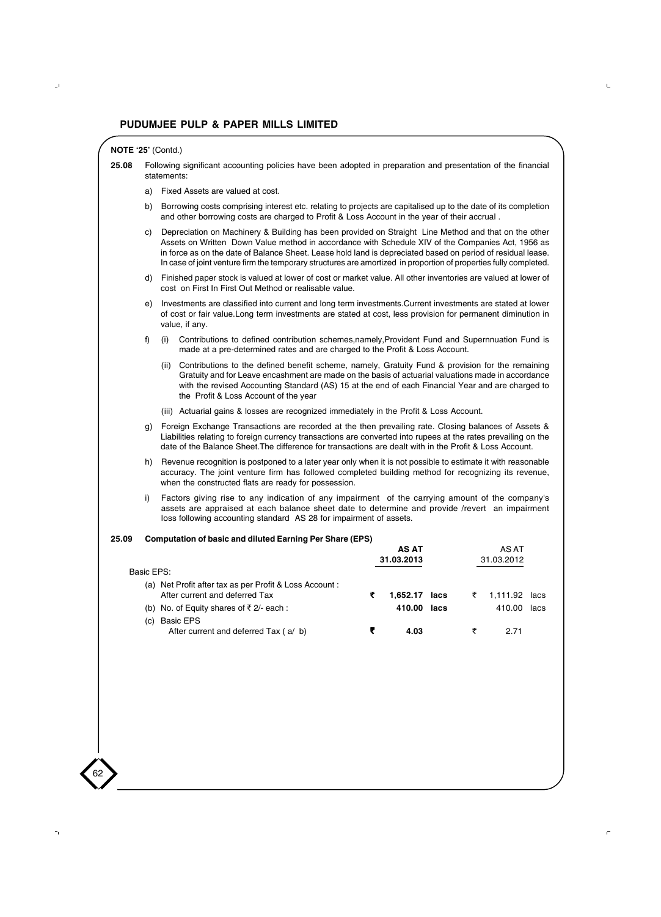**NOTE '25'** (Contd.)

**25.08** Following significant accounting policies have been adopted in preparation and presentation of the financial statements:

a) Fixed Assets are valued at cost.

b) Borrowing costs comprising interest etc. relating to projects are capitalised up to the date of its completion and other borrowing costs are charged to Profit & Loss Account in the year of their accrual .

c) Depreciation on Machinery & Building has been provided on Straight Line Method and that on the other Assets on Written Down Value method in accordance with Schedule XIV of the Companies Act, 1956 as in force as on the date of Balance Sheet. Lease hold land is depreciated based on period of residual lease. In case of joint venture firm the temporary structures are amortized in proportion of properties fully completed.

d) Finished paper stock is valued at lower of cost or market value. All other inventories are valued at lower of cost on First In First Out Method or realisable value.

e) Investments are classified into current and long term investments.Current investments are stated at lower of cost or fair value.Long term investments are stated at cost, less provision for permanent diminution in value, if any.

f) (i) Contributions to defined contribution schemes,namely,Provident Fund and Supernnuation Fund is made at a pre-determined rates and are charged to the Profit & Loss Account.

(ii) Contributions to the defined benefit scheme, namely, Gratuity Fund & provision for the remaining Gratuity and for Leave encashment are made on the basis of actuarial valuations made in accordance with the revised Accounting Standard (AS) 15 at the end of each Financial Year and are charged to the Profit & Loss Account of the year

(iii) Actuarial gains & losses are recognized immediately in the Profit & Loss Account.

g) Foreign Exchange Transactions are recorded at the then prevailing rate. Closing balances of Assets & Liabilities relating to foreign currency transactions are converted into rupees at the rates prevailing on the date of the Balance Sheet.The difference for transactions are dealt with in the Profit & Loss Account.

h) Revenue recognition is postponed to a later year only when it is not possible to estimate it with reasonable accuracy. The joint venture firm has followed completed building method for recognizing its revenue, when the constructed flats are ready for possession.

i) Factors giving rise to any indication of any impairment of the carrying amount of the company's assets are appraised at each balance sheet date to determine and provide /revert an impairment loss following accounting standard AS 28 for impairment of assets.

**25.09 Computation of basic and diluted Earning Per Share (EPS)**

| | **AS AT 31.03.2013** | AS AT 31.03.2012 |
|---|---|---|
| Basic EPS: | | |
| (a) Net Profit after tax as per Profit & Loss Account : After current and deferred Tax | **₹ 1,652.17 lacs** | ₹ 1,111.92 lacs |
| (b) No. of Equity shares of ₹ 2/- each : | **410.00 lacs** | 410.00 lacs |
| (c) Basic EPS After current and deferred Tax ( a/ b) | **₹ 4.03** | ₹ 2.71 |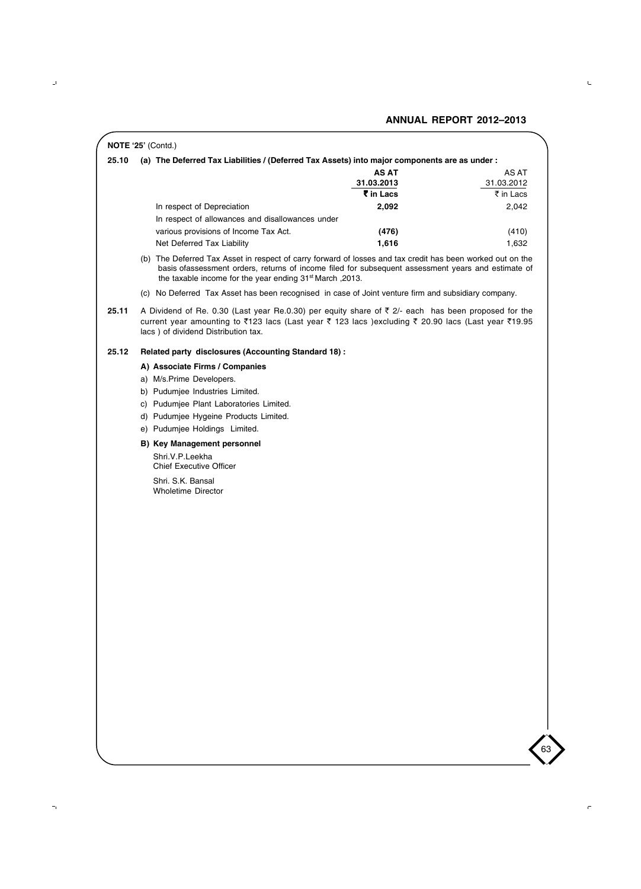**NOTE '25'** (Contd.)

**25.10 (a) The Deferred Tax Liabilities / (Deferred Tax Assets) into major components are as under :**

| | **AS AT 31.03.2013 ₹ in Lacs** | AS AT 31.03.2012 ₹ in Lacs |
|---|---|---|
| In respect of Depreciation | **2,092** | 2,042 |
| In respect of allowances and disallowances under various provisions of Income Tax Act. | **(476)** | (410) |
| Net Deferred Tax Liability | **1,616** | 1,632 |

(b) The Deferred Tax Asset in respect of carry forward of losses and tax credit has been worked out on the basis ofassessment orders, returns of income filed for subsequent assessment years and estimate of the taxable income for the year ending 31st March ,2013.

(c) No Deferred Tax Asset has been recognised in case of Joint venture firm and subsidiary company.

**25.11** A Dividend of Re. 0.30 (Last year Re.0.30) per equity share of ₹ 2/- each has been proposed for the current year amounting to ₹123 lacs (Last year ₹ 123 lacs )excluding ₹ 20.90 lacs (Last year ₹19.95 lacs ) of dividend Distribution tax.

**25.12 Related party disclosures (Accounting Standard 18) :**

**A) Associate Firms / Companies**

a) M/s.Prime Developers.

b) Pudumjee Industries Limited.

c) Pudumjee Plant Laboratories Limited.

d) Pudumjee Hygeine Products Limited.

e) Pudumjee Holdings Limited.

**B) Key Management personnel**

Shri.V.P.Leekha
Chief Executive Officer

Shri. S.K. Bansal
Wholetime Director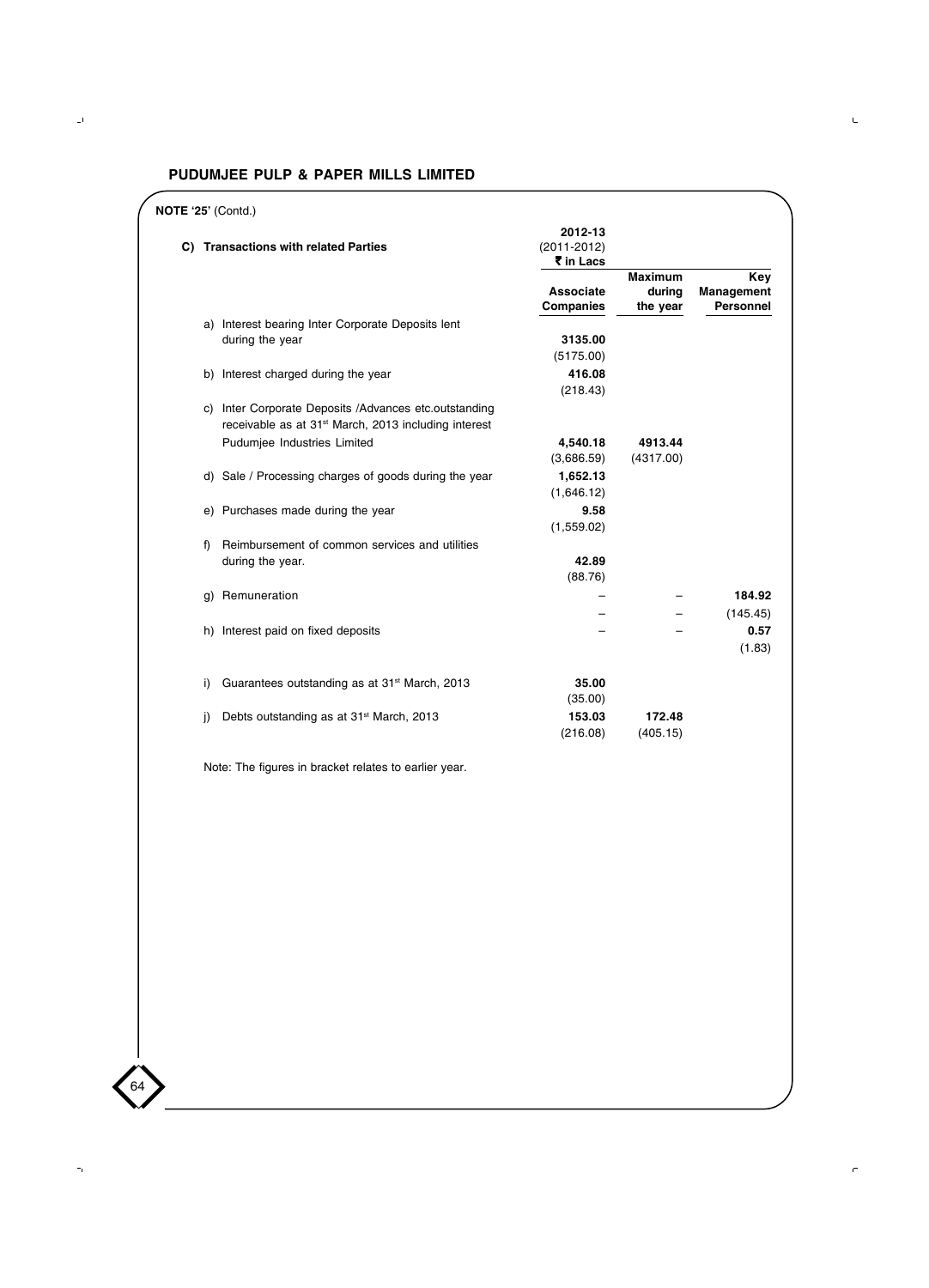## PUDUMJEE PULP & PAPER MILLS LIMITED

**NOTE '25'** (Contd.)

**C) Transactions with related Parties**

| | 2012-13 (2011-2012) ₹ in Lacs | | |
|---|---|---|---|
| | **Associate Companies** | **Maximum during the year** | **Key Management Personnel** |
| a) Interest bearing Inter Corporate Deposits lent during the year | **3135.00** | | |
| | (5175.00) | | |
| b) Interest charged during the year | **416.08** | | |
| | (218.43) | | |
| c) Inter Corporate Deposits /Advances etc.outstanding receivable as at 31st March, 2013 including interest Pudumjee Industries Limited | **4,540.18** | **4913.44** | |
| | (3,686.59) | (4317.00) | |
| d) Sale / Processing charges of goods during the year | **1,652.13** | | |
| | (1,646.12) | | |
| e) Purchases made during the year | **9.58** | | |
| | (1,559.02) | | |
| f) Reimbursement of common services and utilities during the year. | **42.89** | | |
| | (88.76) | | |
| g) Remuneration | – | – | **184.92** |
| | – | – | (145.45) |
| h) Interest paid on fixed deposits | – | – | **0.57** |
| | | | (1.83) |
| i) Guarantees outstanding as at 31st March, 2013 | **35.00** | | |
| | (35.00) | | |
| j) Debts outstanding as at 31st March, 2013 | **153.03** | **172.48** | |
| | (216.08) | (405.15) | |

Note: The figures in bracket relates to earlier year.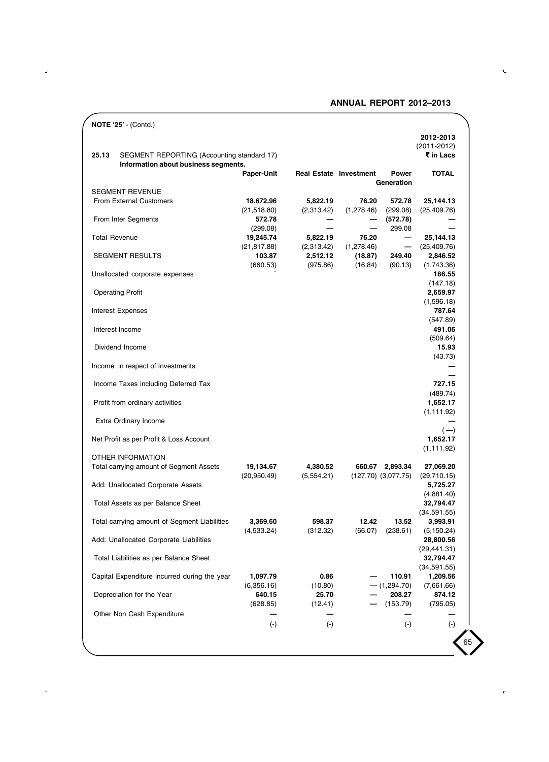**NOTE '25' - (Contd.)**

**25.13 SEGMENT REPORTING (Accounting standard 17)**

**Information about business segments.**

| | Paper-Unit | Real Estate | Investment | Power Generation | TOTAL 2012-2013 (2011-2012) ₹ in Lacs |
|---|---|---|---|---|---|
| SEGMENT REVENUE | | | | | |
| From External Customers | **18,672.96** | **5,822.19** | **76.20** | **572.78** | **25,144.13** |
| | (21,518.80) | (2,313.42) | (1,278.46) | (299.08) | (25,409.76) |
| From Inter Segments | **572.78** | **—** | **—** | **(572.78)** | **—** |
| | (299.08) | — | — | 299.08 | — |
| Total Revenue | **19,245.74** | **5,822.19** | **76.20** | **—** | **25,144.13** |
| | (21,817.88) | (2,313.42) | (1,278.46) | — | (25,409.76) |
| SEGMENT RESULTS | **103.87** | **2,512.12** | **(18.87)** | **249.40** | **2,846.52** |
| | (660.53) | (975.86) | (16.84) | (90.13) | (1,743.36) |
| Unallocated corporate expenses | | | | | **186.55** |
| | | | | | (147.18) |
| Operating Profit | | | | | **2,659.97** |
| | | | | | (1,596.18) |
| Interest Expenses | | | | | **787.64** |
| | | | | | (547.89) |
| Interest Income | | | | | **491.06** |
| | | | | | (509.64) |
| Dividend Income | | | | | **15.93** |
| | | | | | (43.73) |
| Income in respect of Investments | | | | | **—** |
| | | | | | — |
| Income Taxes including Deferred Tax | | | | | **727.15** |
| | | | | | (489.74) |
| Profit from ordinary activities | | | | | **1,652.17** |
| | | | | | (1,111.92) |
| Extra Ordinary Income | | | | | **—** |
| | | | | | (—) |
| Net Profit as per Profit & Loss Account | | | | | **1,652.17** |
| | | | | | (1,111.92) |
| OTHER INFORMATION | | | | | |
| Total carrying amount of Segment Assets | **19,134.67** | **4,380.52** | **660.67** | **2,893.34** | **27,069.20** |
| | (20,950.49) | (5,554.21) | (127.70) | (3,077.75) | (29,710.15) |
| Add: Unallocated Corporate Assets | | | | | **5,725.27** |
| | | | | | (4,881.40) |
| Total Assets as per Balance Sheet | | | | | **32,794.47** |
| | | | | | (34,591.55) |
| Total carrying amount of Segment Liabilities | **3,369.60** | **598.37** | **12.42** | **13.52** | **3,993.91** |
| | (4,533.24) | (312.32) | (66.07) | (238.61) | (5,150.24) |
| Add: Unallocated Corporate Liabilities | | | | | **28,800.56** |
| | | | | | (29,441.31) |
| Total Liabilities as per Balance Sheet | | | | | **32,794.47** |
| | | | | | (34,591.55) |
| Capital Expenditure incurred during the year | **1,097.79** | **0.86** | **—** | **110.91** | **1,209.56** |
| | (6,356.16) | (10.80) | — | (1,294.70) | (7,661.66) |
| Depreciation for the Year | **640.15** | **25.70** | **—** | **208.27** | **874.12** |
| | (628.85) | (12.41) | — | (153.79) | (795.05) |
| Other Non Cash Expenditure | **—** | **—** | | **—** | **—** |
| | (-) | (-) | | (-) | (-) |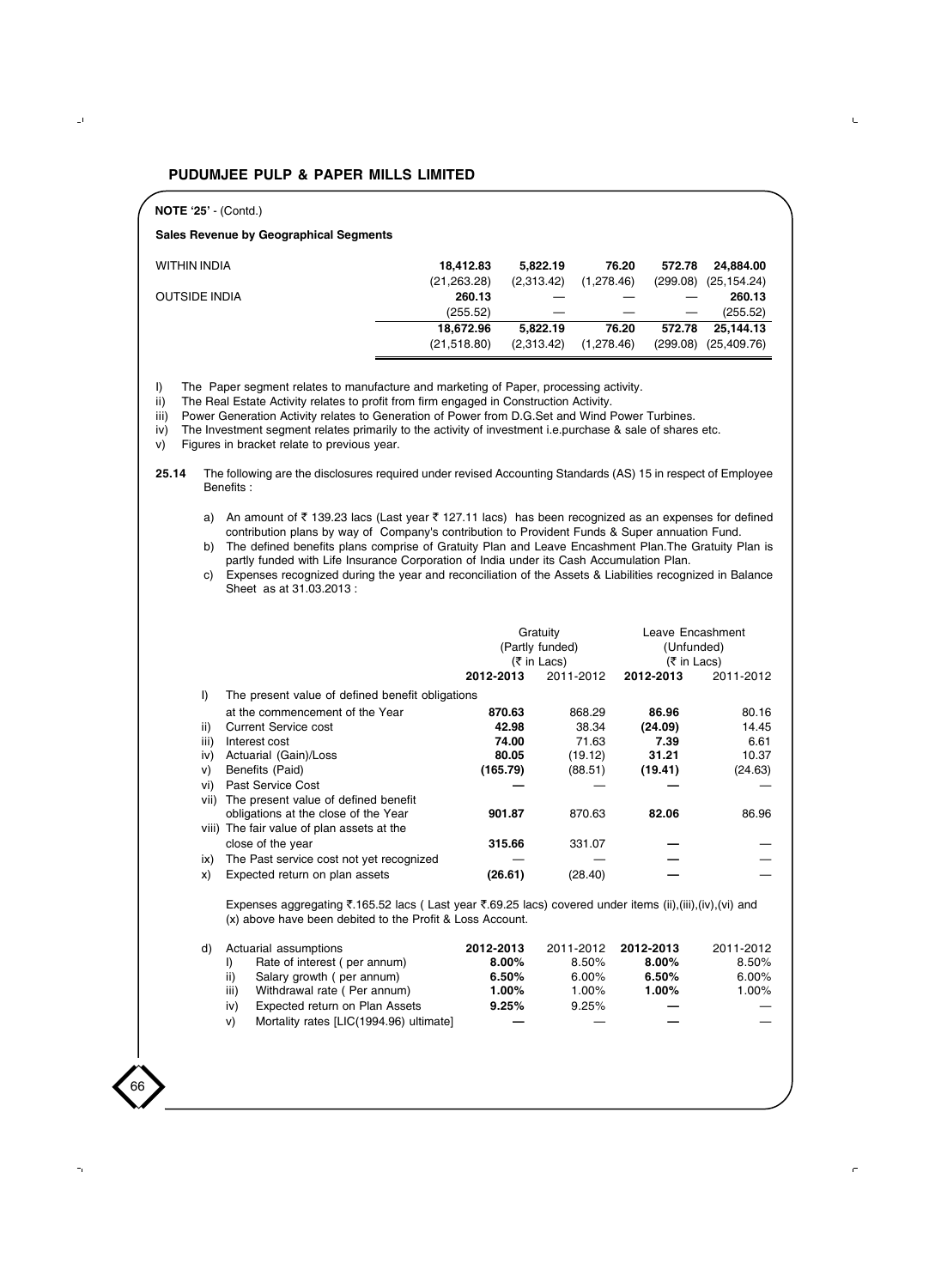**NOTE '25' - (Contd.)**

**Sales Revenue by Geographical Segments**

| | | | | | |
|---|---|---|---|---|---|
| WITHIN INDIA | **18,412.83** | **5,822.19** | **76.20** | **572.78** | **24,884.00** |
| | (21,263.28) | (2,313.42) | (1,278.46) | (299.08) | (25,154.24) |
| OUTSIDE INDIA | **260.13** | — | — | — | **260.13** |
| | (255.52) | — | — | — | (255.52) |
| | **18,672.96** | **5,822.19** | **76.20** | **572.78** | **25,144.13** |
| | (21,518.80) | (2,313.42) | (1,278.46) | (299.08) | (25,409.76) |

I) The Paper segment relates to manufacture and marketing of Paper, processing activity.
ii) The Real Estate Activity relates to profit from firm engaged in Construction Activity.
iii) Power Generation Activity relates to Generation of Power from D.G.Set and Wind Power Turbines.
iv) The Investment segment relates primarily to the activity of investment i.e.purchase & sale of shares etc.
v) Figures in bracket relate to previous year.

**25.14** The following are the disclosures required under revised Accounting Standards (AS) 15 in respect of Employee Benefits :

a) An amount of ₹ 139.23 lacs (Last year ₹ 127.11 lacs) has been recognized as an expenses for defined contribution plans by way of Company's contribution to Provident Funds & Super annuation Fund.

b) The defined benefits plans comprise of Gratuity Plan and Leave Encashment Plan.The Gratuity Plan is partly funded with Life Insurance Corporation of India under its Cash Accumulation Plan.

c) Expenses recognized during the year and reconciliation of the Assets & Liabilities recognized in Balance Sheet as at 31.03.2013 :

| | | Gratuity (Partly funded) (₹ in Lacs) | | Leave Encashment (Unfunded) (₹ in Lacs) | |
|---|---|---|---|---|---|
| | | **2012-2013** | 2011-2012 | **2012-2013** | 2011-2012 |
| I) | The present value of defined benefit obligations at the commencement of the Year | **870.63** | 868.29 | **86.96** | 80.16 |
| ii) | Current Service cost | **42.98** | 38.34 | **(24.09)** | 14.45 |
| iii) | Interest cost | **74.00** | 71.63 | **7.39** | 6.61 |
| iv) | Actuarial (Gain)/Loss | **80.05** | (19.12) | **31.21** | 10.37 |
| v) | Benefits (Paid) | **(165.79)** | (88.51) | **(19.41)** | (24.63) |
| vi) | Past Service Cost | **—** | — | **—** | — |
| vii) | The present value of defined benefit obligations at the close of the Year | **901.87** | 870.63 | **82.06** | 86.96 |
| viii) | The fair value of plan assets at the close of the year | **315.66** | 331.07 | **—** | — |
| ix) | The Past service cost not yet recognized | — | — | **—** | — |
| x) | Expected return on plan assets | **(26.61)** | (28.40) | **—** | — |

Expenses aggregating ₹.165.52 lacs ( Last year ₹.69.25 lacs) covered under items (ii),(iii),(iv),(vi) and (x) above have been debited to the Profit & Loss Account.

| d) | Actuarial assumptions | **2012-2013** | 2011-2012 | **2012-2013** | 2011-2012 |
|---|---|---|---|---|---|
| I) | Rate of interest ( per annum) | **8.00%** | 8.50% | **8.00%** | 8.50% |
| ii) | Salary growth ( per annum) | **6.50%** | 6.00% | **6.50%** | 6.00% |
| iii) | Withdrawal rate ( Per annum) | **1.00%** | 1.00% | **1.00%** | 1.00% |
| iv) | Expected return on Plan Assets | **9.25%** | 9.25% | **—** | — |
| v) | Mortality rates [LIC(1994.96) ultimate] | **—** | — | **—** | — |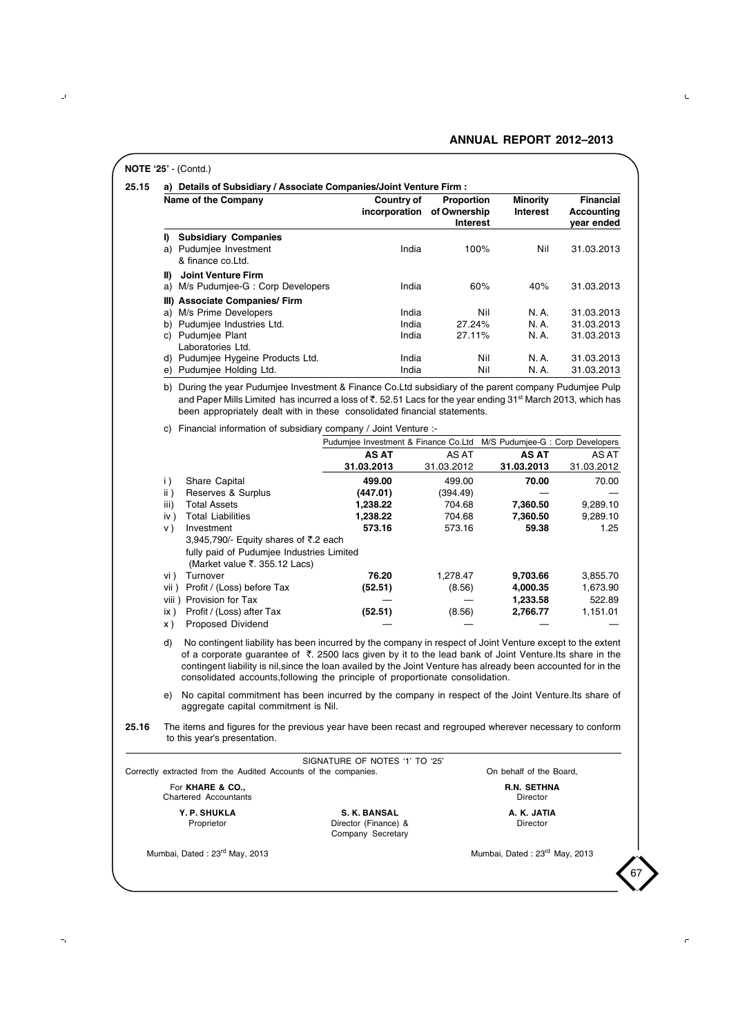**NOTE '25'** - (Contd.)

**25.15 a) Details of Subsidiary / Associate Companies/Joint Venture Firm :**

| Name of the Company | Country of incorporation | Proportion of Ownership Interest | Minority Interest | Financial Accounting year ended |
|---|---|---|---|---|
| **I) Subsidiary Companies** | | | | |
| a) Pudumjee Investment & finance co.Ltd. | India | 100% | Nil | 31.03.2013 |
| **II) Joint Venture Firm** | | | | |
| a) M/s Pudumjee-G : Corp Developers | India | 60% | 40% | 31.03.2013 |
| **III) Associate Companies/ Firm** | | | | |
| a) M/s Prime Developers | India | Nil | N. A. | 31.03.2013 |
| b) Pudumjee Industries Ltd. | India | 27.24% | N. A. | 31.03.2013 |
| c) Pudumjee Plant Laboratories Ltd. | India | 27.11% | N. A. | 31.03.2013 |
| d) Pudumjee Hygeine Products Ltd. | India | Nil | N. A. | 31.03.2013 |
| e) Pudumjee Holding Ltd. | India | Nil | N. A. | 31.03.2013 |

b) During the year Pudumjee Investment & Finance Co.Ltd subsidiary of the parent company Pudumjee Pulp and Paper Mills Limited has incurred a loss of ₹. 52.51 Lacs for the year ending 31st March 2013, which has been appropriately dealt with in these consolidated financial statements.

c) Financial information of subsidiary company / Joint Venture :-

| | Pudumjee Investment & Finance Co.Ltd | | M/S Pudumjee-G : Corp Developers | |
|---|---|---|---|---|
| | **AS AT 31.03.2013** | AS AT 31.03.2012 | **AS AT 31.03.2013** | AS AT 31.03.2012 |
| i ) Share Capital | **499.00** | 499.00 | **70.00** | 70.00 |
| ii ) Reserves & Surplus | **(447.01)** | (394.49) | — | — |
| iii) Total Assets | **1,238.22** | 704.68 | **7,360.50** | 9,289.10 |
| iv ) Total Liabilities | **1,238.22** | 704.68 | **7,360.50** | 9,289.10 |
| v ) Investment 3,945,790/- Equity shares of ₹.2 each fully paid of Pudumjee Industries Limited (Market value ₹. 355.12 Lacs) | **573.16** | 573.16 | **59.38** | 1.25 |
| vi ) Turnover | **76.20** | 1,278.47 | **9,703.66** | 3,855.70 |
| vii ) Profit / (Loss) before Tax | **(52.51)** | (8.56) | **4,000.35** | 1,673.90 |
| viii ) Provision for Tax | — | — | **1,233.58** | 522.89 |
| ix ) Profit / (Loss) after Tax | **(52.51)** | (8.56) | **2,766.77** | 1,151.01 |
| x ) Proposed Dividend | — | — | — | — |

d) No contingent liability has been incurred by the company in respect of Joint Venture except to the extent of a corporate guarantee of ₹. 2500 lacs given by it to the lead bank of Joint Venture.Its share in the contingent liability is nil,since the loan availed by the Joint Venture has already been accounted for in the consolidated accounts,following the principle of proportionate consolidation.

e) No capital commitment has been incurred by the company in respect of the Joint Venture.Its share of aggregate capital commitment is Nil.

**25.16** The items and figures for the previous year have been recast and regrouped wherever necessary to conform to this year's presentation.

SIGNATURE OF NOTES '1' TO '25'

Correctly extracted from the Audited Accounts of the companies.

On behalf of the Board,

For **KHARE & CO.,**
Chartered Accountants

**Y. P. SHUKLA**
Proprietor

**S. K. BANSAL**
Director (Finance) &
Company Secretary

**R.N. SETHNA**
Director

**A. K. JATIA**
Director

Mumbai, Dated : 23rd May, 2013

Mumbai, Dated : 23rd May, 2013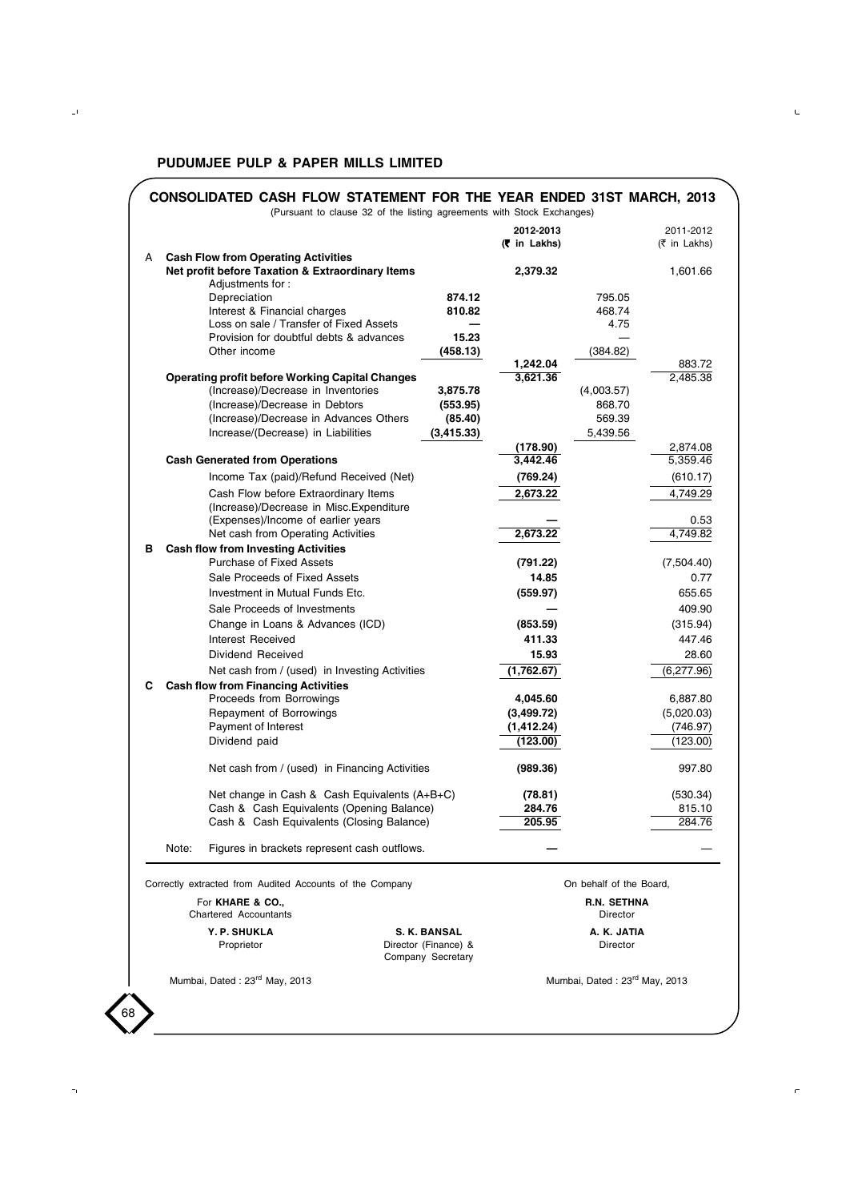## PUDUMJEE PULP & PAPER MILLS LIMITED

### CONSOLIDATED CASH FLOW STATEMENT FOR THE YEAR ENDED 31ST MARCH, 2013

(Pursuant to clause 32 of the listing agreements with Stock Exchanges)

| | | | 2012-2013 (₹ in Lakhs) | | 2011-2012 (₹ in Lakhs) |
|---|---|---|---|---|---|
| **A** | **Cash Flow from Operating Activities** | | | | |
| | **Net profit before Taxation & Extraordinary Items** | | **2,379.32** | | 1,601.66 |
| | Adjustments for : | | | | |
| | Depreciation | **874.12** | | 795.05 | |
| | Interest & Financial charges | **810.82** | | 468.74 | |
| | Loss on sale / Transfer of Fixed Assets | **—** | | 4.75 | |
| | Provision for doubtful debts & advances | **15.23** | | — | |
| | Other income | **(458.13)** | | (384.82) | |
| | | | **1,242.04** | | 883.72 |
| | **Operating profit before Working Capital Changes** | | **3,621.36** | | 2,485.38 |
| | (Increase)/Decrease in Inventories | **3,875.78** | | (4,003.57) | |
| | (Increase)/Decrease in Debtors | **(553.95)** | | 868.70 | |
| | (Increase)/Decrease in Advances Others | **(85.40)** | | 569.39 | |
| | Increase/(Decrease) in Liabilities | **(3,415.33)** | | 5,439.56 | |
| | | | **(178.90)** | | 2,874.08 |
| | **Cash Generated from Operations** | | **3,442.46** | | 5,359.46 |
| | Income Tax (paid)/Refund Received (Net) | | **(769.24)** | | (610.17) |
| | Cash Flow before Extraordinary Items | | **2,673.22** | | 4,749.29 |
| | (Increase)/Decrease in Misc.Expenditure | | | | |
| | (Expenses)/Income of earlier years | | **—** | | 0.53 |
| | Net cash from Operating Activities | | **2,673.22** | | 4,749.82 |
| **B** | **Cash flow from Investing Activities** | | | | |
| | Purchase of Fixed Assets | | **(791.22)** | | (7,504.40) |
| | Sale Proceeds of Fixed Assets | | **14.85** | | 0.77 |
| | Investment in Mutual Funds Etc. | | **(559.97)** | | 655.65 |
| | Sale Proceeds of Investments | | **—** | | 409.90 |
| | Change in Loans & Advances (ICD) | | **(853.59)** | | (315.94) |
| | Interest Received | | **411.33** | | 447.46 |
| | Dividend Received | | **15.93** | | 28.60 |
| | Net cash from / (used) in Investing Activities | | **(1,762.67)** | | (6,277.96) |
| **C** | **Cash flow from Financing Activities** | | | | |
| | Proceeds from Borrowings | | **4,045.60** | | 6,887.80 |
| | Repayment of Borrowings | | **(3,499.72)** | | (5,020.03) |
| | Payment of Interest | | **(1,412.24)** | | (746.97) |
| | Dividend paid | | **(123.00)** | | (123.00) |
| | Net cash from / (used) in Financing Activities | | **(989.36)** | | 997.80 |
| | Net change in Cash & Cash Equivalents (A+B+C) | | **(78.81)** | | (530.34) |
| | Cash & Cash Equivalents (Opening Balance) | | **284.76** | | 815.10 |
| | Cash & Cash Equivalents (Closing Balance) | | **205.95** | | 284.76 |
| | Note: Figures in brackets represent cash outflows. | | **—** | | — |

Correctly extracted from Audited Accounts of the Company

For **KHARE & CO.,**
Chartered Accountants

**Y. P. SHUKLA**
Proprietor

Mumbai, Dated : 23rd May, 2013

**S. K. BANSAL**
Director (Finance) &
Company Secretary

On behalf of the Board,

**R.N. SETHNA**
Director

**A. K. JATIA**
Director

Mumbai, Dated : 23rd May, 2013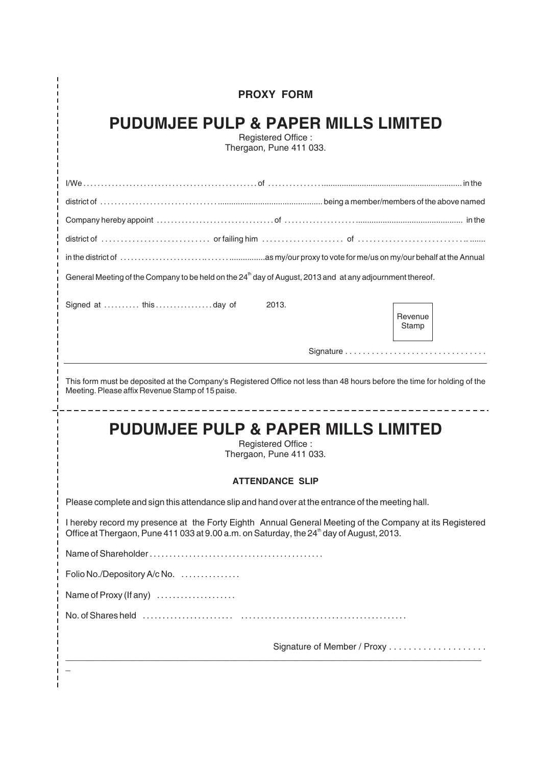**PROXY FORM**

# PUDUMJEE PULP & PAPER MILLS LIMITED

Registered Office :
Thergaon, Pune 411 033.

I/We ................................................. of ............................................................................... in the district of ........................................................................... being a member/members of the above named Company hereby appoint ................................ of ...................................................................... in the district of ............................ or failing him ..................... of ................................ in the district of ....................................... as my/our proxy to vote for me/us on my/our behalf at the Annual General Meeting of the Company to be held on the 24th day of August, 2013 and at any adjournment thereof.

Signed at .......... this ................ day of 2013.

Revenue Stamp

Signature ................................

This form must be deposited at the Company's Registered Office not less than 48 hours before the time for holding of the Meeting. Please affix Revenue Stamp of 15 paise.

---

# PUDUMJEE PULP & PAPER MILLS LIMITED

Registered Office :
Thergaon, Pune 411 033.

**ATTENDANCE SLIP**

Please complete and sign this attendance slip and hand over at the entrance of the meeting hall.

I hereby record my presence at the Forty Eighth Annual General Meeting of the Company at its Registered Office at Thergaon, Pune 411 033 at 9.00 a.m. on Saturday, the 24th day of August, 2013.

Name of Shareholder ...........................................

Folio No./Depository A/c No. ...............

Name of Proxy (If any) ....................

No. of Shares held ...................... .........................................

Signature of Member / Proxy ....................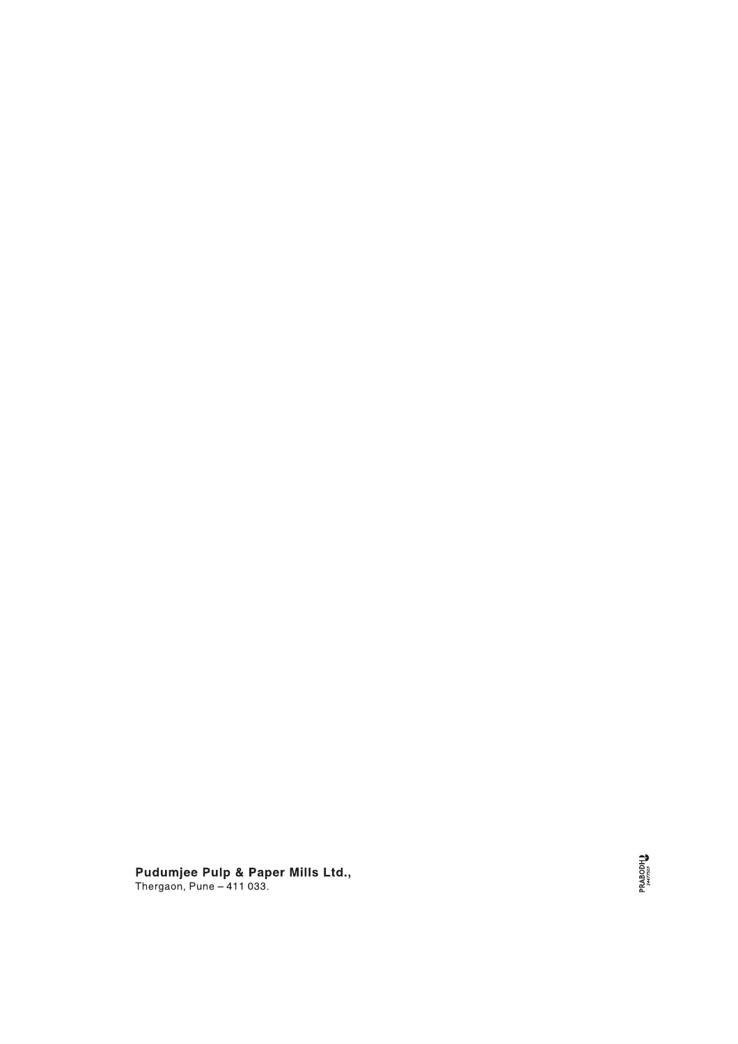**Pudumjee Pulp & Paper Mills Ltd.,**
Thergaon, Pune – 411 033.

PRABODH
24477503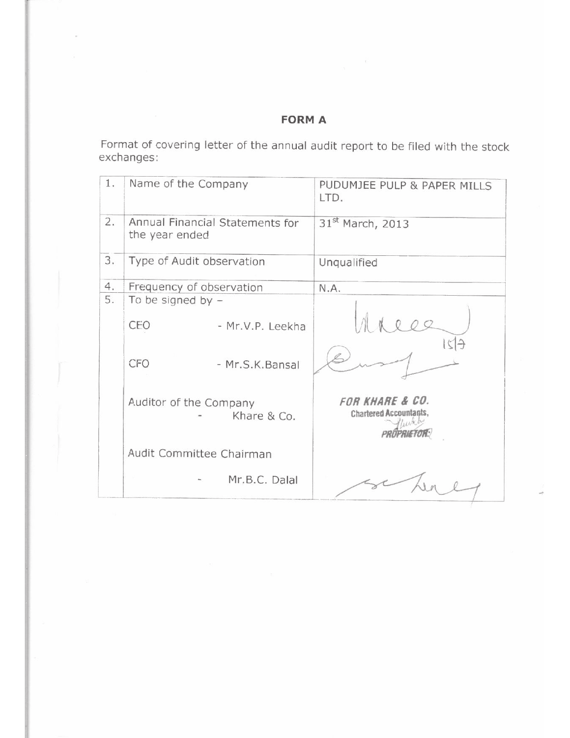# FORM A

Format of covering letter of the annual audit report to be filed with the stock exchanges:

| | | |
|---|---|---|
| 1. | Name of the Company | PUDUMJEE PULP & PAPER MILLS LTD. |
| 2. | Annual Financial Statements for the year ended | 31st March, 2013 |
| 3. | Type of Audit observation | Unqualified |
| 4. | Frequency of observation | N.A. |
| 5. | To be signed by – | |
| | CEO - Mr.V.P. Leekha | 15/7 |
| | CFO - Mr.S.K.Bansal | |
| | Auditor of the Company - Khare & Co. | FOR KHARE & CO. Chartered Accountants, PROPRIETOR. |
| | Audit Committee Chairman - Mr.B.C. Dalal | |